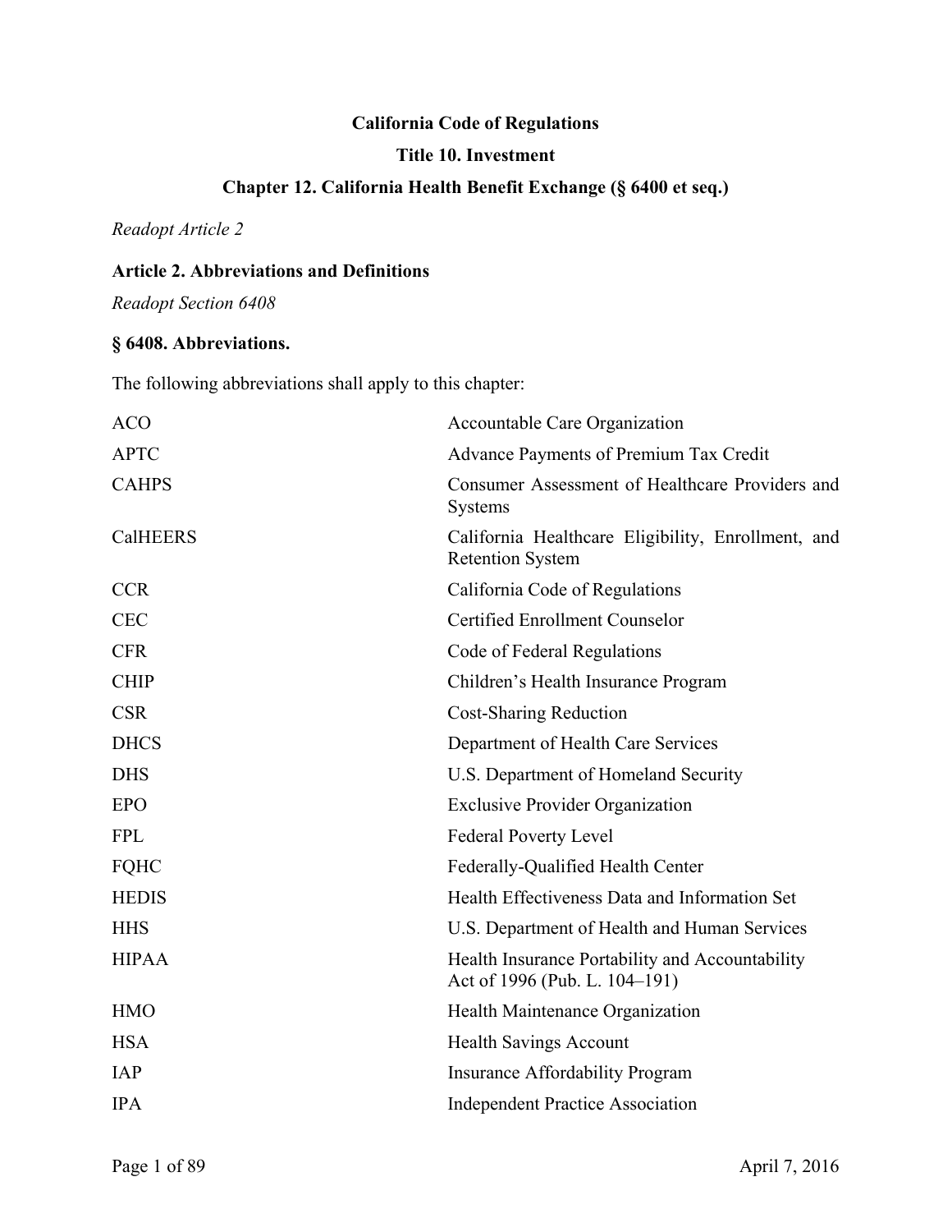**California Code of Regulations**

**Title 10. Investment**

**Chapter 12. California Health Benefit Exchange (§ 6400 et seq.)**

*Readopt Article 2*

**Article 2. Abbreviations and Definitions**

*Readopt Section 6408*

**§ 6408. Abbreviations.**

The following abbreviations shall apply to this chapter:

| | |
|---|---|
| ACO | Accountable Care Organization |
| APTC | Advance Payments of Premium Tax Credit |
| CAHPS | Consumer Assessment of Healthcare Providers and Systems |
| CalHEERS | California Healthcare Eligibility, Enrollment, and Retention System |
| CCR | California Code of Regulations |
| CEC | Certified Enrollment Counselor |
| CFR | Code of Federal Regulations |
| CHIP | Children's Health Insurance Program |
| CSR | Cost-Sharing Reduction |
| DHCS | Department of Health Care Services |
| DHS | U.S. Department of Homeland Security |
| EPO | Exclusive Provider Organization |
| FPL | Federal Poverty Level |
| FQHC | Federally-Qualified Health Center |
| HEDIS | Health Effectiveness Data and Information Set |
| HHS | U.S. Department of Health and Human Services |
| HIPAA | Health Insurance Portability and Accountability Act of 1996 (Pub. L. 104–191) |
| HMO | Health Maintenance Organization |
| HSA | Health Savings Account |
| IAP | Insurance Affordability Program |
| IPA | Independent Practice Association |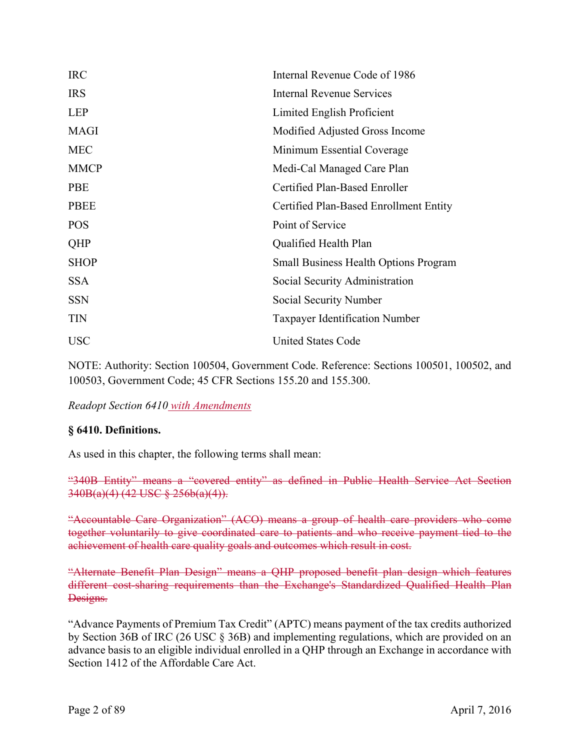| | |
|---|---|
| IRC | Internal Revenue Code of 1986 |
| IRS | Internal Revenue Services |
| LEP | Limited English Proficient |
| MAGI | Modified Adjusted Gross Income |
| MEC | Minimum Essential Coverage |
| MMCP | Medi-Cal Managed Care Plan |
| PBE | Certified Plan-Based Enroller |
| PBEE | Certified Plan-Based Enrollment Entity |
| POS | Point of Service |
| QHP | Qualified Health Plan |
| SHOP | Small Business Health Options Program |
| SSA | Social Security Administration |
| SSN | Social Security Number |
| TIN | Taxpayer Identification Number |
| USC | United States Code |

NOTE: Authority: Section 100504, Government Code. Reference: Sections 100501, 100502, and 100503, Government Code; 45 CFR Sections 155.20 and 155.300.

*Readopt Section 6410 with Amendments*

**§ 6410. Definitions.**

As used in this chapter, the following terms shall mean:

~~"340B Entity" means a "covered entity" as defined in Public Health Service Act Section 340B(a)(4) (42 USC § 256b(a)(4)).~~

~~"Accountable Care Organization" (ACO) means a group of health care providers who come together voluntarily to give coordinated care to patients and who receive payment tied to the achievement of health care quality goals and outcomes which result in cost.~~

~~"Alternate Benefit Plan Design" means a QHP proposed benefit plan design which features different cost-sharing requirements than the Exchange's Standardized Qualified Health Plan Designs.~~

"Advance Payments of Premium Tax Credit" (APTC) means payment of the tax credits authorized by Section 36B of IRC (26 USC § 36B) and implementing regulations, which are provided on an advance basis to an eligible individual enrolled in a QHP through an Exchange in accordance with Section 1412 of the Affordable Care Act.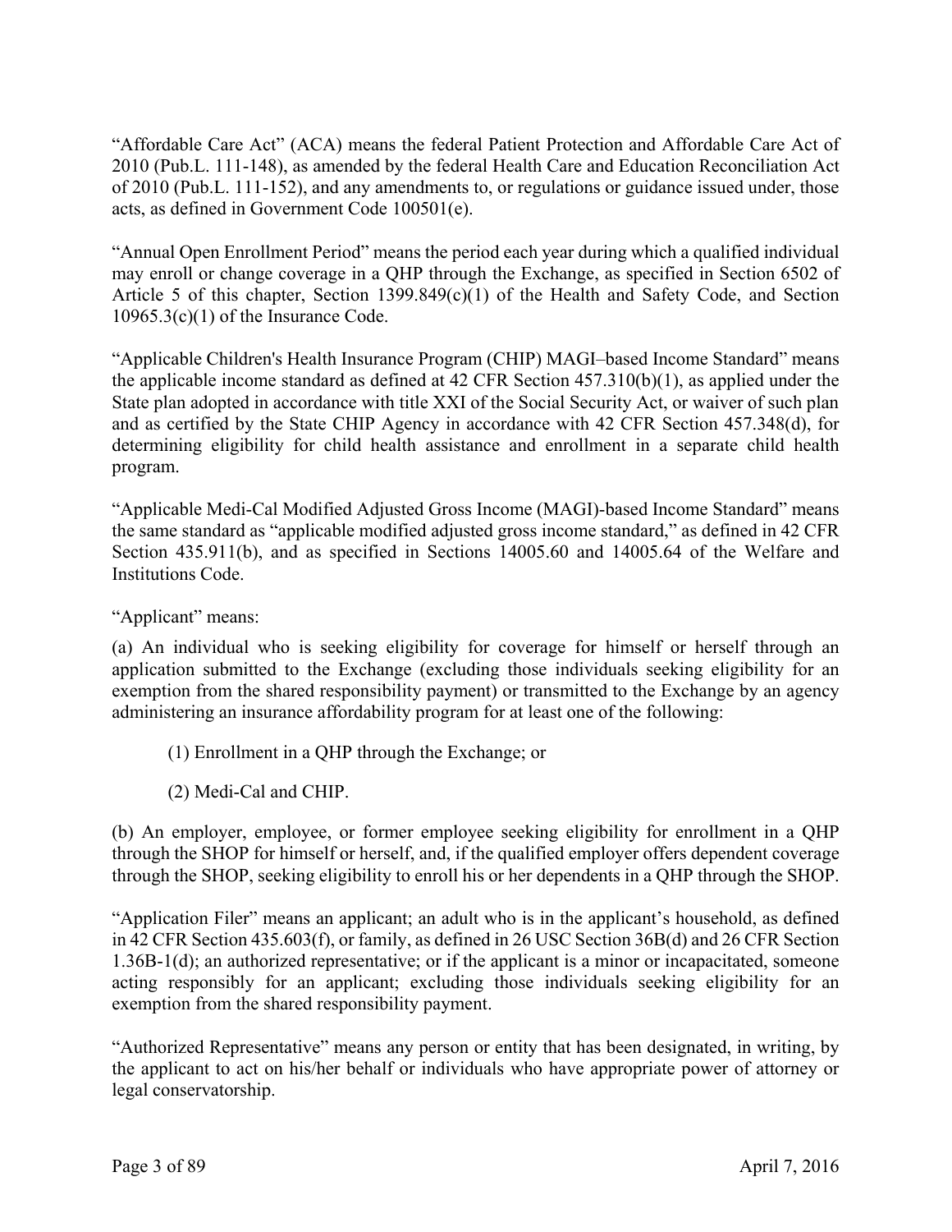"Affordable Care Act" (ACA) means the federal Patient Protection and Affordable Care Act of 2010 (Pub.L. 111-148), as amended by the federal Health Care and Education Reconciliation Act of 2010 (Pub.L. 111-152), and any amendments to, or regulations or guidance issued under, those acts, as defined in Government Code 100501(e).

"Annual Open Enrollment Period" means the period each year during which a qualified individual may enroll or change coverage in a QHP through the Exchange, as specified in Section 6502 of Article 5 of this chapter, Section 1399.849(c)(1) of the Health and Safety Code, and Section 10965.3(c)(1) of the Insurance Code.

"Applicable Children's Health Insurance Program (CHIP) MAGI–based Income Standard" means the applicable income standard as defined at 42 CFR Section 457.310(b)(1), as applied under the State plan adopted in accordance with title XXI of the Social Security Act, or waiver of such plan and as certified by the State CHIP Agency in accordance with 42 CFR Section 457.348(d), for determining eligibility for child health assistance and enrollment in a separate child health program.

"Applicable Medi-Cal Modified Adjusted Gross Income (MAGI)-based Income Standard" means the same standard as "applicable modified adjusted gross income standard," as defined in 42 CFR Section 435.911(b), and as specified in Sections 14005.60 and 14005.64 of the Welfare and Institutions Code.

"Applicant" means:

(a) An individual who is seeking eligibility for coverage for himself or herself through an application submitted to the Exchange (excluding those individuals seeking eligibility for an exemption from the shared responsibility payment) or transmitted to the Exchange by an agency administering an insurance affordability program for at least one of the following:

(1) Enrollment in a QHP through the Exchange; or

(2) Medi-Cal and CHIP.

(b) An employer, employee, or former employee seeking eligibility for enrollment in a QHP through the SHOP for himself or herself, and, if the qualified employer offers dependent coverage through the SHOP, seeking eligibility to enroll his or her dependents in a QHP through the SHOP.

"Application Filer" means an applicant; an adult who is in the applicant's household, as defined in 42 CFR Section 435.603(f), or family, as defined in 26 USC Section 36B(d) and 26 CFR Section 1.36B-1(d); an authorized representative; or if the applicant is a minor or incapacitated, someone acting responsibly for an applicant; excluding those individuals seeking eligibility for an exemption from the shared responsibility payment.

"Authorized Representative" means any person or entity that has been designated, in writing, by the applicant to act on his/her behalf or individuals who have appropriate power of attorney or legal conservatorship.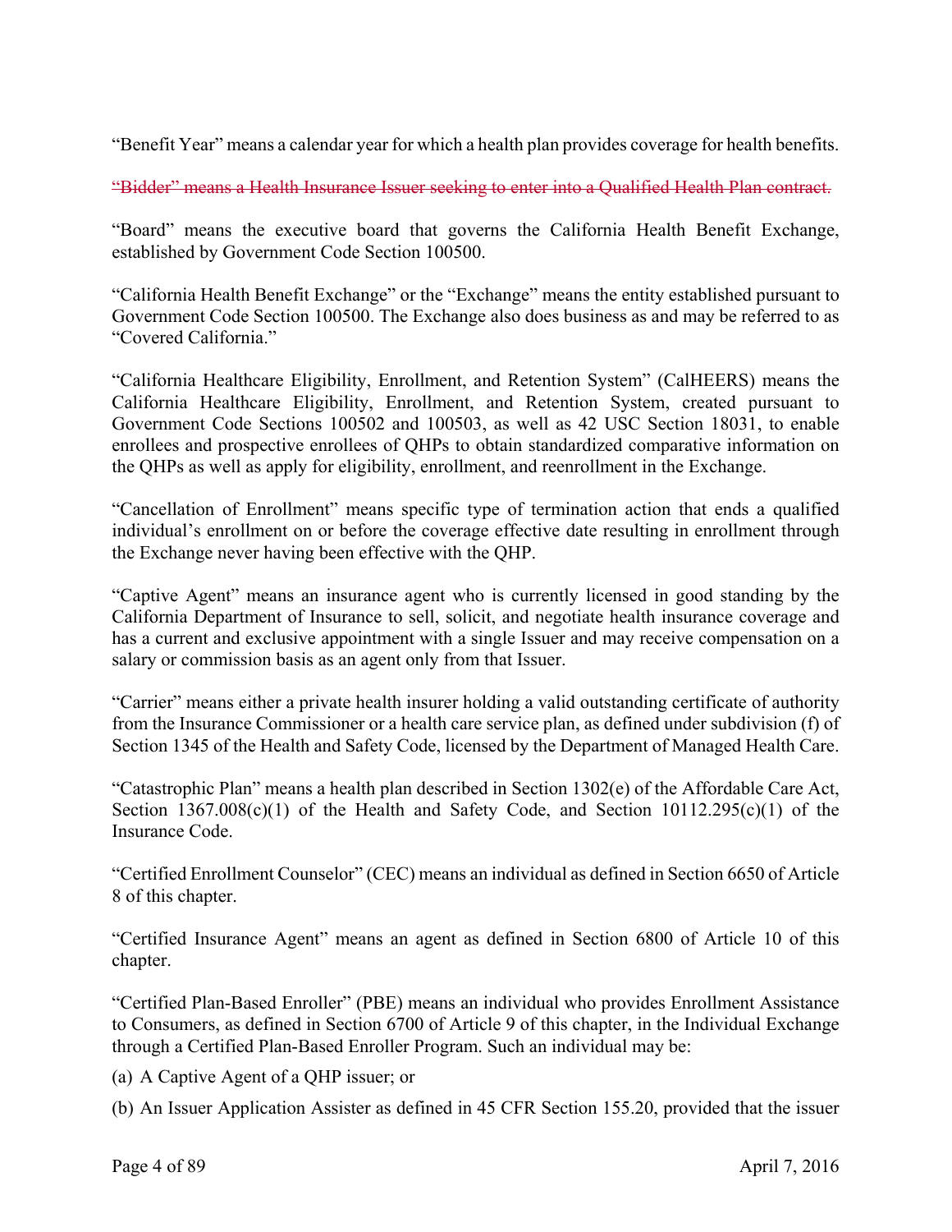"Benefit Year" means a calendar year for which a health plan provides coverage for health benefits.

~~"Bidder" means a Health Insurance Issuer seeking to enter into a Qualified Health Plan contract.~~

"Board" means the executive board that governs the California Health Benefit Exchange, established by Government Code Section 100500.

"California Health Benefit Exchange" or the "Exchange" means the entity established pursuant to Government Code Section 100500. The Exchange also does business as and may be referred to as "Covered California."

"California Healthcare Eligibility, Enrollment, and Retention System" (CalHEERS) means the California Healthcare Eligibility, Enrollment, and Retention System, created pursuant to Government Code Sections 100502 and 100503, as well as 42 USC Section 18031, to enable enrollees and prospective enrollees of QHPs to obtain standardized comparative information on the QHPs as well as apply for eligibility, enrollment, and reenrollment in the Exchange.

"Cancellation of Enrollment" means specific type of termination action that ends a qualified individual's enrollment on or before the coverage effective date resulting in enrollment through the Exchange never having been effective with the QHP.

"Captive Agent" means an insurance agent who is currently licensed in good standing by the California Department of Insurance to sell, solicit, and negotiate health insurance coverage and has a current and exclusive appointment with a single Issuer and may receive compensation on a salary or commission basis as an agent only from that Issuer.

"Carrier" means either a private health insurer holding a valid outstanding certificate of authority from the Insurance Commissioner or a health care service plan, as defined under subdivision (f) of Section 1345 of the Health and Safety Code, licensed by the Department of Managed Health Care.

"Catastrophic Plan" means a health plan described in Section 1302(e) of the Affordable Care Act, Section 1367.008(c)(1) of the Health and Safety Code, and Section 10112.295(c)(1) of the Insurance Code.

"Certified Enrollment Counselor" (CEC) means an individual as defined in Section 6650 of Article 8 of this chapter.

"Certified Insurance Agent" means an agent as defined in Section 6800 of Article 10 of this chapter.

"Certified Plan-Based Enroller" (PBE) means an individual who provides Enrollment Assistance to Consumers, as defined in Section 6700 of Article 9 of this chapter, in the Individual Exchange through a Certified Plan-Based Enroller Program. Such an individual may be:

(a) A Captive Agent of a QHP issuer; or

(b) An Issuer Application Assister as defined in 45 CFR Section 155.20, provided that the issuer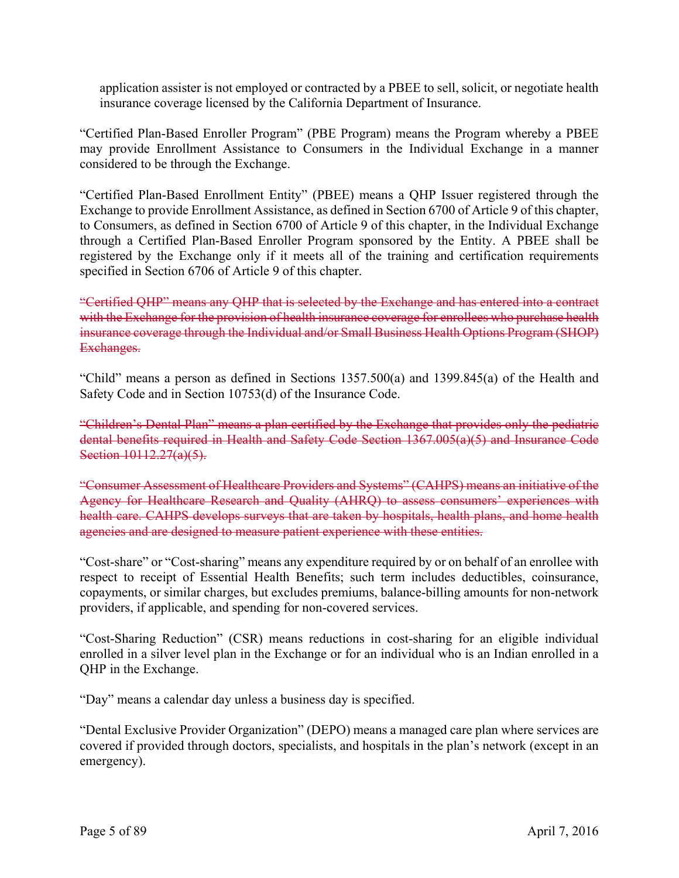application assister is not employed or contracted by a PBEE to sell, solicit, or negotiate health insurance coverage licensed by the California Department of Insurance.

"Certified Plan-Based Enroller Program" (PBE Program) means the Program whereby a PBEE may provide Enrollment Assistance to Consumers in the Individual Exchange in a manner considered to be through the Exchange.

"Certified Plan-Based Enrollment Entity" (PBEE) means a QHP Issuer registered through the Exchange to provide Enrollment Assistance, as defined in Section 6700 of Article 9 of this chapter, to Consumers, as defined in Section 6700 of Article 9 of this chapter, in the Individual Exchange through a Certified Plan-Based Enroller Program sponsored by the Entity. A PBEE shall be registered by the Exchange only if it meets all of the training and certification requirements specified in Section 6706 of Article 9 of this chapter.

~~"Certified QHP" means any QHP that is selected by the Exchange and has entered into a contract with the Exchange for the provision of health insurance coverage for enrollees who purchase health insurance coverage through the Individual and/or Small Business Health Options Program (SHOP) Exchanges.~~

"Child" means a person as defined in Sections 1357.500(a) and 1399.845(a) of the Health and Safety Code and in Section 10753(d) of the Insurance Code.

~~"Children's Dental Plan" means a plan certified by the Exchange that provides only the pediatric dental benefits required in Health and Safety Code Section 1367.005(a)(5) and Insurance Code Section 10112.27(a)(5).~~

~~"Consumer Assessment of Healthcare Providers and Systems" (CAHPS) means an initiative of the Agency for Healthcare Research and Quality (AHRQ) to assess consumers' experiences with health care. CAHPS develops surveys that are taken by hospitals, health plans, and home health agencies and are designed to measure patient experience with these entities.~~

"Cost-share" or "Cost-sharing" means any expenditure required by or on behalf of an enrollee with respect to receipt of Essential Health Benefits; such term includes deductibles, coinsurance, copayments, or similar charges, but excludes premiums, balance-billing amounts for non-network providers, if applicable, and spending for non-covered services.

"Cost-Sharing Reduction" (CSR) means reductions in cost-sharing for an eligible individual enrolled in a silver level plan in the Exchange or for an individual who is an Indian enrolled in a QHP in the Exchange.

"Day" means a calendar day unless a business day is specified.

"Dental Exclusive Provider Organization" (DEPO) means a managed care plan where services are covered if provided through doctors, specialists, and hospitals in the plan's network (except in an emergency).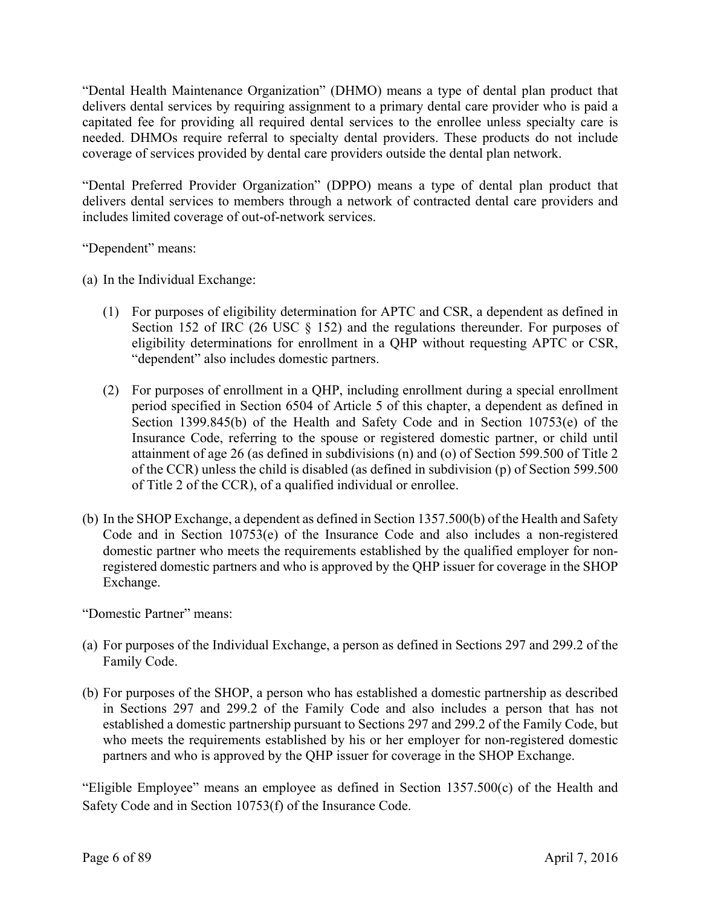"Dental Health Maintenance Organization" (DHMO) means a type of dental plan product that delivers dental services by requiring assignment to a primary dental care provider who is paid a capitated fee for providing all required dental services to the enrollee unless specialty care is needed. DHMOs require referral to specialty dental providers. These products do not include coverage of services provided by dental care providers outside the dental plan network.

"Dental Preferred Provider Organization" (DPPO) means a type of dental plan product that delivers dental services to members through a network of contracted dental care providers and includes limited coverage of out-of-network services.

"Dependent" means:

(a) In the Individual Exchange:

(1) For purposes of eligibility determination for APTC and CSR, a dependent as defined in Section 152 of IRC (26 USC § 152) and the regulations thereunder. For purposes of eligibility determinations for enrollment in a QHP without requesting APTC or CSR, "dependent" also includes domestic partners.

(2) For purposes of enrollment in a QHP, including enrollment during a special enrollment period specified in Section 6504 of Article 5 of this chapter, a dependent as defined in Section 1399.845(b) of the Health and Safety Code and in Section 10753(e) of the Insurance Code, referring to the spouse or registered domestic partner, or child until attainment of age 26 (as defined in subdivisions (n) and (o) of Section 599.500 of Title 2 of the CCR) unless the child is disabled (as defined in subdivision (p) of Section 599.500 of Title 2 of the CCR), of a qualified individual or enrollee.

(b) In the SHOP Exchange, a dependent as defined in Section 1357.500(b) of the Health and Safety Code and in Section 10753(e) of the Insurance Code and also includes a non-registered domestic partner who meets the requirements established by the qualified employer for non-registered domestic partners and who is approved by the QHP issuer for coverage in the SHOP Exchange.

"Domestic Partner" means:

(a) For purposes of the Individual Exchange, a person as defined in Sections 297 and 299.2 of the Family Code.

(b) For purposes of the SHOP, a person who has established a domestic partnership as described in Sections 297 and 299.2 of the Family Code and also includes a person that has not established a domestic partnership pursuant to Sections 297 and 299.2 of the Family Code, but who meets the requirements established by his or her employer for non-registered domestic partners and who is approved by the QHP issuer for coverage in the SHOP Exchange.

"Eligible Employee" means an employee as defined in Section 1357.500(c) of the Health and Safety Code and in Section 10753(f) of the Insurance Code.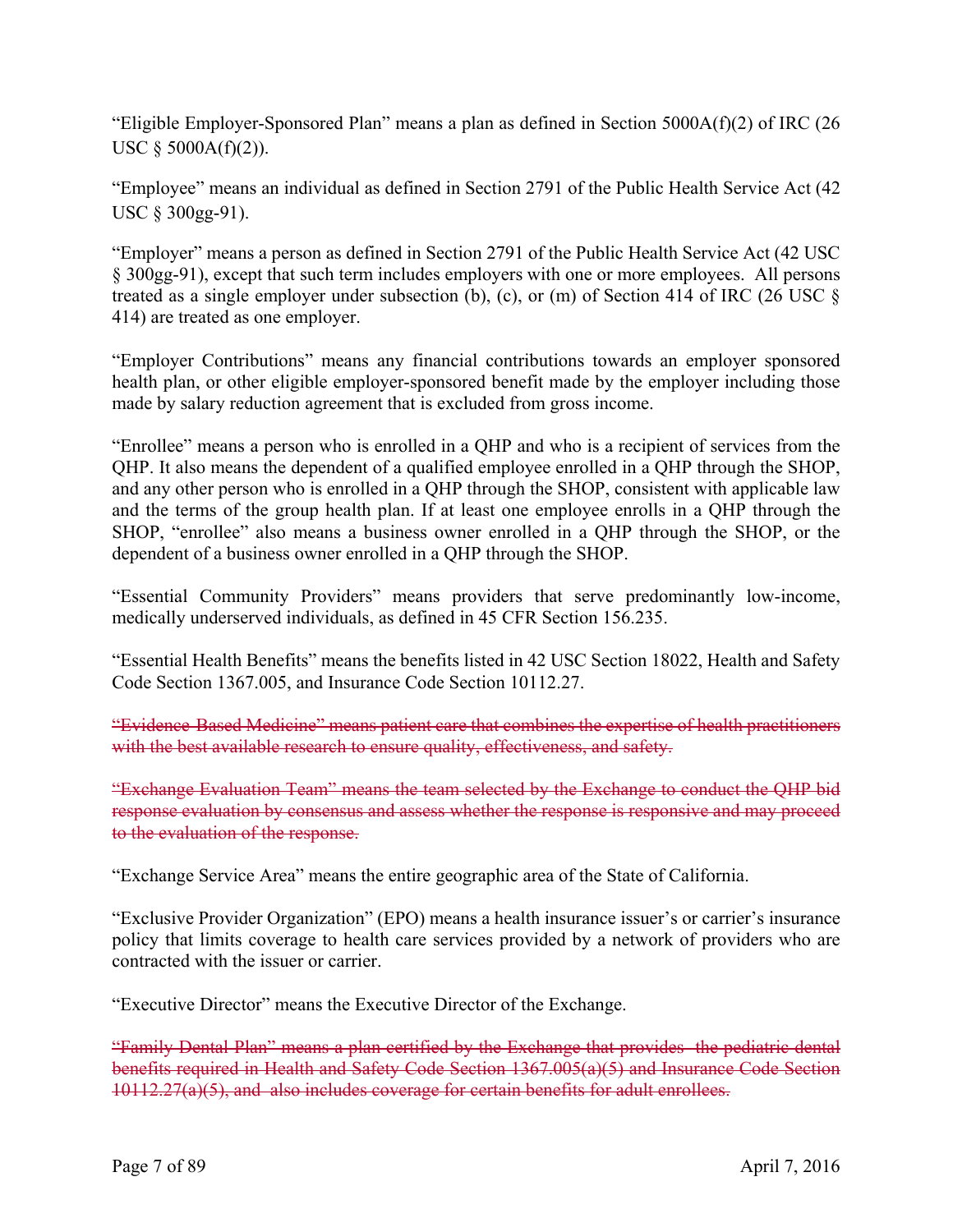"Eligible Employer-Sponsored Plan" means a plan as defined in Section 5000A(f)(2) of IRC (26 USC § 5000A(f)(2)).

"Employee" means an individual as defined in Section 2791 of the Public Health Service Act (42 USC § 300gg-91).

"Employer" means a person as defined in Section 2791 of the Public Health Service Act (42 USC § 300gg-91), except that such term includes employers with one or more employees. All persons treated as a single employer under subsection (b), (c), or (m) of Section 414 of IRC (26 USC § 414) are treated as one employer.

"Employer Contributions" means any financial contributions towards an employer sponsored health plan, or other eligible employer-sponsored benefit made by the employer including those made by salary reduction agreement that is excluded from gross income.

"Enrollee" means a person who is enrolled in a QHP and who is a recipient of services from the QHP. It also means the dependent of a qualified employee enrolled in a QHP through the SHOP, and any other person who is enrolled in a QHP through the SHOP, consistent with applicable law and the terms of the group health plan. If at least one employee enrolls in a QHP through the SHOP, "enrollee" also means a business owner enrolled in a QHP through the SHOP, or the dependent of a business owner enrolled in a QHP through the SHOP.

"Essential Community Providers" means providers that serve predominantly low-income, medically underserved individuals, as defined in 45 CFR Section 156.235.

"Essential Health Benefits" means the benefits listed in 42 USC Section 18022, Health and Safety Code Section 1367.005, and Insurance Code Section 10112.27.

~~"Evidence-Based Medicine" means patient care that combines the expertise of health practitioners with the best available research to ensure quality, effectiveness, and safety.~~

~~"Exchange Evaluation Team" means the team selected by the Exchange to conduct the QHP bid response evaluation by consensus and assess whether the response is responsive and may proceed to the evaluation of the response.~~

"Exchange Service Area" means the entire geographic area of the State of California.

"Exclusive Provider Organization" (EPO) means a health insurance issuer's or carrier's insurance policy that limits coverage to health care services provided by a network of providers who are contracted with the issuer or carrier.

"Executive Director" means the Executive Director of the Exchange.

~~"Family Dental Plan" means a plan certified by the Exchange that provides the pediatric dental benefits required in Health and Safety Code Section 1367.005(a)(5) and Insurance Code Section 10112.27(a)(5), and also includes coverage for certain benefits for adult enrollees.~~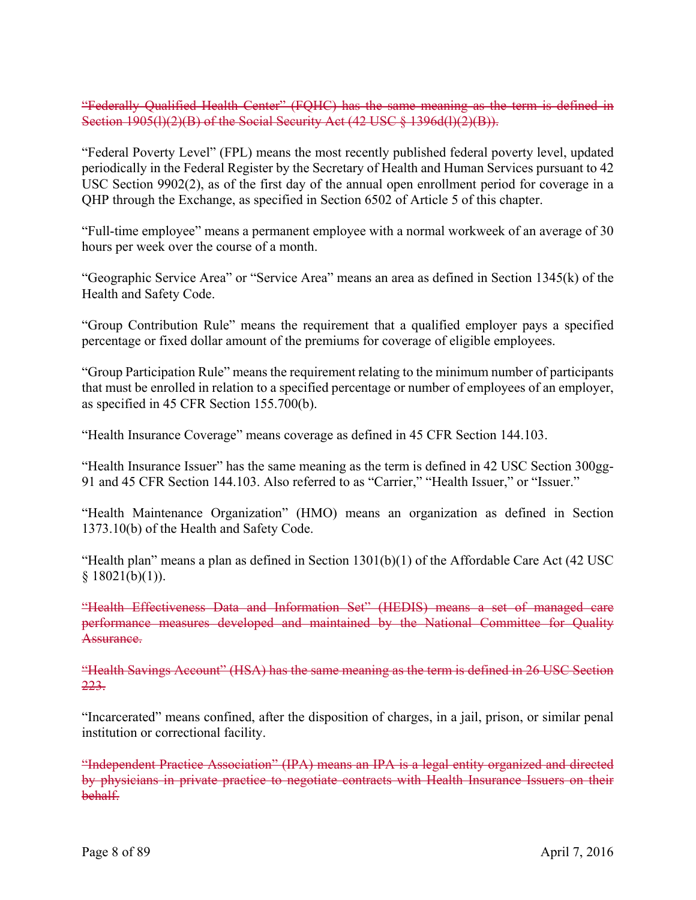~~"Federally Qualified Health Center" (FQHC) has the same meaning as the term is defined in Section 1905(l)(2)(B) of the Social Security Act (42 USC § 1396d(l)(2)(B)).~~

"Federal Poverty Level" (FPL) means the most recently published federal poverty level, updated periodically in the Federal Register by the Secretary of Health and Human Services pursuant to 42 USC Section 9902(2), as of the first day of the annual open enrollment period for coverage in a QHP through the Exchange, as specified in Section 6502 of Article 5 of this chapter.

"Full-time employee" means a permanent employee with a normal workweek of an average of 30 hours per week over the course of a month.

"Geographic Service Area" or "Service Area" means an area as defined in Section 1345(k) of the Health and Safety Code.

"Group Contribution Rule" means the requirement that a qualified employer pays a specified percentage or fixed dollar amount of the premiums for coverage of eligible employees.

"Group Participation Rule" means the requirement relating to the minimum number of participants that must be enrolled in relation to a specified percentage or number of employees of an employer, as specified in 45 CFR Section 155.700(b).

"Health Insurance Coverage" means coverage as defined in 45 CFR Section 144.103.

"Health Insurance Issuer" has the same meaning as the term is defined in 42 USC Section 300gg-91 and 45 CFR Section 144.103. Also referred to as "Carrier," "Health Issuer," or "Issuer."

"Health Maintenance Organization" (HMO) means an organization as defined in Section 1373.10(b) of the Health and Safety Code.

"Health plan" means a plan as defined in Section 1301(b)(1) of the Affordable Care Act (42 USC § 18021(b)(1)).

~~"Health Effectiveness Data and Information Set" (HEDIS) means a set of managed care performance measures developed and maintained by the National Committee for Quality Assurance.~~

~~"Health Savings Account" (HSA) has the same meaning as the term is defined in 26 USC Section 223.~~

"Incarcerated" means confined, after the disposition of charges, in a jail, prison, or similar penal institution or correctional facility.

~~"Independent Practice Association" (IPA) means an IPA is a legal entity organized and directed by physicians in private practice to negotiate contracts with Health Insurance Issuers on their behalf.~~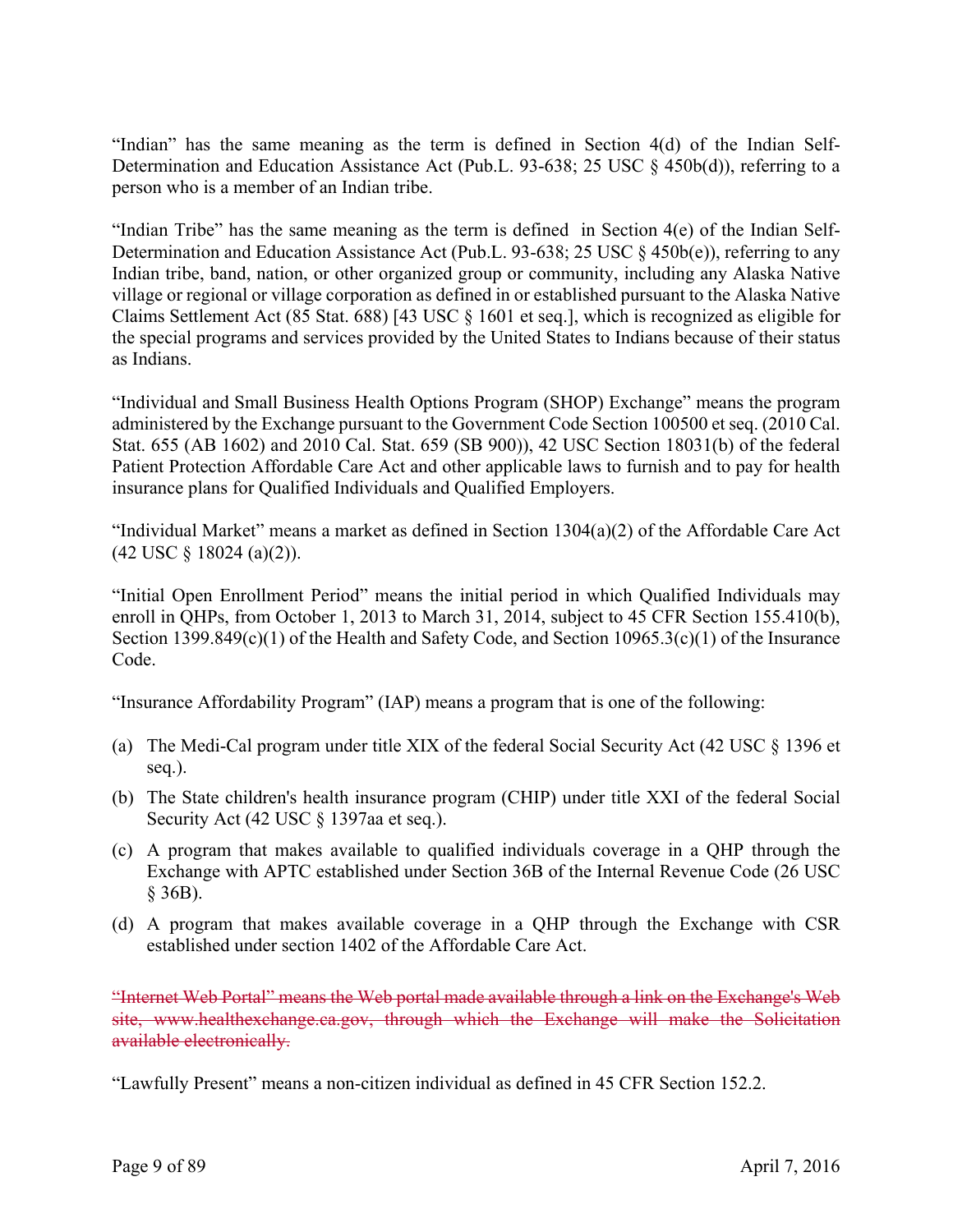"Indian" has the same meaning as the term is defined in Section 4(d) of the Indian Self-Determination and Education Assistance Act (Pub.L. 93-638; 25 USC § 450b(d)), referring to a person who is a member of an Indian tribe.

"Indian Tribe" has the same meaning as the term is defined in Section 4(e) of the Indian Self-Determination and Education Assistance Act (Pub.L. 93-638; 25 USC § 450b(e)), referring to any Indian tribe, band, nation, or other organized group or community, including any Alaska Native village or regional or village corporation as defined in or established pursuant to the Alaska Native Claims Settlement Act (85 Stat. 688) [43 USC § 1601 et seq.], which is recognized as eligible for the special programs and services provided by the United States to Indians because of their status as Indians.

"Individual and Small Business Health Options Program (SHOP) Exchange" means the program administered by the Exchange pursuant to the Government Code Section 100500 et seq. (2010 Cal. Stat. 655 (AB 1602) and 2010 Cal. Stat. 659 (SB 900)), 42 USC Section 18031(b) of the federal Patient Protection Affordable Care Act and other applicable laws to furnish and to pay for health insurance plans for Qualified Individuals and Qualified Employers.

"Individual Market" means a market as defined in Section 1304(a)(2) of the Affordable Care Act (42 USC § 18024 (a)(2)).

"Initial Open Enrollment Period" means the initial period in which Qualified Individuals may enroll in QHPs, from October 1, 2013 to March 31, 2014, subject to 45 CFR Section 155.410(b), Section 1399.849(c)(1) of the Health and Safety Code, and Section 10965.3(c)(1) of the Insurance Code.

"Insurance Affordability Program" (IAP) means a program that is one of the following:

(a) The Medi-Cal program under title XIX of the federal Social Security Act (42 USC § 1396 et seq.).

(b) The State children's health insurance program (CHIP) under title XXI of the federal Social Security Act (42 USC § 1397aa et seq.).

(c) A program that makes available to qualified individuals coverage in a QHP through the Exchange with APTC established under Section 36B of the Internal Revenue Code (26 USC § 36B).

(d) A program that makes available coverage in a QHP through the Exchange with CSR established under section 1402 of the Affordable Care Act.

~~"Internet Web Portal" means the Web portal made available through a link on the Exchange's Web site, www.healthexchange.ca.gov, through which the Exchange will make the Solicitation available electronically.~~

"Lawfully Present" means a non-citizen individual as defined in 45 CFR Section 152.2.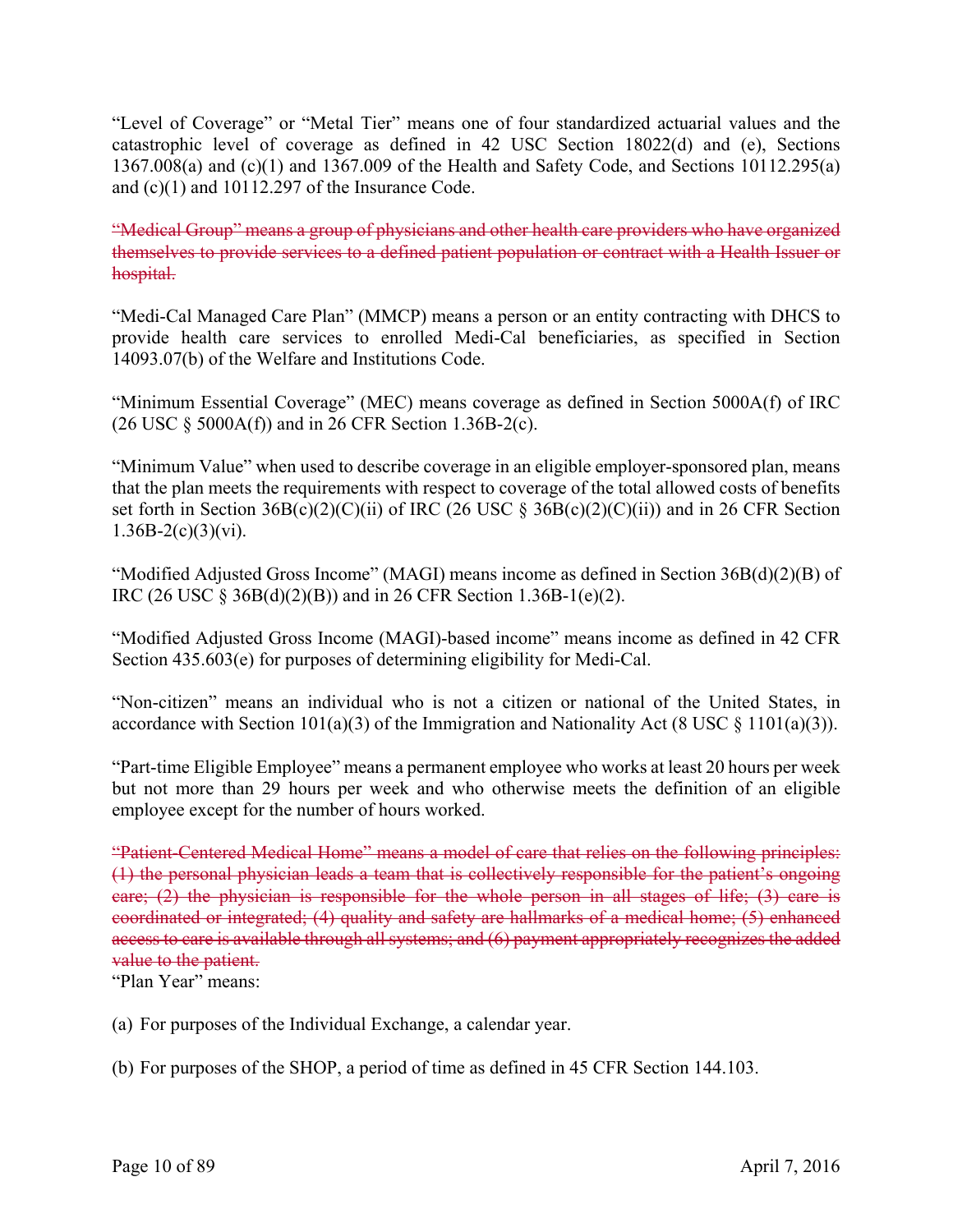"Level of Coverage" or "Metal Tier" means one of four standardized actuarial values and the catastrophic level of coverage as defined in 42 USC Section 18022(d) and (e), Sections 1367.008(a) and (c)(1) and 1367.009 of the Health and Safety Code, and Sections 10112.295(a) and (c)(1) and 10112.297 of the Insurance Code.

~~"Medical Group" means a group of physicians and other health care providers who have organized themselves to provide services to a defined patient population or contract with a Health Issuer or hospital.~~

"Medi-Cal Managed Care Plan" (MMCP) means a person or an entity contracting with DHCS to provide health care services to enrolled Medi-Cal beneficiaries, as specified in Section 14093.07(b) of the Welfare and Institutions Code.

"Minimum Essential Coverage" (MEC) means coverage as defined in Section 5000A(f) of IRC (26 USC § 5000A(f)) and in 26 CFR Section 1.36B-2(c).

"Minimum Value" when used to describe coverage in an eligible employer-sponsored plan, means that the plan meets the requirements with respect to coverage of the total allowed costs of benefits set forth in Section 36B(c)(2)(C)(ii) of IRC (26 USC § 36B(c)(2)(C)(ii)) and in 26 CFR Section 1.36B-2(c)(3)(vi).

"Modified Adjusted Gross Income" (MAGI) means income as defined in Section 36B(d)(2)(B) of IRC (26 USC § 36B(d)(2)(B)) and in 26 CFR Section 1.36B-1(e)(2).

"Modified Adjusted Gross Income (MAGI)-based income" means income as defined in 42 CFR Section 435.603(e) for purposes of determining eligibility for Medi-Cal.

"Non-citizen" means an individual who is not a citizen or national of the United States, in accordance with Section 101(a)(3) of the Immigration and Nationality Act (8 USC § 1101(a)(3)).

"Part-time Eligible Employee" means a permanent employee who works at least 20 hours per week but not more than 29 hours per week and who otherwise meets the definition of an eligible employee except for the number of hours worked.

~~"Patient-Centered Medical Home" means a model of care that relies on the following principles: (1) the personal physician leads a team that is collectively responsible for the patient's ongoing care; (2) the physician is responsible for the whole person in all stages of life; (3) care is coordinated or integrated; (4) quality and safety are hallmarks of a medical home; (5) enhanced access to care is available through all systems; and (6) payment appropriately recognizes the added value to the patient.~~

"Plan Year" means:

(a) For purposes of the Individual Exchange, a calendar year.

(b) For purposes of the SHOP, a period of time as defined in 45 CFR Section 144.103.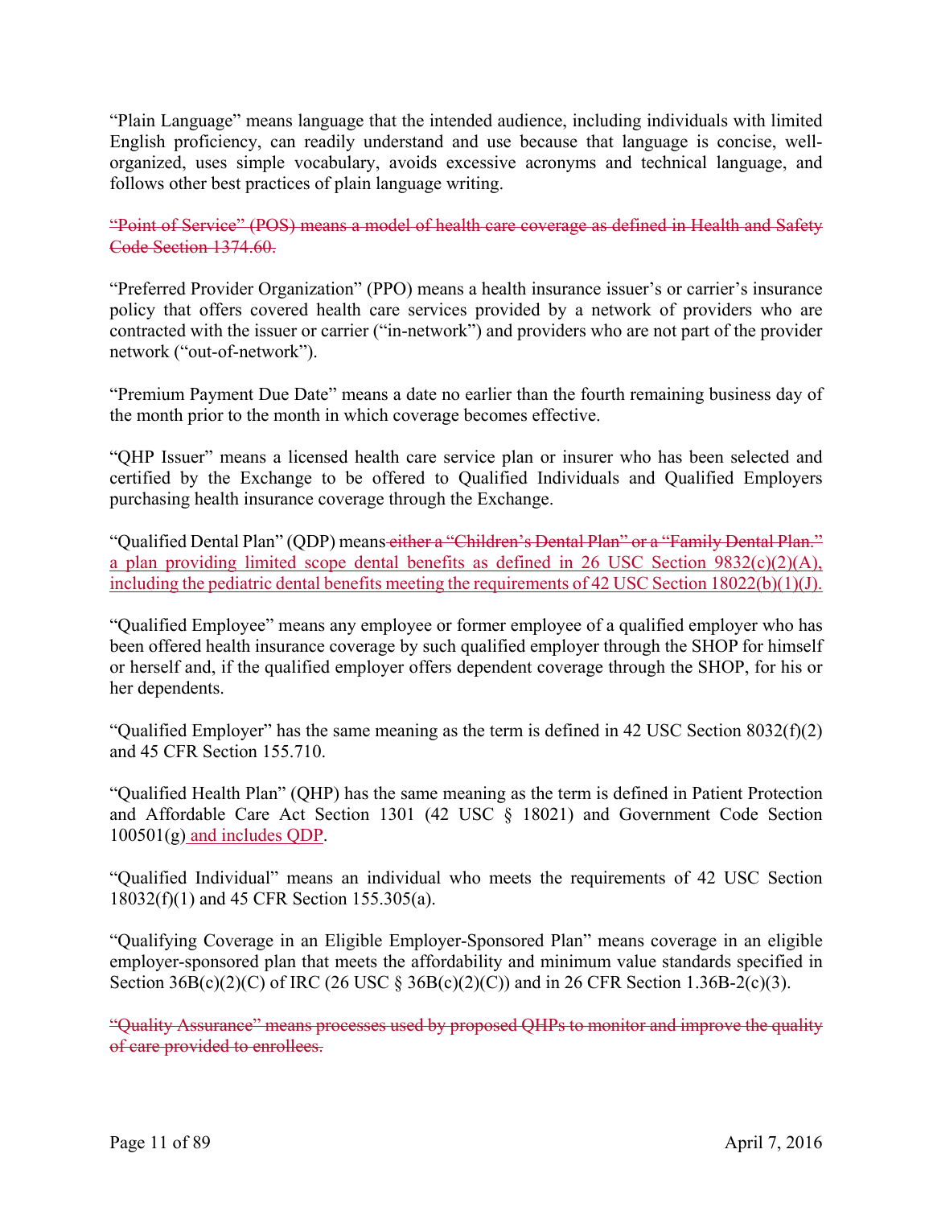"Plain Language" means language that the intended audience, including individuals with limited English proficiency, can readily understand and use because that language is concise, well-organized, uses simple vocabulary, avoids excessive acronyms and technical language, and follows other best practices of plain language writing.

~~"Point of Service" (POS) means a model of health care coverage as defined in Health and Safety Code Section 1374.60.~~

"Preferred Provider Organization" (PPO) means a health insurance issuer's or carrier's insurance policy that offers covered health care services provided by a network of providers who are contracted with the issuer or carrier ("in-network") and providers who are not part of the provider network ("out-of-network").

"Premium Payment Due Date" means a date no earlier than the fourth remaining business day of the month prior to the month in which coverage becomes effective.

"QHP Issuer" means a licensed health care service plan or insurer who has been selected and certified by the Exchange to be offered to Qualified Individuals and Qualified Employers purchasing health insurance coverage through the Exchange.

"Qualified Dental Plan" (QDP) means ~~either a "Children's Dental Plan" or a "Family Dental Plan."~~ <u>a plan providing limited scope dental benefits as defined in 26 USC Section 9832(c)(2)(A), including the pediatric dental benefits meeting the requirements of 42 USC Section 18022(b)(1)(J).</u>

"Qualified Employee" means any employee or former employee of a qualified employer who has been offered health insurance coverage by such qualified employer through the SHOP for himself or herself and, if the qualified employer offers dependent coverage through the SHOP, for his or her dependents.

"Qualified Employer" has the same meaning as the term is defined in 42 USC Section 8032(f)(2) and 45 CFR Section 155.710.

"Qualified Health Plan" (QHP) has the same meaning as the term is defined in Patient Protection and Affordable Care Act Section 1301 (42 USC § 18021) and Government Code Section 100501(g) <u>and includes QDP</u>.

"Qualified Individual" means an individual who meets the requirements of 42 USC Section 18032(f)(1) and 45 CFR Section 155.305(a).

"Qualifying Coverage in an Eligible Employer-Sponsored Plan" means coverage in an eligible employer-sponsored plan that meets the affordability and minimum value standards specified in Section 36B(c)(2)(C) of IRC (26 USC § 36B(c)(2)(C)) and in 26 CFR Section 1.36B-2(c)(3).

~~"Quality Assurance" means processes used by proposed QHPs to monitor and improve the quality of care provided to enrollees.~~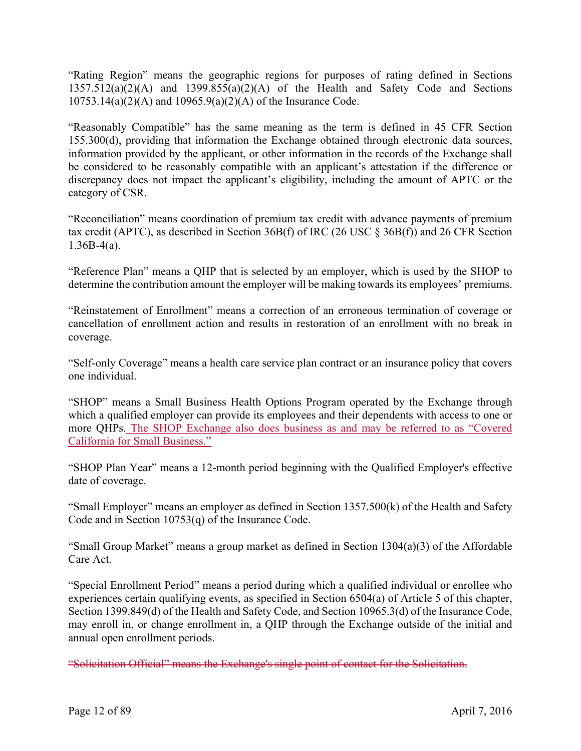"Rating Region" means the geographic regions for purposes of rating defined in Sections 1357.512(a)(2)(A) and 1399.855(a)(2)(A) of the Health and Safety Code and Sections 10753.14(a)(2)(A) and 10965.9(a)(2)(A) of the Insurance Code.

"Reasonably Compatible" has the same meaning as the term is defined in 45 CFR Section 155.300(d), providing that information the Exchange obtained through electronic data sources, information provided by the applicant, or other information in the records of the Exchange shall be considered to be reasonably compatible with an applicant's attestation if the difference or discrepancy does not impact the applicant's eligibility, including the amount of APTC or the category of CSR.

"Reconciliation" means coordination of premium tax credit with advance payments of premium tax credit (APTC), as described in Section 36B(f) of IRC (26 USC § 36B(f)) and 26 CFR Section 1.36B-4(a).

"Reference Plan" means a QHP that is selected by an employer, which is used by the SHOP to determine the contribution amount the employer will be making towards its employees' premiums.

"Reinstatement of Enrollment" means a correction of an erroneous termination of coverage or cancellation of enrollment action and results in restoration of an enrollment with no break in coverage.

"Self-only Coverage" means a health care service plan contract or an insurance policy that covers one individual.

"SHOP" means a Small Business Health Options Program operated by the Exchange through which a qualified employer can provide its employees and their dependents with access to one or more QHPs. <u>The SHOP Exchange also does business as and may be referred to as "Covered California for Small Business."</u>

"SHOP Plan Year" means a 12-month period beginning with the Qualified Employer's effective date of coverage.

"Small Employer" means an employer as defined in Section 1357.500(k) of the Health and Safety Code and in Section 10753(q) of the Insurance Code.

"Small Group Market" means a group market as defined in Section 1304(a)(3) of the Affordable Care Act.

"Special Enrollment Period" means a period during which a qualified individual or enrollee who experiences certain qualifying events, as specified in Section 6504(a) of Article 5 of this chapter, Section 1399.849(d) of the Health and Safety Code, and Section 10965.3(d) of the Insurance Code, may enroll in, or change enrollment in, a QHP through the Exchange outside of the initial and annual open enrollment periods.

~~"Solicitation Official" means the Exchange's single point of contact for the Solicitation.~~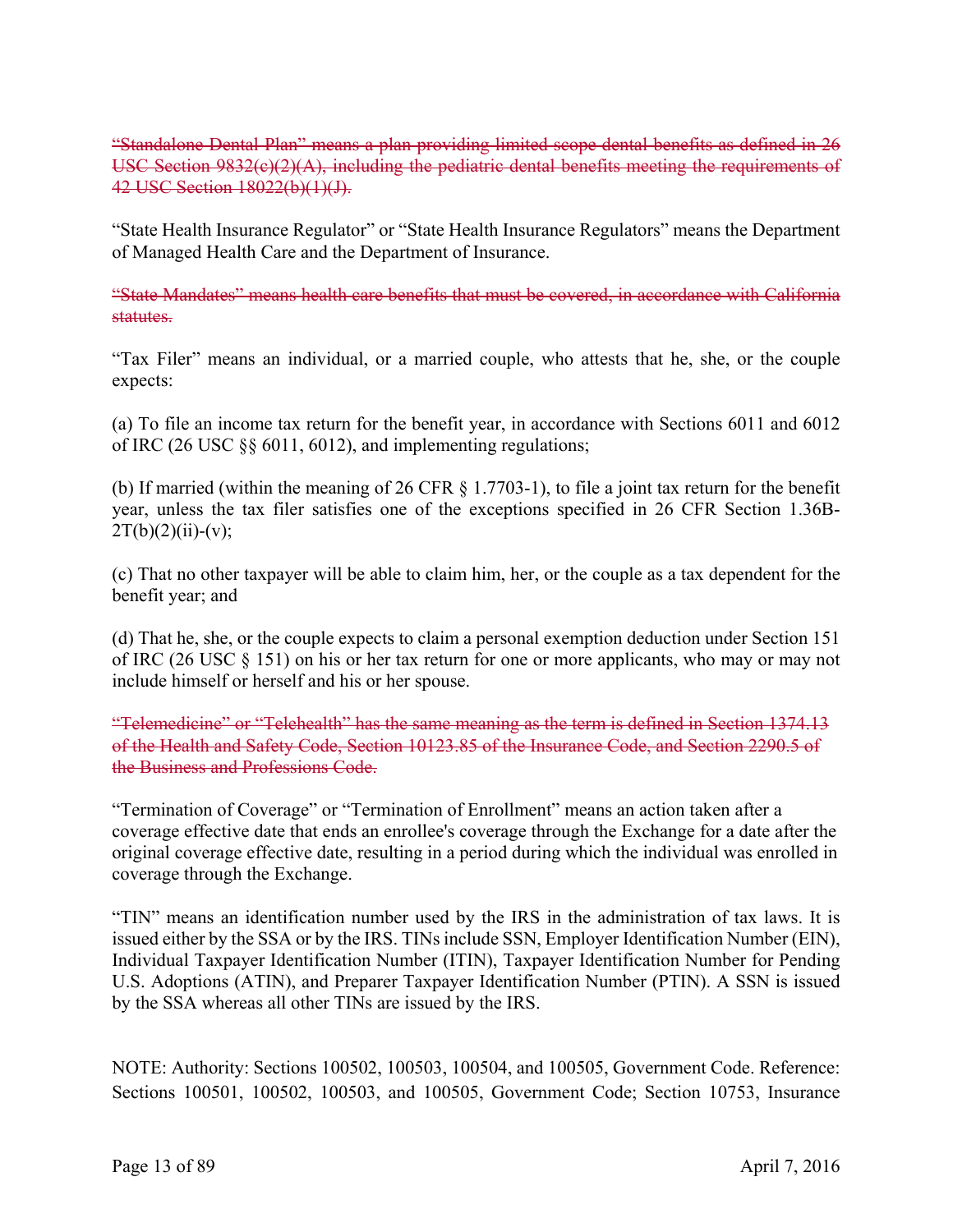~~"Standalone Dental Plan" means a plan providing limited scope dental benefits as defined in 26 USC Section 9832(c)(2)(A), including the pediatric dental benefits meeting the requirements of 42 USC Section 18022(b)(1)(J).~~

"State Health Insurance Regulator" or "State Health Insurance Regulators" means the Department of Managed Health Care and the Department of Insurance.

~~"State Mandates" means health care benefits that must be covered, in accordance with California statutes.~~

"Tax Filer" means an individual, or a married couple, who attests that he, she, or the couple expects:

(a) To file an income tax return for the benefit year, in accordance with Sections 6011 and 6012 of IRC (26 USC §§ 6011, 6012), and implementing regulations;

(b) If married (within the meaning of 26 CFR § 1.7703-1), to file a joint tax return for the benefit year, unless the tax filer satisfies one of the exceptions specified in 26 CFR Section 1.36B-2T(b)(2)(ii)-(v);

(c) That no other taxpayer will be able to claim him, her, or the couple as a tax dependent for the benefit year; and

(d) That he, she, or the couple expects to claim a personal exemption deduction under Section 151 of IRC (26 USC § 151) on his or her tax return for one or more applicants, who may or may not include himself or herself and his or her spouse.

~~"Telemedicine" or "Telehealth" has the same meaning as the term is defined in Section 1374.13 of the Health and Safety Code, Section 10123.85 of the Insurance Code, and Section 2290.5 of the Business and Professions Code.~~

"Termination of Coverage" or "Termination of Enrollment" means an action taken after a coverage effective date that ends an enrollee's coverage through the Exchange for a date after the original coverage effective date, resulting in a period during which the individual was enrolled in coverage through the Exchange.

"TIN" means an identification number used by the IRS in the administration of tax laws. It is issued either by the SSA or by the IRS. TINs include SSN, Employer Identification Number (EIN), Individual Taxpayer Identification Number (ITIN), Taxpayer Identification Number for Pending U.S. Adoptions (ATIN), and Preparer Taxpayer Identification Number (PTIN). A SSN is issued by the SSA whereas all other TINs are issued by the IRS.

NOTE: Authority: Sections 100502, 100503, 100504, and 100505, Government Code. Reference: Sections 100501, 100502, 100503, and 100505, Government Code; Section 10753, Insurance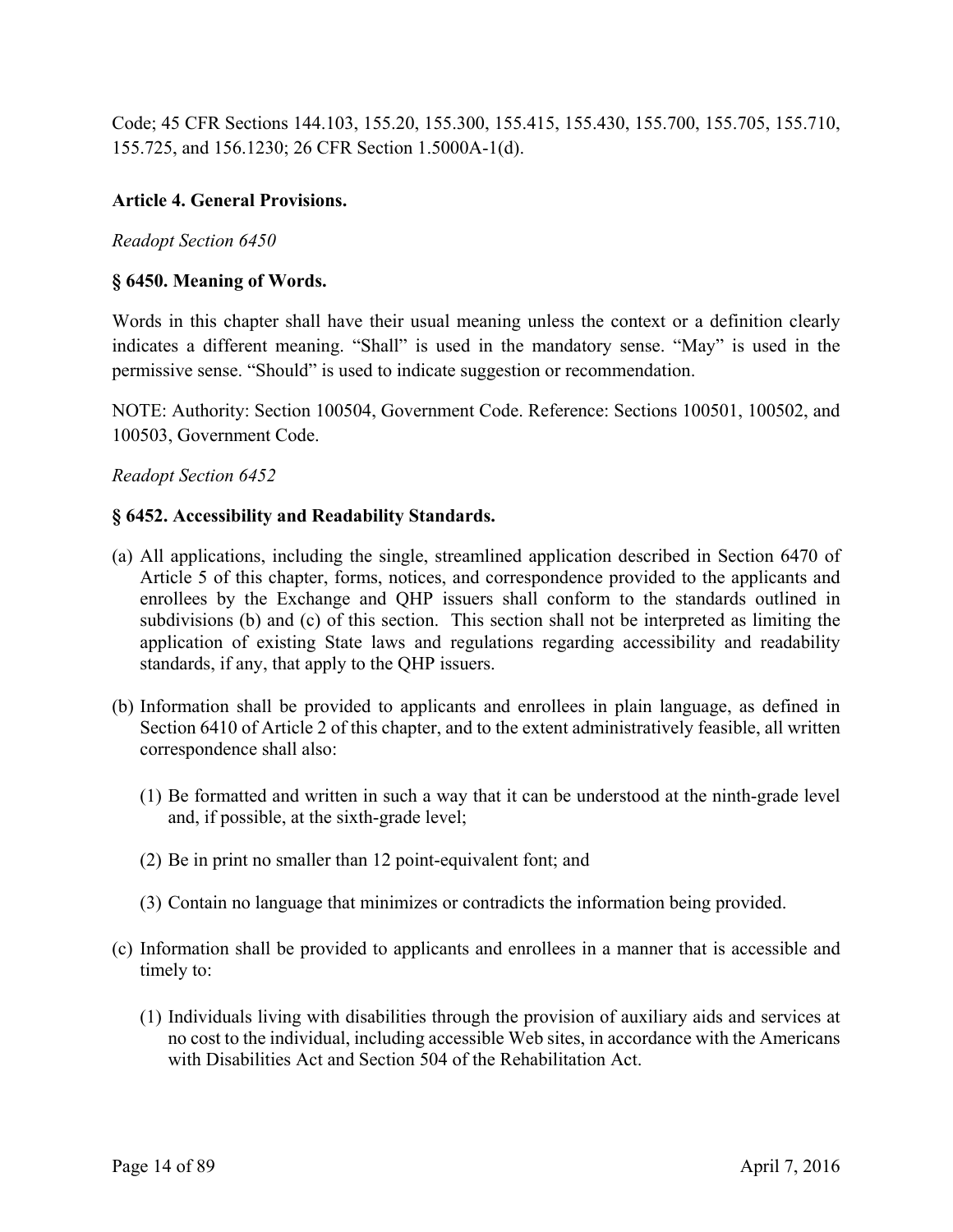Code; 45 CFR Sections 144.103, 155.20, 155.300, 155.415, 155.430, 155.700, 155.705, 155.710, 155.725, and 156.1230; 26 CFR Section 1.5000A-1(d).

## Article 4. General Provisions.

*Readopt Section 6450*

### § 6450. Meaning of Words.

Words in this chapter shall have their usual meaning unless the context or a definition clearly indicates a different meaning. "Shall" is used in the mandatory sense. "May" is used in the permissive sense. "Should" is used to indicate suggestion or recommendation.

NOTE: Authority: Section 100504, Government Code. Reference: Sections 100501, 100502, and 100503, Government Code.

*Readopt Section 6452*

### § 6452. Accessibility and Readability Standards.

(a) All applications, including the single, streamlined application described in Section 6470 of Article 5 of this chapter, forms, notices, and correspondence provided to the applicants and enrollees by the Exchange and QHP issuers shall conform to the standards outlined in subdivisions (b) and (c) of this section. This section shall not be interpreted as limiting the application of existing State laws and regulations regarding accessibility and readability standards, if any, that apply to the QHP issuers.

(b) Information shall be provided to applicants and enrollees in plain language, as defined in Section 6410 of Article 2 of this chapter, and to the extent administratively feasible, all written correspondence shall also:

  (1) Be formatted and written in such a way that it can be understood at the ninth-grade level and, if possible, at the sixth-grade level;

  (2) Be in print no smaller than 12 point-equivalent font; and

  (3) Contain no language that minimizes or contradicts the information being provided.

(c) Information shall be provided to applicants and enrollees in a manner that is accessible and timely to:

  (1) Individuals living with disabilities through the provision of auxiliary aids and services at no cost to the individual, including accessible Web sites, in accordance with the Americans with Disabilities Act and Section 504 of the Rehabilitation Act.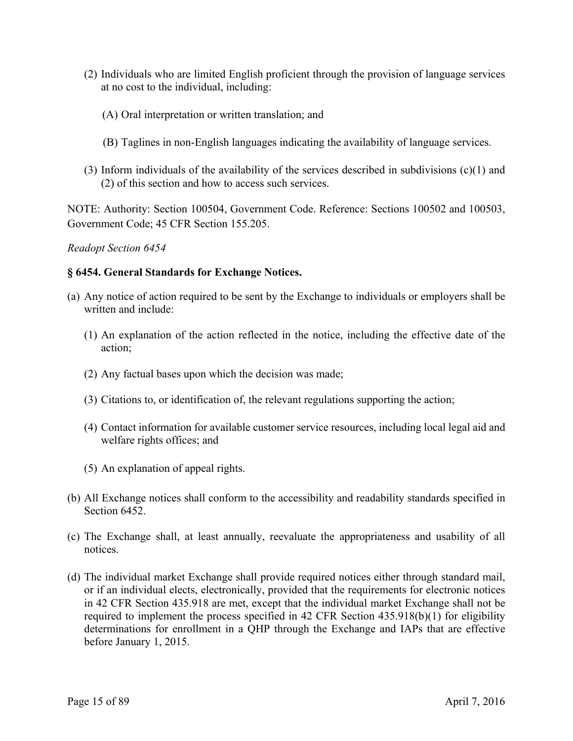(2) Individuals who are limited English proficient through the provision of language services at no cost to the individual, including:

   (A) Oral interpretation or written translation; and

   (B) Taglines in non-English languages indicating the availability of language services.

(3) Inform individuals of the availability of the services described in subdivisions (c)(1) and (2) of this section and how to access such services.

NOTE: Authority: Section 100504, Government Code. Reference: Sections 100502 and 100503, Government Code; 45 CFR Section 155.205.

*Readopt Section 6454*

**§ 6454. General Standards for Exchange Notices.**

(a) Any notice of action required to be sent by the Exchange to individuals or employers shall be written and include:

   (1) An explanation of the action reflected in the notice, including the effective date of the action;

   (2) Any factual bases upon which the decision was made;

   (3) Citations to, or identification of, the relevant regulations supporting the action;

   (4) Contact information for available customer service resources, including local legal aid and welfare rights offices; and

   (5) An explanation of appeal rights.

(b) All Exchange notices shall conform to the accessibility and readability standards specified in Section 6452.

(c) The Exchange shall, at least annually, reevaluate the appropriateness and usability of all notices.

(d) The individual market Exchange shall provide required notices either through standard mail, or if an individual elects, electronically, provided that the requirements for electronic notices in 42 CFR Section 435.918 are met, except that the individual market Exchange shall not be required to implement the process specified in 42 CFR Section 435.918(b)(1) for eligibility determinations for enrollment in a QHP through the Exchange and IAPs that are effective before January 1, 2015.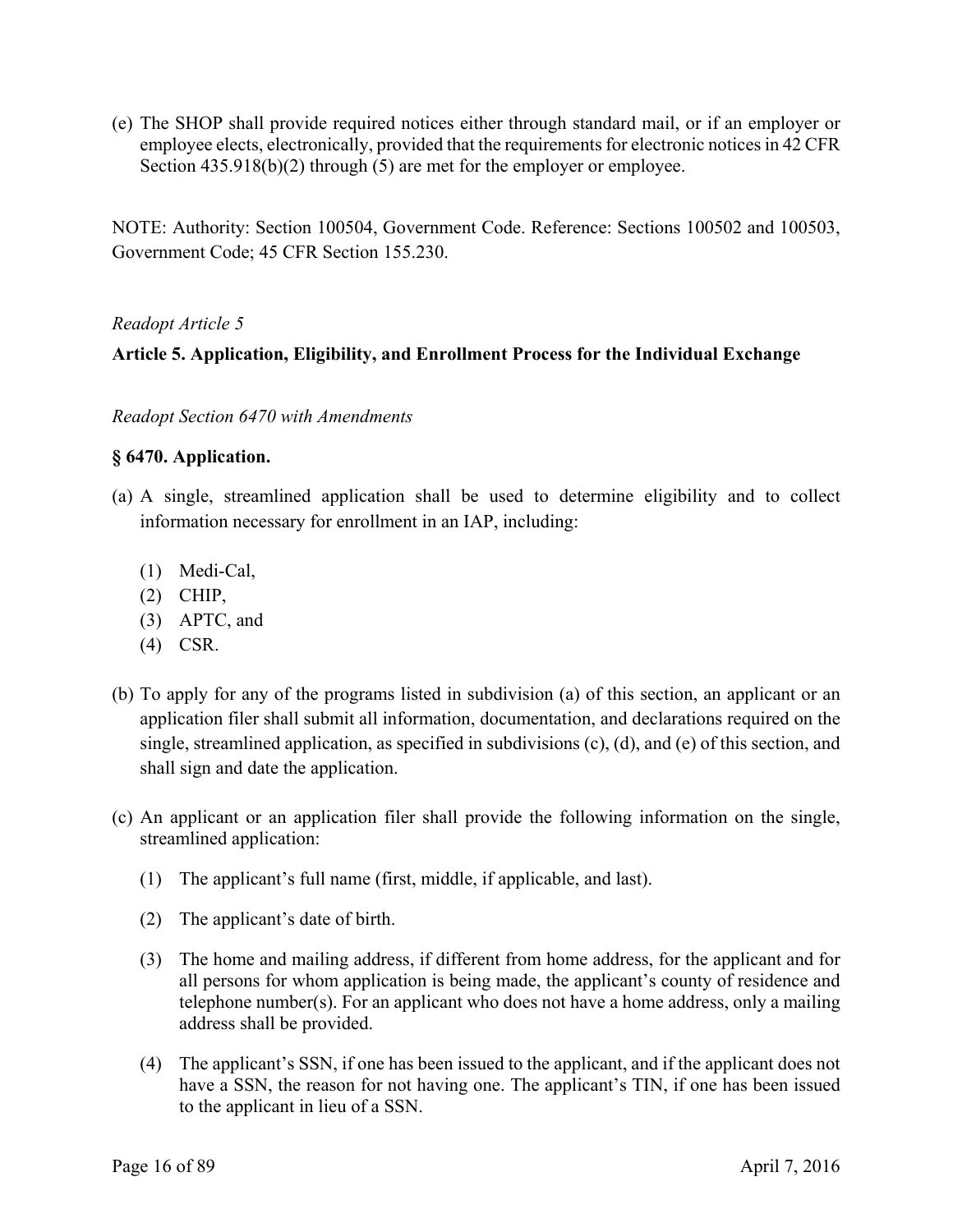(e) The SHOP shall provide required notices either through standard mail, or if an employer or employee elects, electronically, provided that the requirements for electronic notices in 42 CFR Section 435.918(b)(2) through (5) are met for the employer or employee.

NOTE: Authority: Section 100504, Government Code. Reference: Sections 100502 and 100503, Government Code; 45 CFR Section 155.230.

*Readopt Article 5*

**Article 5. Application, Eligibility, and Enrollment Process for the Individual Exchange**

*Readopt Section 6470 with Amendments*

**§ 6470. Application.**

(a) A single, streamlined application shall be used to determine eligibility and to collect information necessary for enrollment in an IAP, including:

   (1) Medi-Cal,
   (2) CHIP,
   (3) APTC, and
   (4) CSR.

(b) To apply for any of the programs listed in subdivision (a) of this section, an applicant or an application filer shall submit all information, documentation, and declarations required on the single, streamlined application, as specified in subdivisions (c), (d), and (e) of this section, and shall sign and date the application.

(c) An applicant or an application filer shall provide the following information on the single, streamlined application:

   (1) The applicant's full name (first, middle, if applicable, and last).

   (2) The applicant's date of birth.

   (3) The home and mailing address, if different from home address, for the applicant and for all persons for whom application is being made, the applicant's county of residence and telephone number(s). For an applicant who does not have a home address, only a mailing address shall be provided.

   (4) The applicant's SSN, if one has been issued to the applicant, and if the applicant does not have a SSN, the reason for not having one. The applicant's TIN, if one has been issued to the applicant in lieu of a SSN.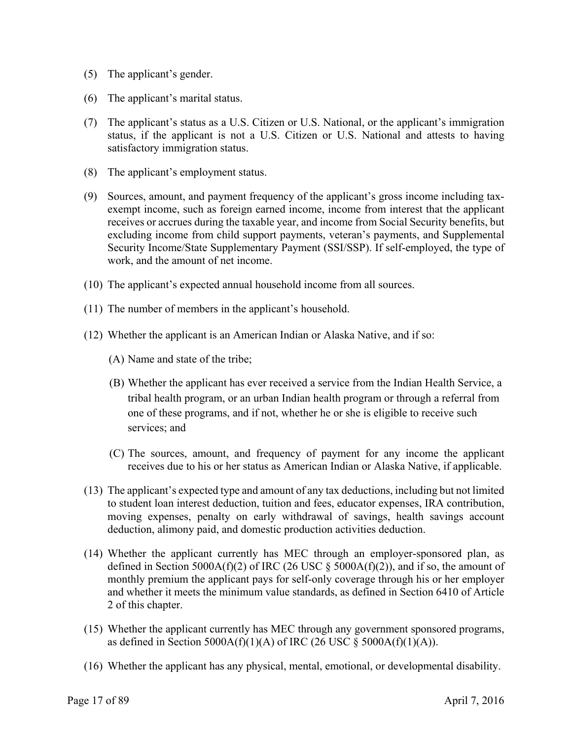(5) The applicant's gender.

(6) The applicant's marital status.

(7) The applicant's status as a U.S. Citizen or U.S. National, or the applicant's immigration status, if the applicant is not a U.S. Citizen or U.S. National and attests to having satisfactory immigration status.

(8) The applicant's employment status.

(9) Sources, amount, and payment frequency of the applicant's gross income including tax-exempt income, such as foreign earned income, income from interest that the applicant receives or accrues during the taxable year, and income from Social Security benefits, but excluding income from child support payments, veteran's payments, and Supplemental Security Income/State Supplementary Payment (SSI/SSP). If self-employed, the type of work, and the amount of net income.

(10) The applicant's expected annual household income from all sources.

(11) The number of members in the applicant's household.

(12) Whether the applicant is an American Indian or Alaska Native, and if so:

  (A) Name and state of the tribe;

  (B) Whether the applicant has ever received a service from the Indian Health Service, a tribal health program, or an urban Indian health program or through a referral from one of these programs, and if not, whether he or she is eligible to receive such services; and

  (C) The sources, amount, and frequency of payment for any income the applicant receives due to his or her status as American Indian or Alaska Native, if applicable.

(13) The applicant's expected type and amount of any tax deductions, including but not limited to student loan interest deduction, tuition and fees, educator expenses, IRA contribution, moving expenses, penalty on early withdrawal of savings, health savings account deduction, alimony paid, and domestic production activities deduction.

(14) Whether the applicant currently has MEC through an employer-sponsored plan, as defined in Section 5000A(f)(2) of IRC (26 USC § 5000A(f)(2)), and if so, the amount of monthly premium the applicant pays for self-only coverage through his or her employer and whether it meets the minimum value standards, as defined in Section 6410 of Article 2 of this chapter.

(15) Whether the applicant currently has MEC through any government sponsored programs, as defined in Section 5000A(f)(1)(A) of IRC (26 USC § 5000A(f)(1)(A)).

(16) Whether the applicant has any physical, mental, emotional, or developmental disability.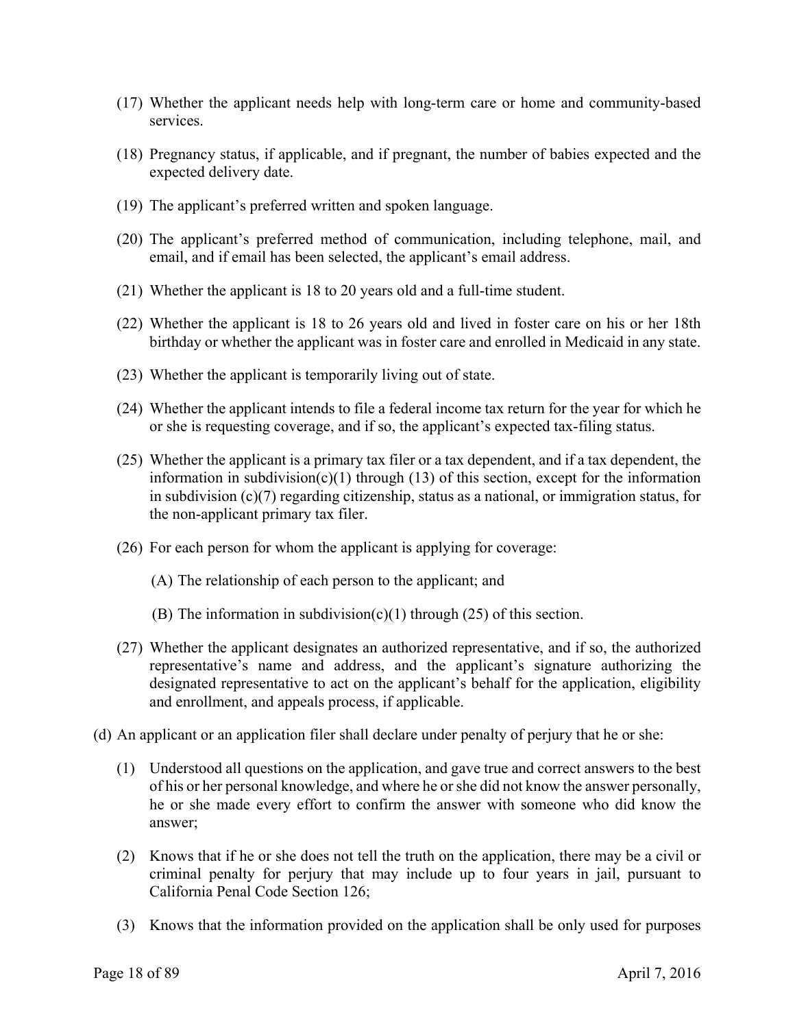(17) Whether the applicant needs help with long-term care or home and community-based services.

(18) Pregnancy status, if applicable, and if pregnant, the number of babies expected and the expected delivery date.

(19) The applicant's preferred written and spoken language.

(20) The applicant's preferred method of communication, including telephone, mail, and email, and if email has been selected, the applicant's email address.

(21) Whether the applicant is 18 to 20 years old and a full-time student.

(22) Whether the applicant is 18 to 26 years old and lived in foster care on his or her 18th birthday or whether the applicant was in foster care and enrolled in Medicaid in any state.

(23) Whether the applicant is temporarily living out of state.

(24) Whether the applicant intends to file a federal income tax return for the year for which he or she is requesting coverage, and if so, the applicant's expected tax-filing status.

(25) Whether the applicant is a primary tax filer or a tax dependent, and if a tax dependent, the information in subdivision(c)(1) through (13) of this section, except for the information in subdivision (c)(7) regarding citizenship, status as a national, or immigration status, for the non-applicant primary tax filer.

(26) For each person for whom the applicant is applying for coverage:

   (A) The relationship of each person to the applicant; and

   (B) The information in subdivision(c)(1) through (25) of this section.

(27) Whether the applicant designates an authorized representative, and if so, the authorized representative's name and address, and the applicant's signature authorizing the designated representative to act on the applicant's behalf for the application, eligibility and enrollment, and appeals process, if applicable.

(d) An applicant or an application filer shall declare under penalty of perjury that he or she:

   (1) Understood all questions on the application, and gave true and correct answers to the best of his or her personal knowledge, and where he or she did not know the answer personally, he or she made every effort to confirm the answer with someone who did know the answer;

   (2) Knows that if he or she does not tell the truth on the application, there may be a civil or criminal penalty for perjury that may include up to four years in jail, pursuant to California Penal Code Section 126;

   (3) Knows that the information provided on the application shall be only used for purposes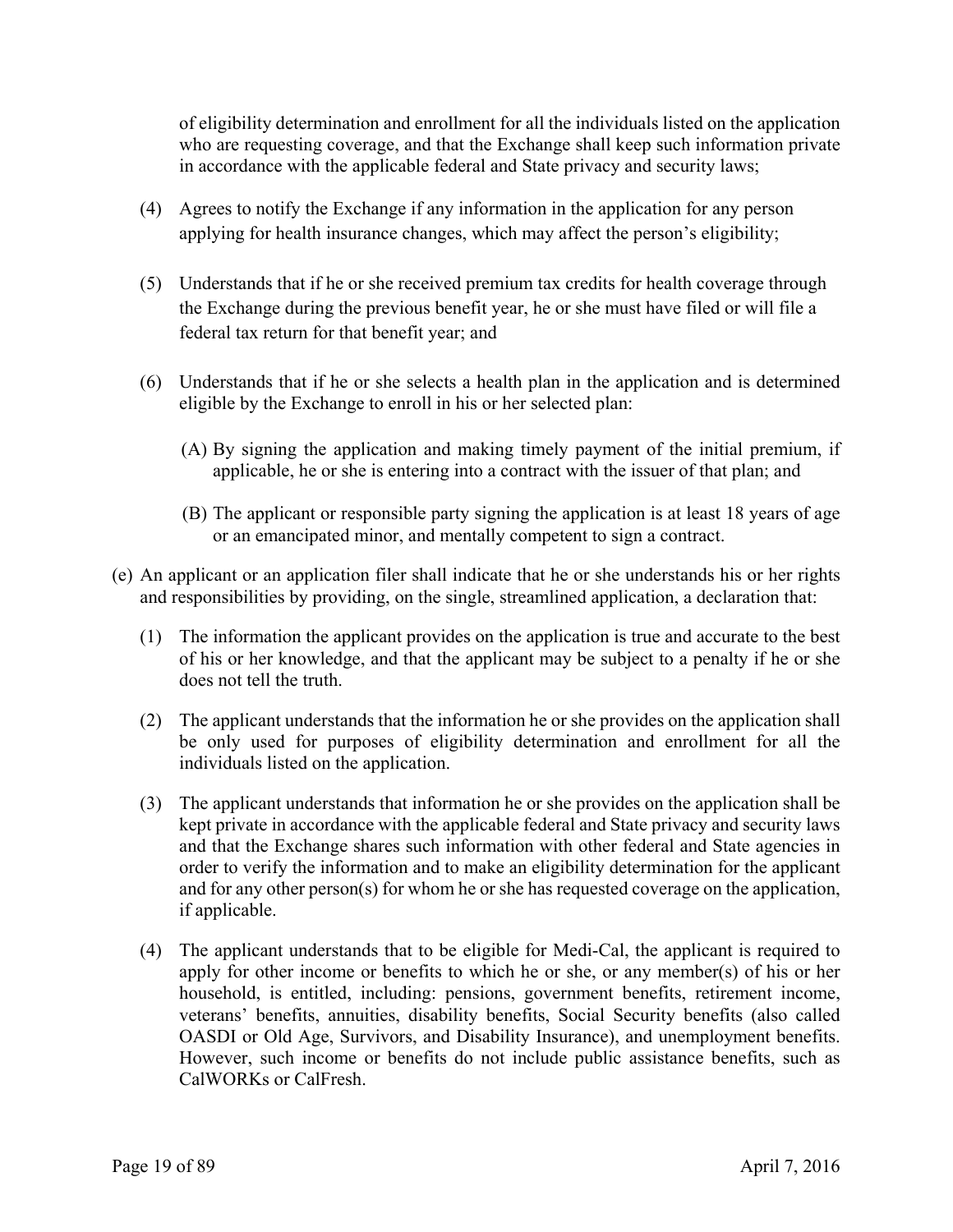of eligibility determination and enrollment for all the individuals listed on the application who are requesting coverage, and that the Exchange shall keep such information private in accordance with the applicable federal and State privacy and security laws;

(4) Agrees to notify the Exchange if any information in the application for any person applying for health insurance changes, which may affect the person's eligibility;

(5) Understands that if he or she received premium tax credits for health coverage through the Exchange during the previous benefit year, he or she must have filed or will file a federal tax return for that benefit year; and

(6) Understands that if he or she selects a health plan in the application and is determined eligible by the Exchange to enroll in his or her selected plan:

(A) By signing the application and making timely payment of the initial premium, if applicable, he or she is entering into a contract with the issuer of that plan; and

(B) The applicant or responsible party signing the application is at least 18 years of age or an emancipated minor, and mentally competent to sign a contract.

(e) An applicant or an application filer shall indicate that he or she understands his or her rights and responsibilities by providing, on the single, streamlined application, a declaration that:

(1) The information the applicant provides on the application is true and accurate to the best of his or her knowledge, and that the applicant may be subject to a penalty if he or she does not tell the truth.

(2) The applicant understands that the information he or she provides on the application shall be only used for purposes of eligibility determination and enrollment for all the individuals listed on the application.

(3) The applicant understands that information he or she provides on the application shall be kept private in accordance with the applicable federal and State privacy and security laws and that the Exchange shares such information with other federal and State agencies in order to verify the information and to make an eligibility determination for the applicant and for any other person(s) for whom he or she has requested coverage on the application, if applicable.

(4) The applicant understands that to be eligible for Medi-Cal, the applicant is required to apply for other income or benefits to which he or she, or any member(s) of his or her household, is entitled, including: pensions, government benefits, retirement income, veterans' benefits, annuities, disability benefits, Social Security benefits (also called OASDI or Old Age, Survivors, and Disability Insurance), and unemployment benefits. However, such income or benefits do not include public assistance benefits, such as CalWORKs or CalFresh.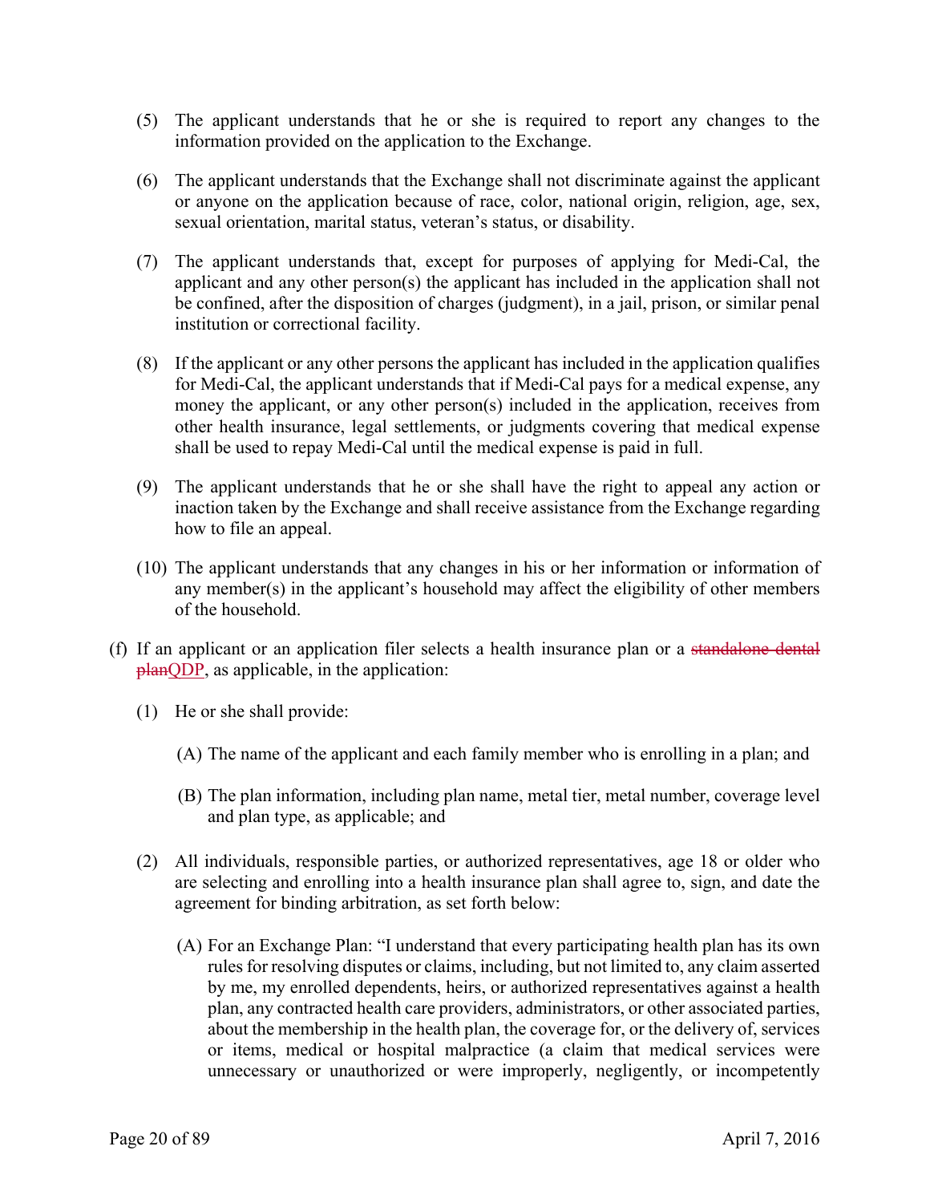(5) The applicant understands that he or she is required to report any changes to the information provided on the application to the Exchange.

(6) The applicant understands that the Exchange shall not discriminate against the applicant or anyone on the application because of race, color, national origin, religion, age, sex, sexual orientation, marital status, veteran's status, or disability.

(7) The applicant understands that, except for purposes of applying for Medi-Cal, the applicant and any other person(s) the applicant has included in the application shall not be confined, after the disposition of charges (judgment), in a jail, prison, or similar penal institution or correctional facility.

(8) If the applicant or any other persons the applicant has included in the application qualifies for Medi-Cal, the applicant understands that if Medi-Cal pays for a medical expense, any money the applicant, or any other person(s) included in the application, receives from other health insurance, legal settlements, or judgments covering that medical expense shall be used to repay Medi-Cal until the medical expense is paid in full.

(9) The applicant understands that he or she shall have the right to appeal any action or inaction taken by the Exchange and shall receive assistance from the Exchange regarding how to file an appeal.

(10) The applicant understands that any changes in his or her information or information of any member(s) in the applicant's household may affect the eligibility of other members of the household.

(f) If an applicant or an application filer selects a health insurance plan or a ~~standalone dental plan~~QDP, as applicable, in the application:

(1) He or she shall provide:

(A) The name of the applicant and each family member who is enrolling in a plan; and

(B) The plan information, including plan name, metal tier, metal number, coverage level and plan type, as applicable; and

(2) All individuals, responsible parties, or authorized representatives, age 18 or older who are selecting and enrolling into a health insurance plan shall agree to, sign, and date the agreement for binding arbitration, as set forth below:

(A) For an Exchange Plan: "I understand that every participating health plan has its own rules for resolving disputes or claims, including, but not limited to, any claim asserted by me, my enrolled dependents, heirs, or authorized representatives against a health plan, any contracted health care providers, administrators, or other associated parties, about the membership in the health plan, the coverage for, or the delivery of, services or items, medical or hospital malpractice (a claim that medical services were unnecessary or unauthorized or were improperly, negligently, or incompetently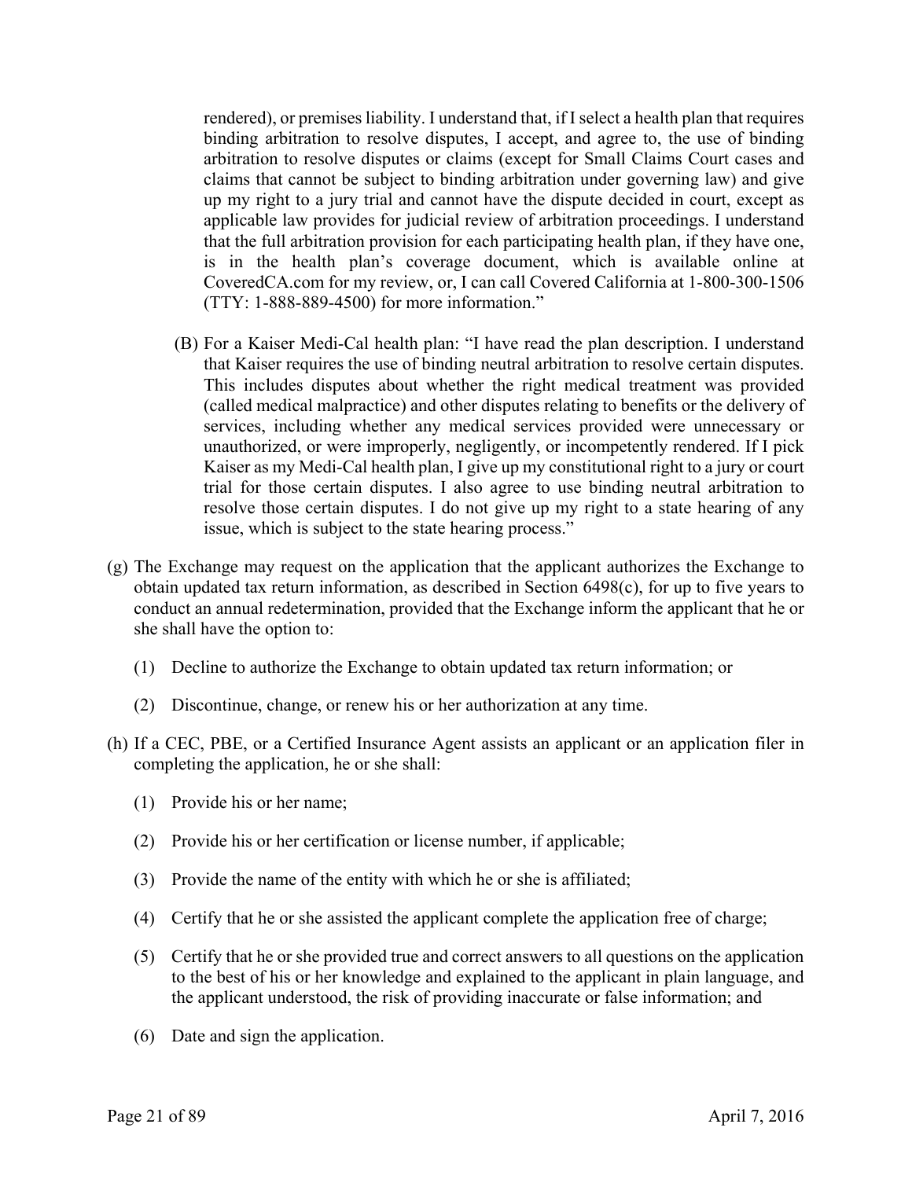rendered), or premises liability. I understand that, if I select a health plan that requires binding arbitration to resolve disputes, I accept, and agree to, the use of binding arbitration to resolve disputes or claims (except for Small Claims Court cases and claims that cannot be subject to binding arbitration under governing law) and give up my right to a jury trial and cannot have the dispute decided in court, except as applicable law provides for judicial review of arbitration proceedings. I understand that the full arbitration provision for each participating health plan, if they have one, is in the health plan's coverage document, which is available online at CoveredCA.com for my review, or, I can call Covered California at 1-800-300-1506 (TTY: 1-888-889-4500) for more information."

(B) For a Kaiser Medi-Cal health plan: "I have read the plan description. I understand that Kaiser requires the use of binding neutral arbitration to resolve certain disputes. This includes disputes about whether the right medical treatment was provided (called medical malpractice) and other disputes relating to benefits or the delivery of services, including whether any medical services provided were unnecessary or unauthorized, or were improperly, negligently, or incompetently rendered. If I pick Kaiser as my Medi-Cal health plan, I give up my constitutional right to a jury or court trial for those certain disputes. I also agree to use binding neutral arbitration to resolve those certain disputes. I do not give up my right to a state hearing of any issue, which is subject to the state hearing process."

(g) The Exchange may request on the application that the applicant authorizes the Exchange to obtain updated tax return information, as described in Section 6498(c), for up to five years to conduct an annual redetermination, provided that the Exchange inform the applicant that he or she shall have the option to:

(1) Decline to authorize the Exchange to obtain updated tax return information; or

(2) Discontinue, change, or renew his or her authorization at any time.

(h) If a CEC, PBE, or a Certified Insurance Agent assists an applicant or an application filer in completing the application, he or she shall:

(1) Provide his or her name;

(2) Provide his or her certification or license number, if applicable;

(3) Provide the name of the entity with which he or she is affiliated;

(4) Certify that he or she assisted the applicant complete the application free of charge;

(5) Certify that he or she provided true and correct answers to all questions on the application to the best of his or her knowledge and explained to the applicant in plain language, and the applicant understood, the risk of providing inaccurate or false information; and

(6) Date and sign the application.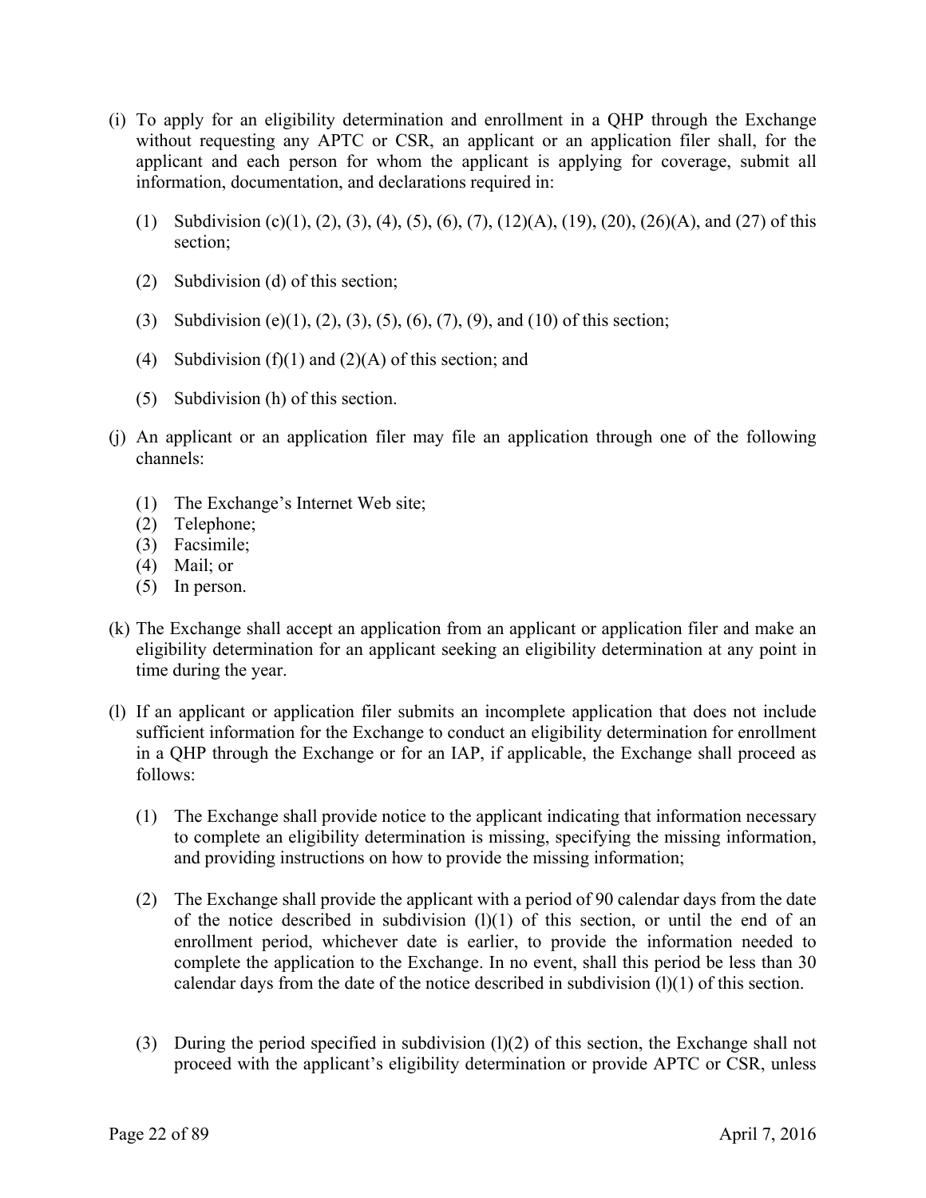(i) To apply for an eligibility determination and enrollment in a QHP through the Exchange without requesting any APTC or CSR, an applicant or an application filer shall, for the applicant and each person for whom the applicant is applying for coverage, submit all information, documentation, and declarations required in:

  (1) Subdivision (c)(1), (2), (3), (4), (5), (6), (7), (12)(A), (19), (20), (26)(A), and (27) of this section;

  (2) Subdivision (d) of this section;

  (3) Subdivision (e)(1), (2), (3), (5), (6), (7), (9), and (10) of this section;

  (4) Subdivision (f)(1) and (2)(A) of this section; and

  (5) Subdivision (h) of this section.

(j) An applicant or an application filer may file an application through one of the following channels:

  (1) The Exchange's Internet Web site;
  (2) Telephone;
  (3) Facsimile;
  (4) Mail; or
  (5) In person.

(k) The Exchange shall accept an application from an applicant or application filer and make an eligibility determination for an applicant seeking an eligibility determination at any point in time during the year.

(l) If an applicant or application filer submits an incomplete application that does not include sufficient information for the Exchange to conduct an eligibility determination for enrollment in a QHP through the Exchange or for an IAP, if applicable, the Exchange shall proceed as follows:

  (1) The Exchange shall provide notice to the applicant indicating that information necessary to complete an eligibility determination is missing, specifying the missing information, and providing instructions on how to provide the missing information;

  (2) The Exchange shall provide the applicant with a period of 90 calendar days from the date of the notice described in subdivision (l)(1) of this section, or until the end of an enrollment period, whichever date is earlier, to provide the information needed to complete the application to the Exchange. In no event, shall this period be less than 30 calendar days from the date of the notice described in subdivision (l)(1) of this section.

  (3) During the period specified in subdivision (l)(2) of this section, the Exchange shall not proceed with the applicant's eligibility determination or provide APTC or CSR, unless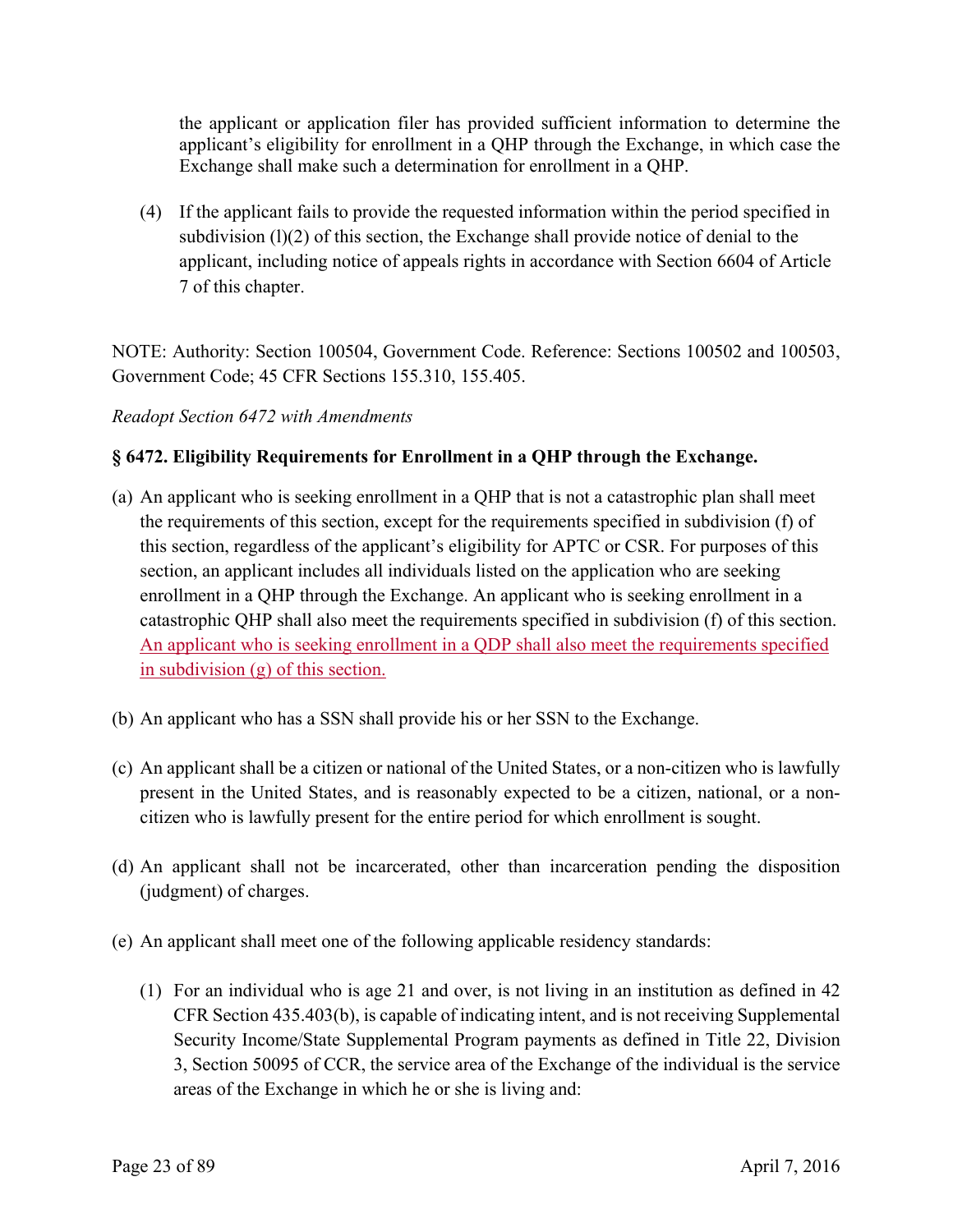the applicant or application filer has provided sufficient information to determine the applicant's eligibility for enrollment in a QHP through the Exchange, in which case the Exchange shall make such a determination for enrollment in a QHP.

(4) If the applicant fails to provide the requested information within the period specified in subdivision (l)(2) of this section, the Exchange shall provide notice of denial to the applicant, including notice of appeals rights in accordance with Section 6604 of Article 7 of this chapter.

NOTE: Authority: Section 100504, Government Code. Reference: Sections 100502 and 100503, Government Code; 45 CFR Sections 155.310, 155.405.

*Readopt Section 6472 with Amendments*

**§ 6472. Eligibility Requirements for Enrollment in a QHP through the Exchange.**

(a) An applicant who is seeking enrollment in a QHP that is not a catastrophic plan shall meet the requirements of this section, except for the requirements specified in subdivision (f) of this section, regardless of the applicant's eligibility for APTC or CSR. For purposes of this section, an applicant includes all individuals listed on the application who are seeking enrollment in a QHP through the Exchange. An applicant who is seeking enrollment in a catastrophic QHP shall also meet the requirements specified in subdivision (f) of this section. <u>An applicant who is seeking enrollment in a QDP shall also meet the requirements specified in subdivision (g) of this section.</u>

(b) An applicant who has a SSN shall provide his or her SSN to the Exchange.

(c) An applicant shall be a citizen or national of the United States, or a non-citizen who is lawfully present in the United States, and is reasonably expected to be a citizen, national, or a non-citizen who is lawfully present for the entire period for which enrollment is sought.

(d) An applicant shall not be incarcerated, other than incarceration pending the disposition (judgment) of charges.

(e) An applicant shall meet one of the following applicable residency standards:

(1) For an individual who is age 21 and over, is not living in an institution as defined in 42 CFR Section 435.403(b), is capable of indicating intent, and is not receiving Supplemental Security Income/State Supplemental Program payments as defined in Title 22, Division 3, Section 50095 of CCR, the service area of the Exchange of the individual is the service areas of the Exchange in which he or she is living and: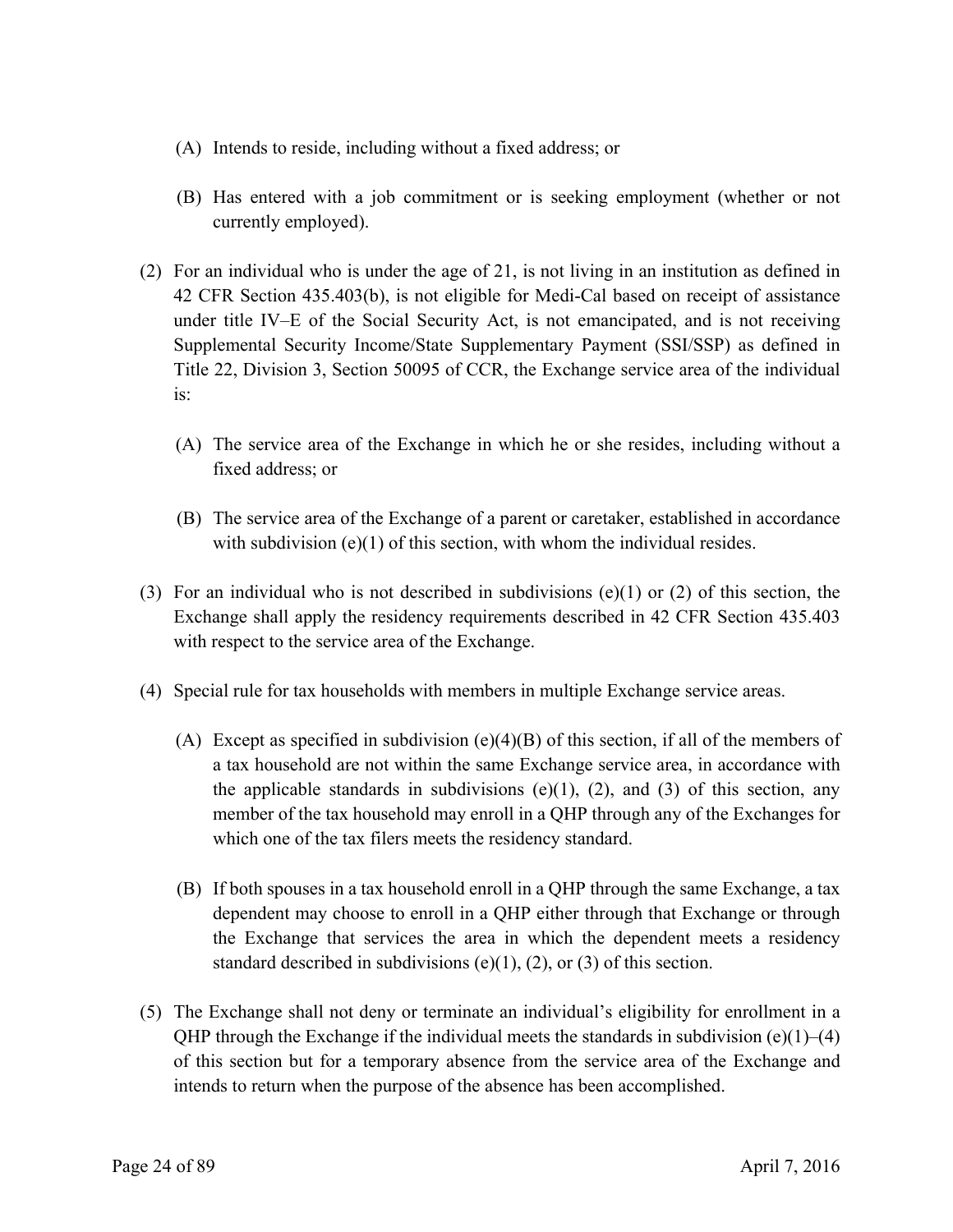(A) Intends to reside, including without a fixed address; or

(B) Has entered with a job commitment or is seeking employment (whether or not currently employed).

(2) For an individual who is under the age of 21, is not living in an institution as defined in 42 CFR Section 435.403(b), is not eligible for Medi-Cal based on receipt of assistance under title IV–E of the Social Security Act, is not emancipated, and is not receiving Supplemental Security Income/State Supplementary Payment (SSI/SSP) as defined in Title 22, Division 3, Section 50095 of CCR, the Exchange service area of the individual is:

(A) The service area of the Exchange in which he or she resides, including without a fixed address; or

(B) The service area of the Exchange of a parent or caretaker, established in accordance with subdivision (e)(1) of this section, with whom the individual resides.

(3) For an individual who is not described in subdivisions (e)(1) or (2) of this section, the Exchange shall apply the residency requirements described in 42 CFR Section 435.403 with respect to the service area of the Exchange.

(4) Special rule for tax households with members in multiple Exchange service areas.

(A) Except as specified in subdivision (e)(4)(B) of this section, if all of the members of a tax household are not within the same Exchange service area, in accordance with the applicable standards in subdivisions (e)(1), (2), and (3) of this section, any member of the tax household may enroll in a QHP through any of the Exchanges for which one of the tax filers meets the residency standard.

(B) If both spouses in a tax household enroll in a QHP through the same Exchange, a tax dependent may choose to enroll in a QHP either through that Exchange or through the Exchange that services the area in which the dependent meets a residency standard described in subdivisions (e)(1), (2), or (3) of this section.

(5) The Exchange shall not deny or terminate an individual's eligibility for enrollment in a QHP through the Exchange if the individual meets the standards in subdivision (e)(1)–(4) of this section but for a temporary absence from the service area of the Exchange and intends to return when the purpose of the absence has been accomplished.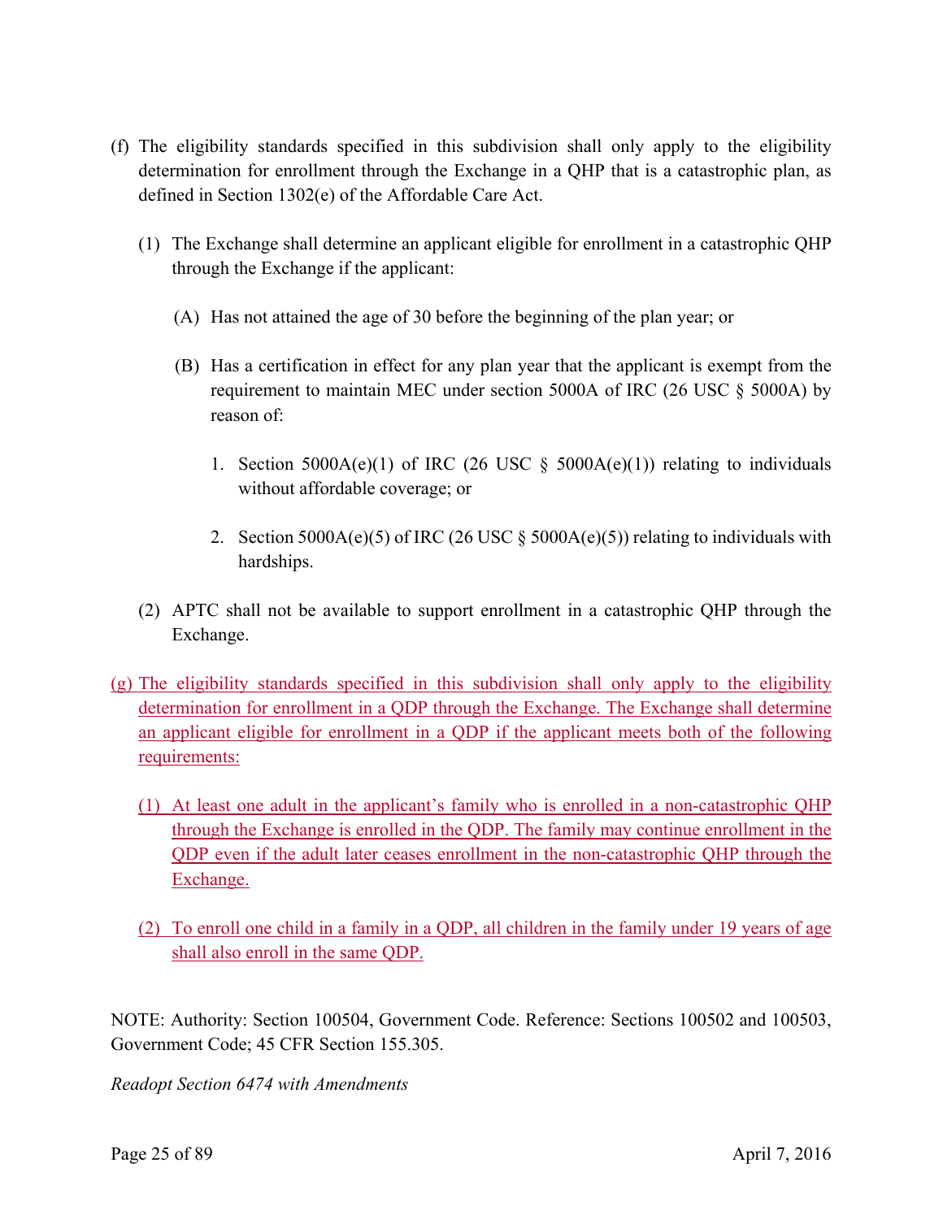(f) The eligibility standards specified in this subdivision shall only apply to the eligibility determination for enrollment through the Exchange in a QHP that is a catastrophic plan, as defined in Section 1302(e) of the Affordable Care Act.

  (1) The Exchange shall determine an applicant eligible for enrollment in a catastrophic QHP through the Exchange if the applicant:

    (A) Has not attained the age of 30 before the beginning of the plan year; or

    (B) Has a certification in effect for any plan year that the applicant is exempt from the requirement to maintain MEC under section 5000A of IRC (26 USC § 5000A) by reason of:

      1. Section 5000A(e)(1) of IRC (26 USC § 5000A(e)(1)) relating to individuals without affordable coverage; or

      2. Section 5000A(e)(5) of IRC (26 USC § 5000A(e)(5)) relating to individuals with hardships.

  (2) APTC shall not be available to support enrollment in a catastrophic QHP through the Exchange.

<u>(g) The eligibility standards specified in this subdivision shall only apply to the eligibility determination for enrollment in a QDP through the Exchange. The Exchange shall determine an applicant eligible for enrollment in a QDP if the applicant meets both of the following requirements:</u>

  <u>(1) At least one adult in the applicant's family who is enrolled in a non-catastrophic QHP through the Exchange is enrolled in the QDP. The family may continue enrollment in the QDP even if the adult later ceases enrollment in the non-catastrophic QHP through the Exchange.</u>

  <u>(2) To enroll one child in a family in a QDP, all children in the family under 19 years of age shall also enroll in the same QDP.</u>

NOTE: Authority: Section 100504, Government Code. Reference: Sections 100502 and 100503, Government Code; 45 CFR Section 155.305.

*Readopt Section 6474 with Amendments*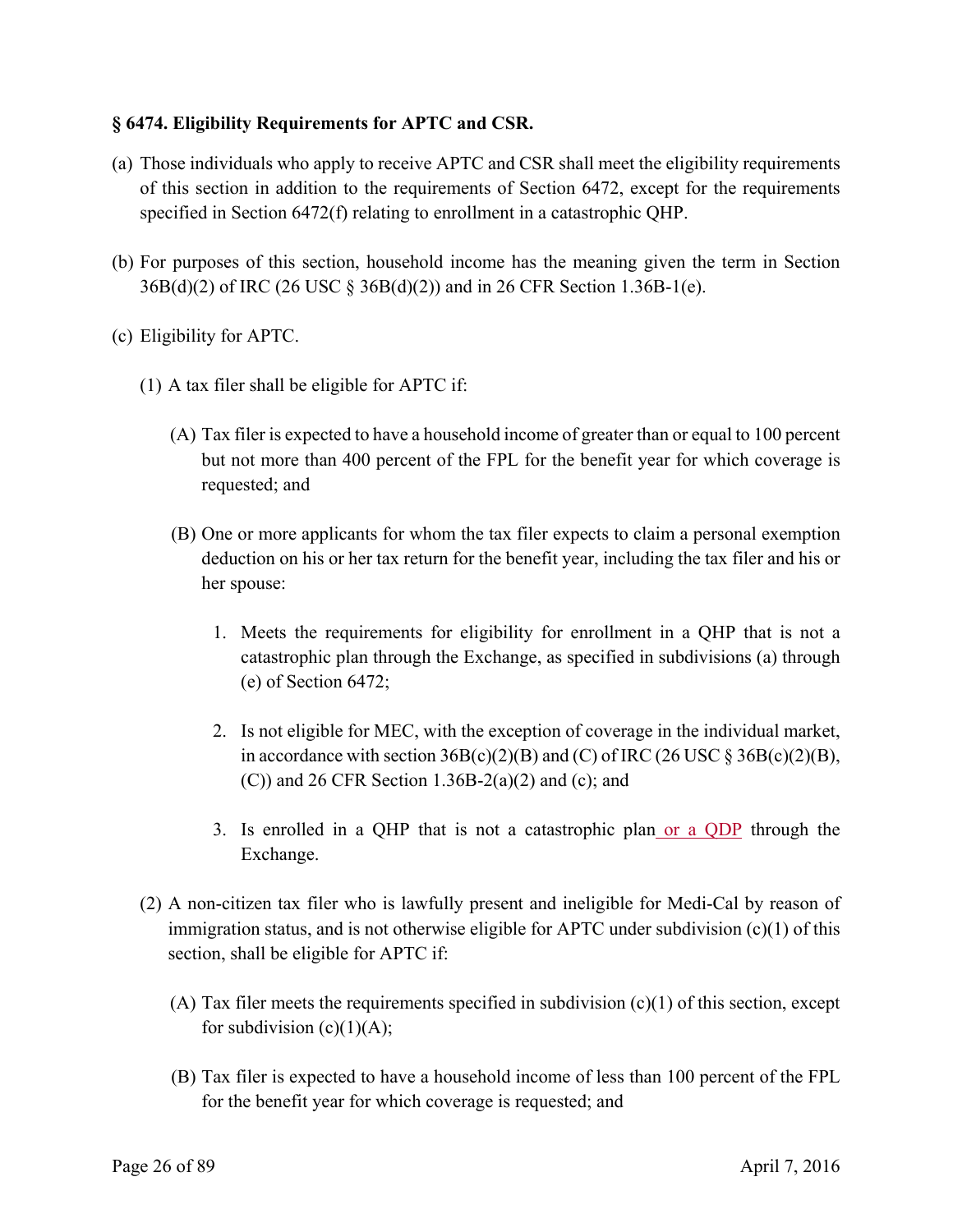**§ 6474. Eligibility Requirements for APTC and CSR.**

(a) Those individuals who apply to receive APTC and CSR shall meet the eligibility requirements of this section in addition to the requirements of Section 6472, except for the requirements specified in Section 6472(f) relating to enrollment in a catastrophic QHP.

(b) For purposes of this section, household income has the meaning given the term in Section 36B(d)(2) of IRC (26 USC § 36B(d)(2)) and in 26 CFR Section 1.36B-1(e).

(c) Eligibility for APTC.

(1) A tax filer shall be eligible for APTC if:

(A) Tax filer is expected to have a household income of greater than or equal to 100 percent but not more than 400 percent of the FPL for the benefit year for which coverage is requested; and

(B) One or more applicants for whom the tax filer expects to claim a personal exemption deduction on his or her tax return for the benefit year, including the tax filer and his or her spouse:

1. Meets the requirements for eligibility for enrollment in a QHP that is not a catastrophic plan through the Exchange, as specified in subdivisions (a) through (e) of Section 6472;

2. Is not eligible for MEC, with the exception of coverage in the individual market, in accordance with section 36B(c)(2)(B) and (C) of IRC (26 USC § 36B(c)(2)(B), (C)) and 26 CFR Section 1.36B-2(a)(2) and (c); and

3. Is enrolled in a QHP that is not a catastrophic plan or a QDP through the Exchange.

(2) A non-citizen tax filer who is lawfully present and ineligible for Medi-Cal by reason of immigration status, and is not otherwise eligible for APTC under subdivision (c)(1) of this section, shall be eligible for APTC if:

(A) Tax filer meets the requirements specified in subdivision (c)(1) of this section, except for subdivision (c)(1)(A);

(B) Tax filer is expected to have a household income of less than 100 percent of the FPL for the benefit year for which coverage is requested; and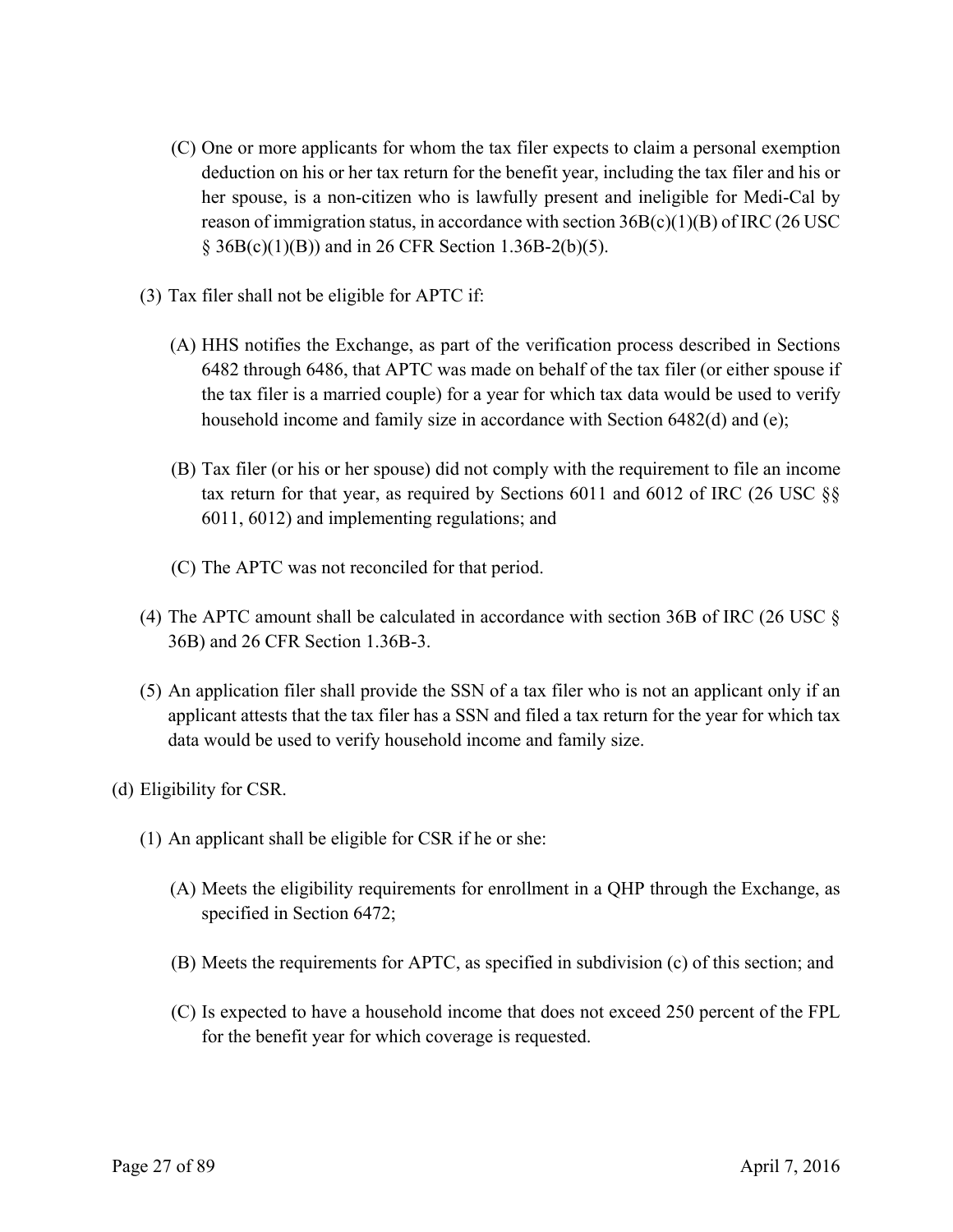(C) One or more applicants for whom the tax filer expects to claim a personal exemption deduction on his or her tax return for the benefit year, including the tax filer and his or her spouse, is a non-citizen who is lawfully present and ineligible for Medi-Cal by reason of immigration status, in accordance with section 36B(c)(1)(B) of IRC (26 USC § 36B(c)(1)(B)) and in 26 CFR Section 1.36B-2(b)(5).

(3) Tax filer shall not be eligible for APTC if:

(A) HHS notifies the Exchange, as part of the verification process described in Sections 6482 through 6486, that APTC was made on behalf of the tax filer (or either spouse if the tax filer is a married couple) for a year for which tax data would be used to verify household income and family size in accordance with Section 6482(d) and (e);

(B) Tax filer (or his or her spouse) did not comply with the requirement to file an income tax return for that year, as required by Sections 6011 and 6012 of IRC (26 USC §§ 6011, 6012) and implementing regulations; and

(C) The APTC was not reconciled for that period.

(4) The APTC amount shall be calculated in accordance with section 36B of IRC (26 USC § 36B) and 26 CFR Section 1.36B-3.

(5) An application filer shall provide the SSN of a tax filer who is not an applicant only if an applicant attests that the tax filer has a SSN and filed a tax return for the year for which tax data would be used to verify household income and family size.

(d) Eligibility for CSR.

(1) An applicant shall be eligible for CSR if he or she:

(A) Meets the eligibility requirements for enrollment in a QHP through the Exchange, as specified in Section 6472;

(B) Meets the requirements for APTC, as specified in subdivision (c) of this section; and

(C) Is expected to have a household income that does not exceed 250 percent of the FPL for the benefit year for which coverage is requested.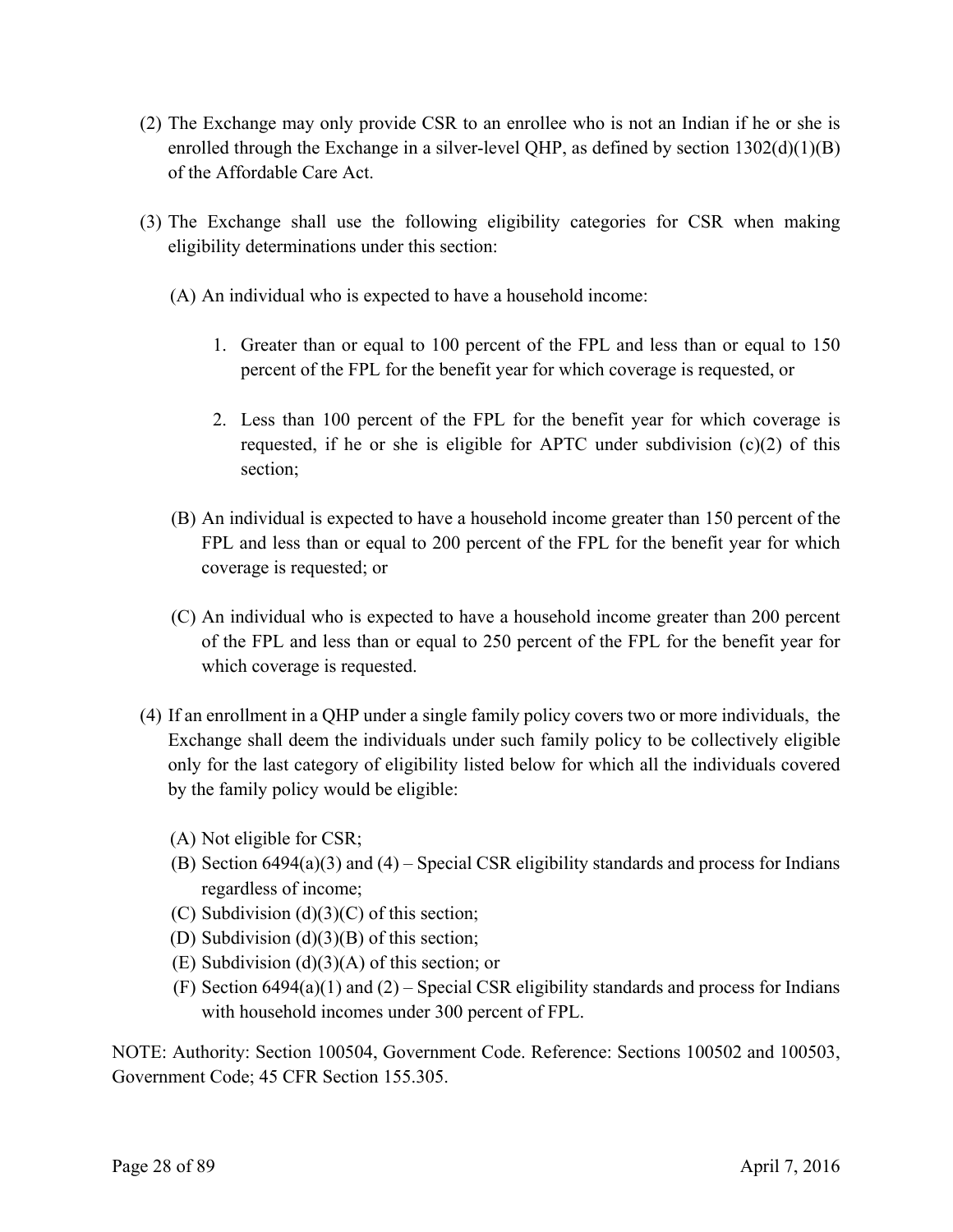(2) The Exchange may only provide CSR to an enrollee who is not an Indian if he or she is enrolled through the Exchange in a silver-level QHP, as defined by section 1302(d)(1)(B) of the Affordable Care Act.

(3) The Exchange shall use the following eligibility categories for CSR when making eligibility determinations under this section:

(A) An individual who is expected to have a household income:

1. Greater than or equal to 100 percent of the FPL and less than or equal to 150 percent of the FPL for the benefit year for which coverage is requested, or

2. Less than 100 percent of the FPL for the benefit year for which coverage is requested, if he or she is eligible for APTC under subdivision (c)(2) of this section;

(B) An individual is expected to have a household income greater than 150 percent of the FPL and less than or equal to 200 percent of the FPL for the benefit year for which coverage is requested; or

(C) An individual who is expected to have a household income greater than 200 percent of the FPL and less than or equal to 250 percent of the FPL for the benefit year for which coverage is requested.

(4) If an enrollment in a QHP under a single family policy covers two or more individuals, the Exchange shall deem the individuals under such family policy to be collectively eligible only for the last category of eligibility listed below for which all the individuals covered by the family policy would be eligible:

(A) Not eligible for CSR;
(B) Section 6494(a)(3) and (4) – Special CSR eligibility standards and process for Indians regardless of income;
(C) Subdivision (d)(3)(C) of this section;
(D) Subdivision (d)(3)(B) of this section;
(E) Subdivision (d)(3)(A) of this section; or
(F) Section 6494(a)(1) and (2) – Special CSR eligibility standards and process for Indians with household incomes under 300 percent of FPL.

NOTE: Authority: Section 100504, Government Code. Reference: Sections 100502 and 100503, Government Code; 45 CFR Section 155.305.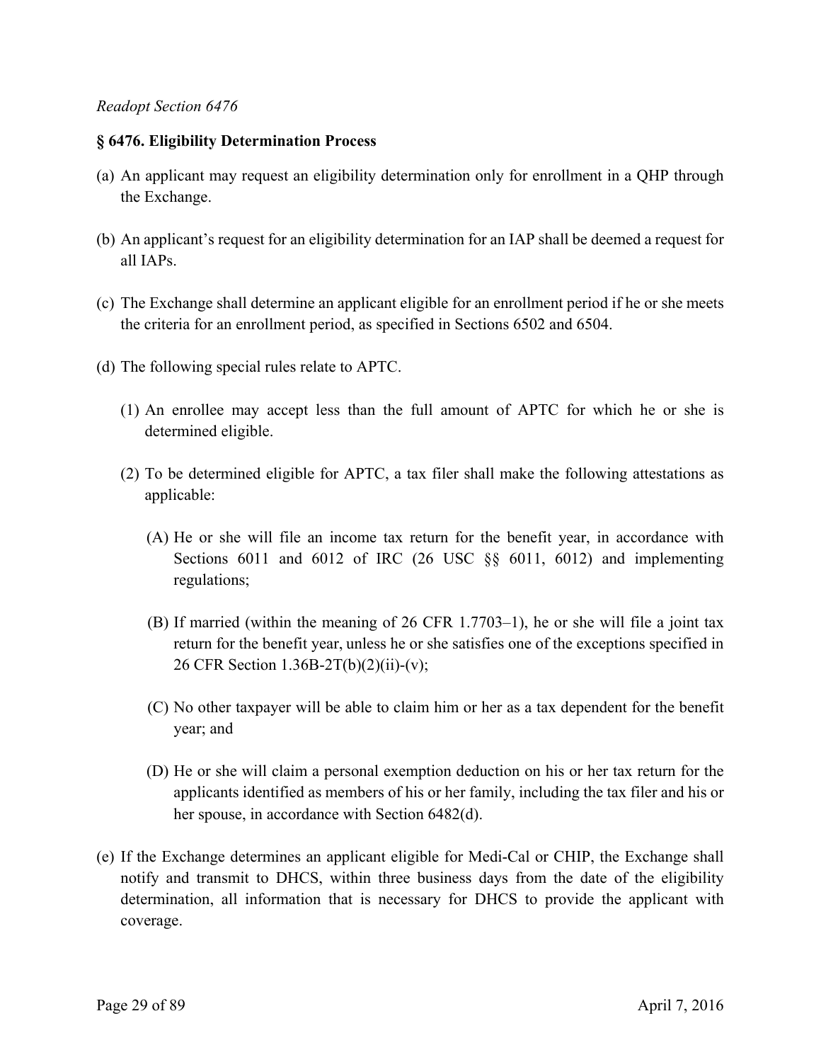*Readopt Section 6476*

**§ 6476. Eligibility Determination Process**

(a) An applicant may request an eligibility determination only for enrollment in a QHP through the Exchange.

(b) An applicant's request for an eligibility determination for an IAP shall be deemed a request for all IAPs.

(c) The Exchange shall determine an applicant eligible for an enrollment period if he or she meets the criteria for an enrollment period, as specified in Sections 6502 and 6504.

(d) The following special rules relate to APTC.

   (1) An enrollee may accept less than the full amount of APTC for which he or she is determined eligible.

   (2) To be determined eligible for APTC, a tax filer shall make the following attestations as applicable:

      (A) He or she will file an income tax return for the benefit year, in accordance with Sections 6011 and 6012 of IRC (26 USC §§ 6011, 6012) and implementing regulations;

      (B) If married (within the meaning of 26 CFR 1.7703–1), he or she will file a joint tax return for the benefit year, unless he or she satisfies one of the exceptions specified in 26 CFR Section 1.36B-2T(b)(2)(ii)-(v);

      (C) No other taxpayer will be able to claim him or her as a tax dependent for the benefit year; and

      (D) He or she will claim a personal exemption deduction on his or her tax return for the applicants identified as members of his or her family, including the tax filer and his or her spouse, in accordance with Section 6482(d).

(e) If the Exchange determines an applicant eligible for Medi-Cal or CHIP, the Exchange shall notify and transmit to DHCS, within three business days from the date of the eligibility determination, all information that is necessary for DHCS to provide the applicant with coverage.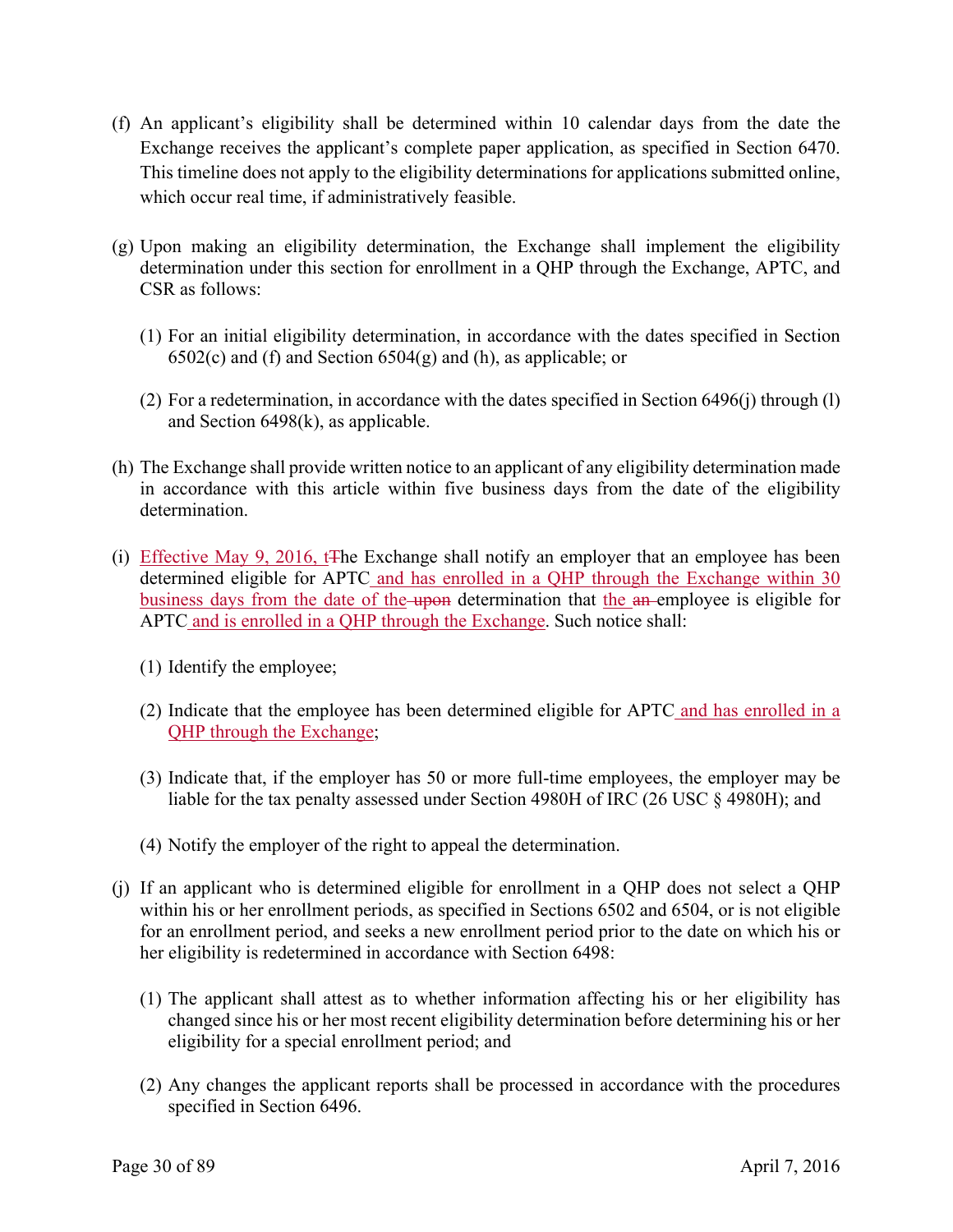(f) An applicant's eligibility shall be determined within 10 calendar days from the date the Exchange receives the applicant's complete paper application, as specified in Section 6470. This timeline does not apply to the eligibility determinations for applications submitted online, which occur real time, if administratively feasible.

(g) Upon making an eligibility determination, the Exchange shall implement the eligibility determination under this section for enrollment in a QHP through the Exchange, APTC, and CSR as follows:

(1) For an initial eligibility determination, in accordance with the dates specified in Section 6502(c) and (f) and Section 6504(g) and (h), as applicable; or

(2) For a redetermination, in accordance with the dates specified in Section 6496(j) through (l) and Section 6498(k), as applicable.

(h) The Exchange shall provide written notice to an applicant of any eligibility determination made in accordance with this article within five business days from the date of the eligibility determination.

(i) <u>Effective May 9, 2016, t</u>~~T~~he Exchange shall notify an employer that an employee has been determined eligible for APTC<u> and has enrolled in a QHP through the Exchange within 30 business days from the date of the</u>~~ upon~~ determination that <u>the</u> ~~an~~ employee is eligible for APTC<u> and is enrolled in a QHP through the Exchange</u>. Such notice shall:

(1) Identify the employee;

(2) Indicate that the employee has been determined eligible for APTC<u> and has enrolled in a QHP through the Exchange</u>;

(3) Indicate that, if the employer has 50 or more full-time employees, the employer may be liable for the tax penalty assessed under Section 4980H of IRC (26 USC § 4980H); and

(4) Notify the employer of the right to appeal the determination.

(j) If an applicant who is determined eligible for enrollment in a QHP does not select a QHP within his or her enrollment periods, as specified in Sections 6502 and 6504, or is not eligible for an enrollment period, and seeks a new enrollment period prior to the date on which his or her eligibility is redetermined in accordance with Section 6498:

(1) The applicant shall attest as to whether information affecting his or her eligibility has changed since his or her most recent eligibility determination before determining his or her eligibility for a special enrollment period; and

(2) Any changes the applicant reports shall be processed in accordance with the procedures specified in Section 6496.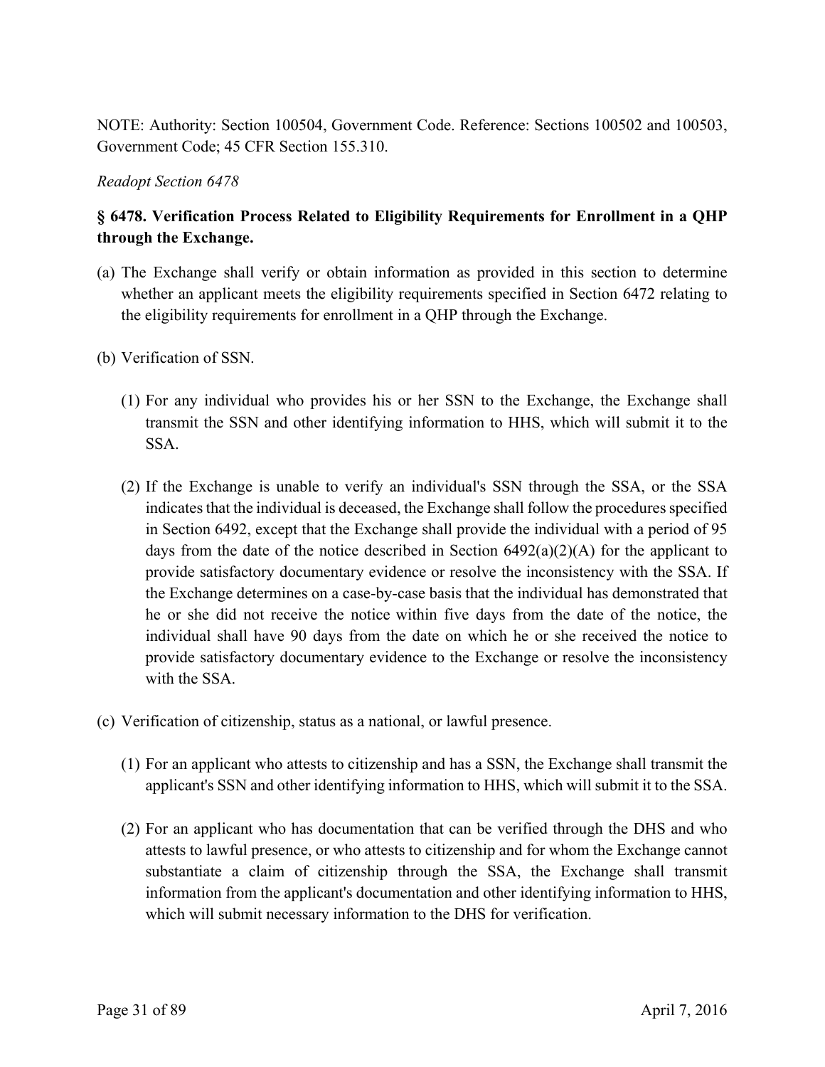NOTE: Authority: Section 100504, Government Code. Reference: Sections 100502 and 100503, Government Code; 45 CFR Section 155.310.

*Readopt Section 6478*

**§ 6478. Verification Process Related to Eligibility Requirements for Enrollment in a QHP through the Exchange.**

(a) The Exchange shall verify or obtain information as provided in this section to determine whether an applicant meets the eligibility requirements specified in Section 6472 relating to the eligibility requirements for enrollment in a QHP through the Exchange.

(b) Verification of SSN.

(1) For any individual who provides his or her SSN to the Exchange, the Exchange shall transmit the SSN and other identifying information to HHS, which will submit it to the SSA.

(2) If the Exchange is unable to verify an individual's SSN through the SSA, or the SSA indicates that the individual is deceased, the Exchange shall follow the procedures specified in Section 6492, except that the Exchange shall provide the individual with a period of 95 days from the date of the notice described in Section 6492(a)(2)(A) for the applicant to provide satisfactory documentary evidence or resolve the inconsistency with the SSA. If the Exchange determines on a case-by-case basis that the individual has demonstrated that he or she did not receive the notice within five days from the date of the notice, the individual shall have 90 days from the date on which he or she received the notice to provide satisfactory documentary evidence to the Exchange or resolve the inconsistency with the SSA.

(c) Verification of citizenship, status as a national, or lawful presence.

(1) For an applicant who attests to citizenship and has a SSN, the Exchange shall transmit the applicant's SSN and other identifying information to HHS, which will submit it to the SSA.

(2) For an applicant who has documentation that can be verified through the DHS and who attests to lawful presence, or who attests to citizenship and for whom the Exchange cannot substantiate a claim of citizenship through the SSA, the Exchange shall transmit information from the applicant's documentation and other identifying information to HHS, which will submit necessary information to the DHS for verification.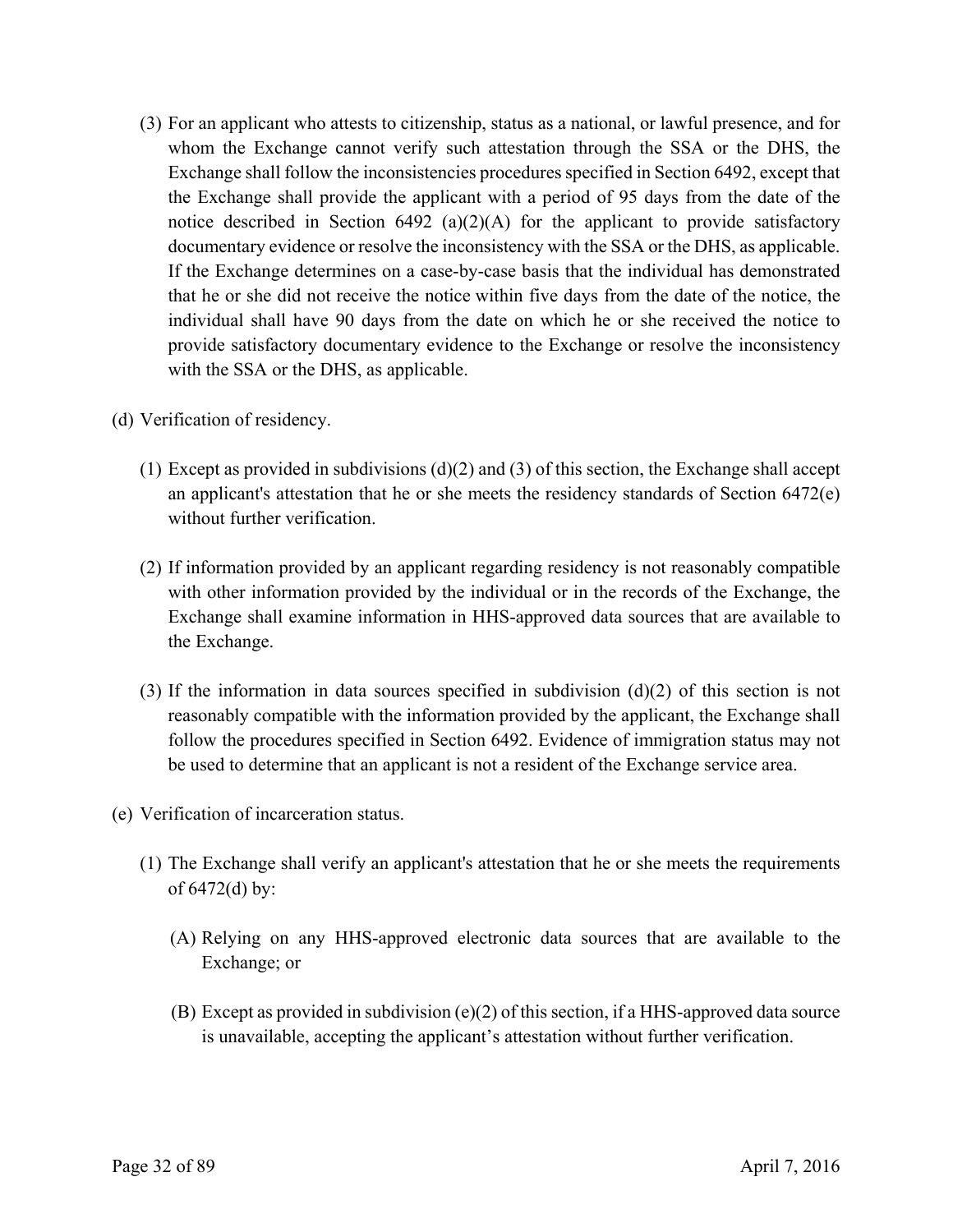(3) For an applicant who attests to citizenship, status as a national, or lawful presence, and for whom the Exchange cannot verify such attestation through the SSA or the DHS, the Exchange shall follow the inconsistencies procedures specified in Section 6492, except that the Exchange shall provide the applicant with a period of 95 days from the date of the notice described in Section 6492 (a)(2)(A) for the applicant to provide satisfactory documentary evidence or resolve the inconsistency with the SSA or the DHS, as applicable. If the Exchange determines on a case-by-case basis that the individual has demonstrated that he or she did not receive the notice within five days from the date of the notice, the individual shall have 90 days from the date on which he or she received the notice to provide satisfactory documentary evidence to the Exchange or resolve the inconsistency with the SSA or the DHS, as applicable.

(d) Verification of residency.

(1) Except as provided in subdivisions (d)(2) and (3) of this section, the Exchange shall accept an applicant's attestation that he or she meets the residency standards of Section 6472(e) without further verification.

(2) If information provided by an applicant regarding residency is not reasonably compatible with other information provided by the individual or in the records of the Exchange, the Exchange shall examine information in HHS-approved data sources that are available to the Exchange.

(3) If the information in data sources specified in subdivision (d)(2) of this section is not reasonably compatible with the information provided by the applicant, the Exchange shall follow the procedures specified in Section 6492. Evidence of immigration status may not be used to determine that an applicant is not a resident of the Exchange service area.

(e) Verification of incarceration status.

(1) The Exchange shall verify an applicant's attestation that he or she meets the requirements of 6472(d) by:

(A) Relying on any HHS-approved electronic data sources that are available to the Exchange; or

(B) Except as provided in subdivision (e)(2) of this section, if a HHS-approved data source is unavailable, accepting the applicant's attestation without further verification.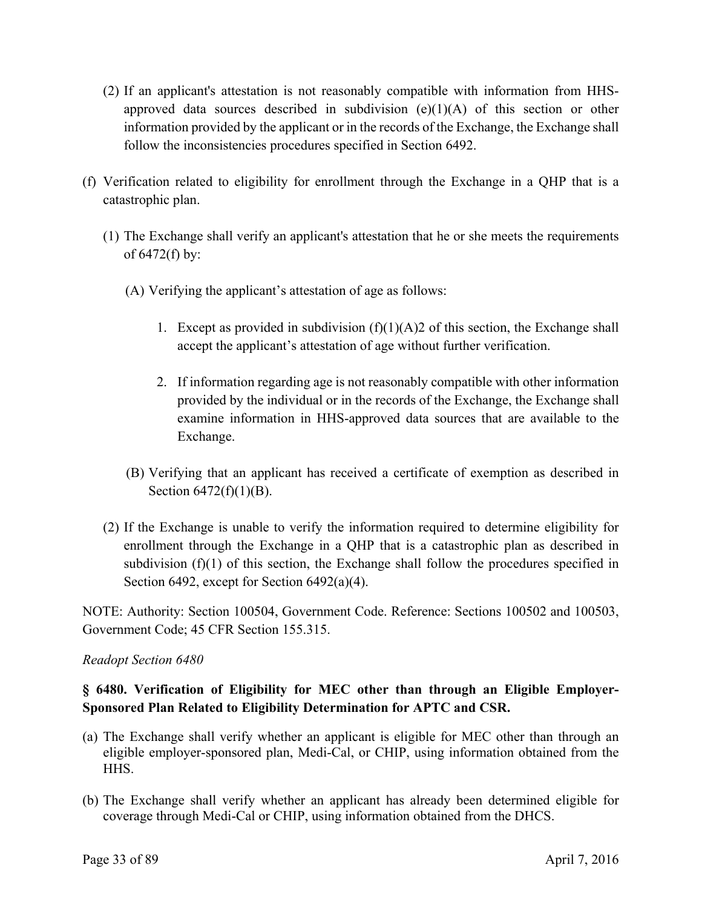(2) If an applicant's attestation is not reasonably compatible with information from HHS-approved data sources described in subdivision (e)(1)(A) of this section or other information provided by the applicant or in the records of the Exchange, the Exchange shall follow the inconsistencies procedures specified in Section 6492.

(f) Verification related to eligibility for enrollment through the Exchange in a QHP that is a catastrophic plan.

(1) The Exchange shall verify an applicant's attestation that he or she meets the requirements of 6472(f) by:

(A) Verifying the applicant's attestation of age as follows:

1. Except as provided in subdivision (f)(1)(A)2 of this section, the Exchange shall accept the applicant's attestation of age without further verification.

2. If information regarding age is not reasonably compatible with other information provided by the individual or in the records of the Exchange, the Exchange shall examine information in HHS-approved data sources that are available to the Exchange.

(B) Verifying that an applicant has received a certificate of exemption as described in Section 6472(f)(1)(B).

(2) If the Exchange is unable to verify the information required to determine eligibility for enrollment through the Exchange in a QHP that is a catastrophic plan as described in subdivision (f)(1) of this section, the Exchange shall follow the procedures specified in Section 6492, except for Section 6492(a)(4).

NOTE: Authority: Section 100504, Government Code. Reference: Sections 100502 and 100503, Government Code; 45 CFR Section 155.315.

*Readopt Section 6480*

**§ 6480. Verification of Eligibility for MEC other than through an Eligible Employer-Sponsored Plan Related to Eligibility Determination for APTC and CSR.**

(a) The Exchange shall verify whether an applicant is eligible for MEC other than through an eligible employer-sponsored plan, Medi-Cal, or CHIP, using information obtained from the HHS.

(b) The Exchange shall verify whether an applicant has already been determined eligible for coverage through Medi-Cal or CHIP, using information obtained from the DHCS.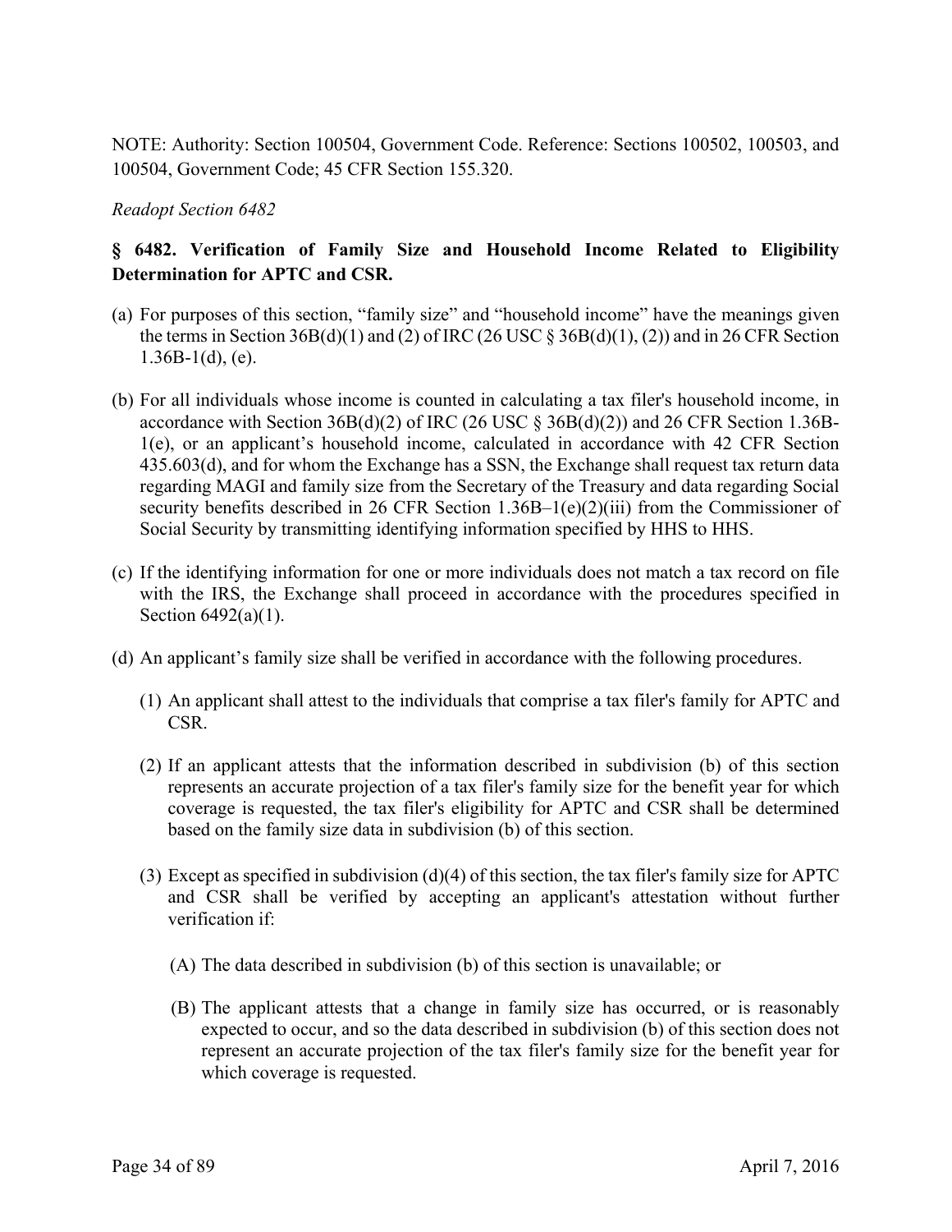NOTE: Authority: Section 100504, Government Code. Reference: Sections 100502, 100503, and 100504, Government Code; 45 CFR Section 155.320.

*Readopt Section 6482*

**§ 6482. Verification of Family Size and Household Income Related to Eligibility Determination for APTC and CSR.**

(a) For purposes of this section, "family size" and "household income" have the meanings given the terms in Section 36B(d)(1) and (2) of IRC (26 USC § 36B(d)(1), (2)) and in 26 CFR Section 1.36B-1(d), (e).

(b) For all individuals whose income is counted in calculating a tax filer's household income, in accordance with Section 36B(d)(2) of IRC (26 USC § 36B(d)(2)) and 26 CFR Section 1.36B-1(e), or an applicant's household income, calculated in accordance with 42 CFR Section 435.603(d), and for whom the Exchange has a SSN, the Exchange shall request tax return data regarding MAGI and family size from the Secretary of the Treasury and data regarding Social security benefits described in 26 CFR Section 1.36B–1(e)(2)(iii) from the Commissioner of Social Security by transmitting identifying information specified by HHS to HHS.

(c) If the identifying information for one or more individuals does not match a tax record on file with the IRS, the Exchange shall proceed in accordance with the procedures specified in Section 6492(a)(1).

(d) An applicant's family size shall be verified in accordance with the following procedures.

   (1) An applicant shall attest to the individuals that comprise a tax filer's family for APTC and CSR.

   (2) If an applicant attests that the information described in subdivision (b) of this section represents an accurate projection of a tax filer's family size for the benefit year for which coverage is requested, the tax filer's eligibility for APTC and CSR shall be determined based on the family size data in subdivision (b) of this section.

   (3) Except as specified in subdivision (d)(4) of this section, the tax filer's family size for APTC and CSR shall be verified by accepting an applicant's attestation without further verification if:

      (A) The data described in subdivision (b) of this section is unavailable; or

      (B) The applicant attests that a change in family size has occurred, or is reasonably expected to occur, and so the data described in subdivision (b) of this section does not represent an accurate projection of the tax filer's family size for the benefit year for which coverage is requested.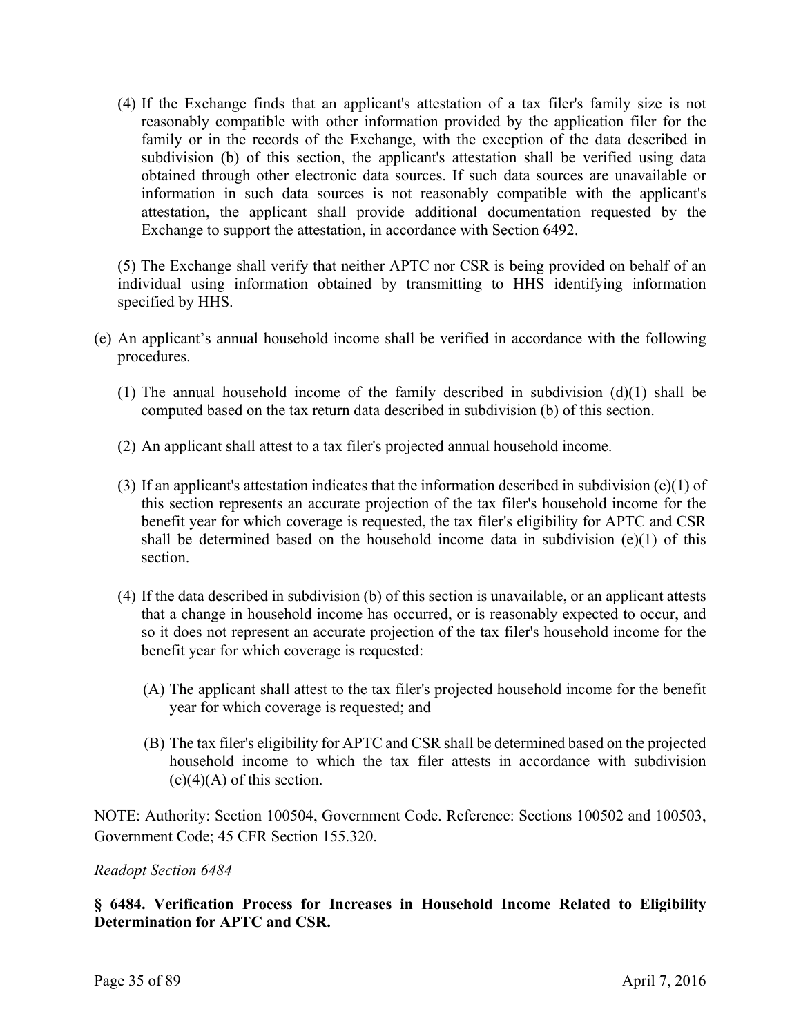(4) If the Exchange finds that an applicant's attestation of a tax filer's family size is not reasonably compatible with other information provided by the application filer for the family or in the records of the Exchange, with the exception of the data described in subdivision (b) of this section, the applicant's attestation shall be verified using data obtained through other electronic data sources. If such data sources are unavailable or information in such data sources is not reasonably compatible with the applicant's attestation, the applicant shall provide additional documentation requested by the Exchange to support the attestation, in accordance with Section 6492.

(5) The Exchange shall verify that neither APTC nor CSR is being provided on behalf of an individual using information obtained by transmitting to HHS identifying information specified by HHS.

(e) An applicant's annual household income shall be verified in accordance with the following procedures.

(1) The annual household income of the family described in subdivision (d)(1) shall be computed based on the tax return data described in subdivision (b) of this section.

(2) An applicant shall attest to a tax filer's projected annual household income.

(3) If an applicant's attestation indicates that the information described in subdivision (e)(1) of this section represents an accurate projection of the tax filer's household income for the benefit year for which coverage is requested, the tax filer's eligibility for APTC and CSR shall be determined based on the household income data in subdivision (e)(1) of this section.

(4) If the data described in subdivision (b) of this section is unavailable, or an applicant attests that a change in household income has occurred, or is reasonably expected to occur, and so it does not represent an accurate projection of the tax filer's household income for the benefit year for which coverage is requested:

(A) The applicant shall attest to the tax filer's projected household income for the benefit year for which coverage is requested; and

(B) The tax filer's eligibility for APTC and CSR shall be determined based on the projected household income to which the tax filer attests in accordance with subdivision (e)(4)(A) of this section.

NOTE: Authority: Section 100504, Government Code. Reference: Sections 100502 and 100503, Government Code; 45 CFR Section 155.320.

*Readopt Section 6484*

**§ 6484. Verification Process for Increases in Household Income Related to Eligibility Determination for APTC and CSR.**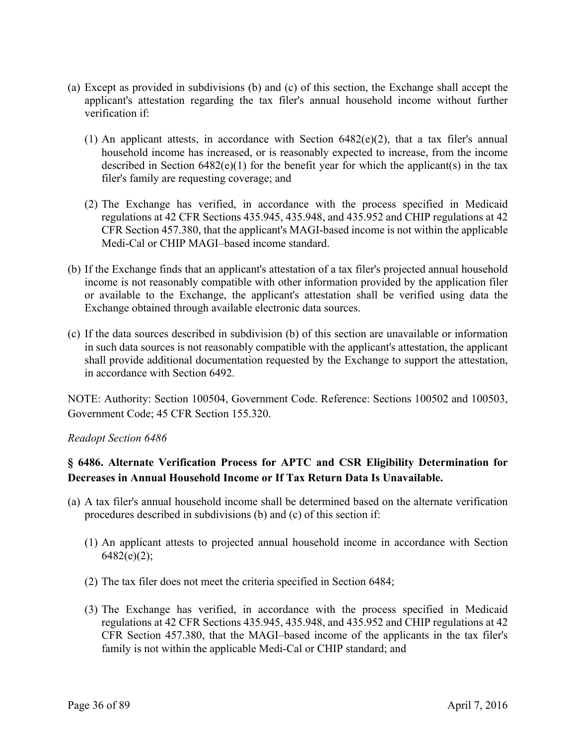(a) Except as provided in subdivisions (b) and (c) of this section, the Exchange shall accept the applicant's attestation regarding the tax filer's annual household income without further verification if:

(1) An applicant attests, in accordance with Section 6482(e)(2), that a tax filer's annual household income has increased, or is reasonably expected to increase, from the income described in Section 6482(e)(1) for the benefit year for which the applicant(s) in the tax filer's family are requesting coverage; and

(2) The Exchange has verified, in accordance with the process specified in Medicaid regulations at 42 CFR Sections 435.945, 435.948, and 435.952 and CHIP regulations at 42 CFR Section 457.380, that the applicant's MAGI-based income is not within the applicable Medi-Cal or CHIP MAGI–based income standard.

(b) If the Exchange finds that an applicant's attestation of a tax filer's projected annual household income is not reasonably compatible with other information provided by the application filer or available to the Exchange, the applicant's attestation shall be verified using data the Exchange obtained through available electronic data sources.

(c) If the data sources described in subdivision (b) of this section are unavailable or information in such data sources is not reasonably compatible with the applicant's attestation, the applicant shall provide additional documentation requested by the Exchange to support the attestation, in accordance with Section 6492.

NOTE: Authority: Section 100504, Government Code. Reference: Sections 100502 and 100503, Government Code; 45 CFR Section 155.320.

*Readopt Section 6486*

**§ 6486. Alternate Verification Process for APTC and CSR Eligibility Determination for Decreases in Annual Household Income or If Tax Return Data Is Unavailable.**

(a) A tax filer's annual household income shall be determined based on the alternate verification procedures described in subdivisions (b) and (c) of this section if:

(1) An applicant attests to projected annual household income in accordance with Section 6482(e)(2);

(2) The tax filer does not meet the criteria specified in Section 6484;

(3) The Exchange has verified, in accordance with the process specified in Medicaid regulations at 42 CFR Sections 435.945, 435.948, and 435.952 and CHIP regulations at 42 CFR Section 457.380, that the MAGI–based income of the applicants in the tax filer's family is not within the applicable Medi-Cal or CHIP standard; and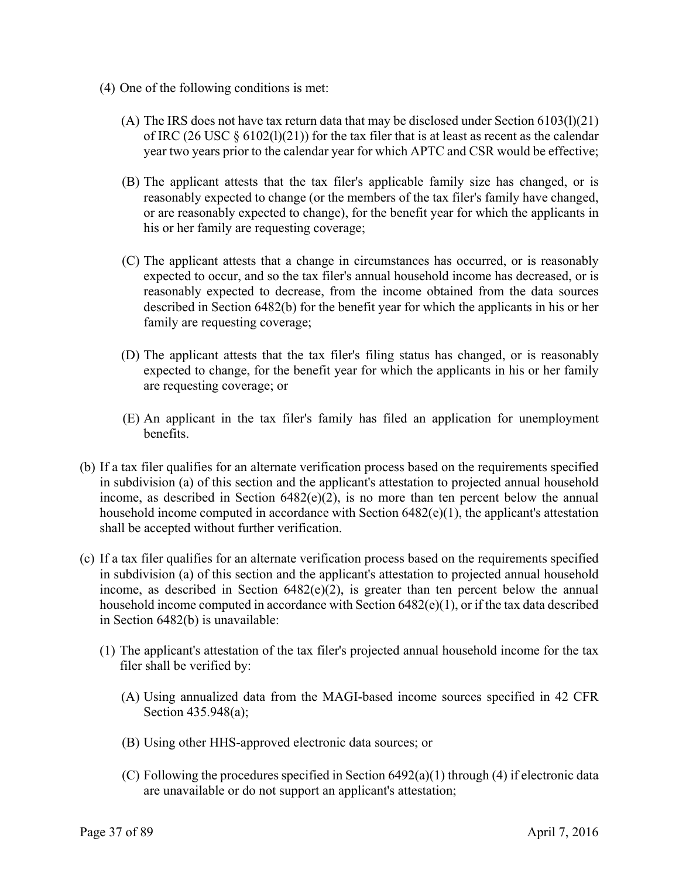(4) One of the following conditions is met:

   (A) The IRS does not have tax return data that may be disclosed under Section 6103(l)(21) of IRC (26 USC § 6102(l)(21)) for the tax filer that is at least as recent as the calendar year two years prior to the calendar year for which APTC and CSR would be effective;

   (B) The applicant attests that the tax filer's applicable family size has changed, or is reasonably expected to change (or the members of the tax filer's family have changed, or are reasonably expected to change), for the benefit year for which the applicants in his or her family are requesting coverage;

   (C) The applicant attests that a change in circumstances has occurred, or is reasonably expected to occur, and so the tax filer's annual household income has decreased, or is reasonably expected to decrease, from the income obtained from the data sources described in Section 6482(b) for the benefit year for which the applicants in his or her family are requesting coverage;

   (D) The applicant attests that the tax filer's filing status has changed, or is reasonably expected to change, for the benefit year for which the applicants in his or her family are requesting coverage; or

   (E) An applicant in the tax filer's family has filed an application for unemployment benefits.

(b) If a tax filer qualifies for an alternate verification process based on the requirements specified in subdivision (a) of this section and the applicant's attestation to projected annual household income, as described in Section 6482(e)(2), is no more than ten percent below the annual household income computed in accordance with Section 6482(e)(1), the applicant's attestation shall be accepted without further verification.

(c) If a tax filer qualifies for an alternate verification process based on the requirements specified in subdivision (a) of this section and the applicant's attestation to projected annual household income, as described in Section 6482(e)(2), is greater than ten percent below the annual household income computed in accordance with Section 6482(e)(1), or if the tax data described in Section 6482(b) is unavailable:

   (1) The applicant's attestation of the tax filer's projected annual household income for the tax filer shall be verified by:

      (A) Using annualized data from the MAGI-based income sources specified in 42 CFR Section 435.948(a);

      (B) Using other HHS-approved electronic data sources; or

      (C) Following the procedures specified in Section 6492(a)(1) through (4) if electronic data are unavailable or do not support an applicant's attestation;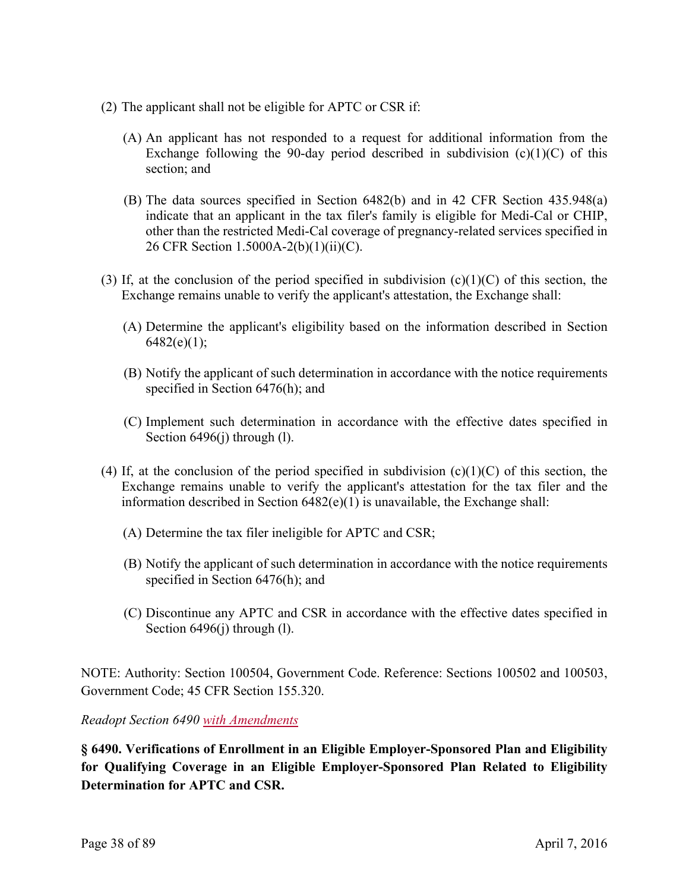(2) The applicant shall not be eligible for APTC or CSR if:

(A) An applicant has not responded to a request for additional information from the Exchange following the 90-day period described in subdivision (c)(1)(C) of this section; and

(B) The data sources specified in Section 6482(b) and in 42 CFR Section 435.948(a) indicate that an applicant in the tax filer's family is eligible for Medi-Cal or CHIP, other than the restricted Medi-Cal coverage of pregnancy-related services specified in 26 CFR Section 1.5000A-2(b)(1)(ii)(C).

(3) If, at the conclusion of the period specified in subdivision (c)(1)(C) of this section, the Exchange remains unable to verify the applicant's attestation, the Exchange shall:

(A) Determine the applicant's eligibility based on the information described in Section 6482(e)(1);

(B) Notify the applicant of such determination in accordance with the notice requirements specified in Section 6476(h); and

(C) Implement such determination in accordance with the effective dates specified in Section 6496(j) through (l).

(4) If, at the conclusion of the period specified in subdivision (c)(1)(C) of this section, the Exchange remains unable to verify the applicant's attestation for the tax filer and the information described in Section 6482(e)(1) is unavailable, the Exchange shall:

(A) Determine the tax filer ineligible for APTC and CSR;

(B) Notify the applicant of such determination in accordance with the notice requirements specified in Section 6476(h); and

(C) Discontinue any APTC and CSR in accordance with the effective dates specified in Section 6496(j) through (l).

NOTE: Authority: Section 100504, Government Code. Reference: Sections 100502 and 100503, Government Code; 45 CFR Section 155.320.

*Readopt Section 6490 with Amendments*

**§ 6490. Verifications of Enrollment in an Eligible Employer-Sponsored Plan and Eligibility for Qualifying Coverage in an Eligible Employer-Sponsored Plan Related to Eligibility Determination for APTC and CSR.**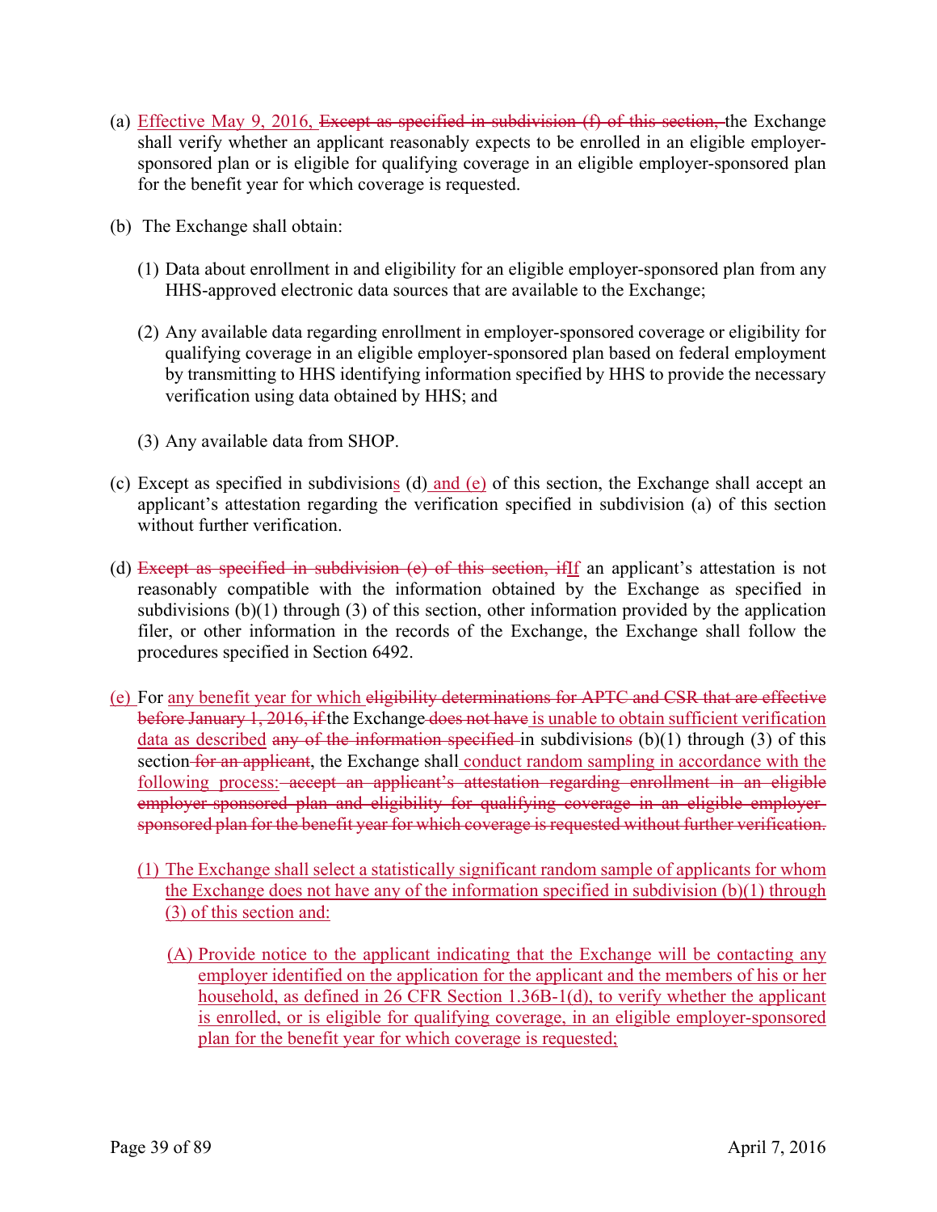(a) <u>Effective May 9, 2016,</u> ~~Except as specified in subdivision (f) of this section,~~ the Exchange shall verify whether an applicant reasonably expects to be enrolled in an eligible employer-sponsored plan or is eligible for qualifying coverage in an eligible employer-sponsored plan for the benefit year for which coverage is requested.

(b) The Exchange shall obtain:

(1) Data about enrollment in and eligibility for an eligible employer-sponsored plan from any HHS-approved electronic data sources that are available to the Exchange;

(2) Any available data regarding enrollment in employer-sponsored coverage or eligibility for qualifying coverage in an eligible employer-sponsored plan based on federal employment by transmitting to HHS identifying information specified by HHS to provide the necessary verification using data obtained by HHS; and

(3) Any available data from SHOP.

(c) Except as specified in subdivision<u>s</u> (d) <u>and (e)</u> of this section, the Exchange shall accept an applicant's attestation regarding the verification specified in subdivision (a) of this section without further verification.

(d) ~~Except as specified in subdivision (e) of this section, if~~<u>If</u> an applicant's attestation is not reasonably compatible with the information obtained by the Exchange as specified in subdivisions (b)(1) through (3) of this section, other information provided by the application filer, or other information in the records of the Exchange, the Exchange shall follow the procedures specified in Section 6492.

<u>(e)</u> For <u>any benefit year for which</u> ~~eligibility determinations for APTC and CSR that are effective before January 1, 2016, if~~ the Exchange ~~does not have~~ <u>is unable to obtain sufficient verification data as described</u> ~~any of the information specified~~ in subdivision~~s~~ (b)(1) through (3) of this section ~~for an applicant~~, the Exchange shall <u>conduct random sampling in accordance with the following process:</u> ~~accept an applicant's attestation regarding enrollment in an eligible employer sponsored plan and eligibility for qualifying coverage in an eligible employer-sponsored plan for the benefit year for which coverage is requested without further verification.~~

<u>(1) The Exchange shall select a statistically significant random sample of applicants for whom the Exchange does not have any of the information specified in subdivision (b)(1) through (3) of this section and:</u>

<u>(A) Provide notice to the applicant indicating that the Exchange will be contacting any employer identified on the application for the applicant and the members of his or her household, as defined in 26 CFR Section 1.36B-1(d), to verify whether the applicant is enrolled, or is eligible for qualifying coverage, in an eligible employer-sponsored plan for the benefit year for which coverage is requested;</u>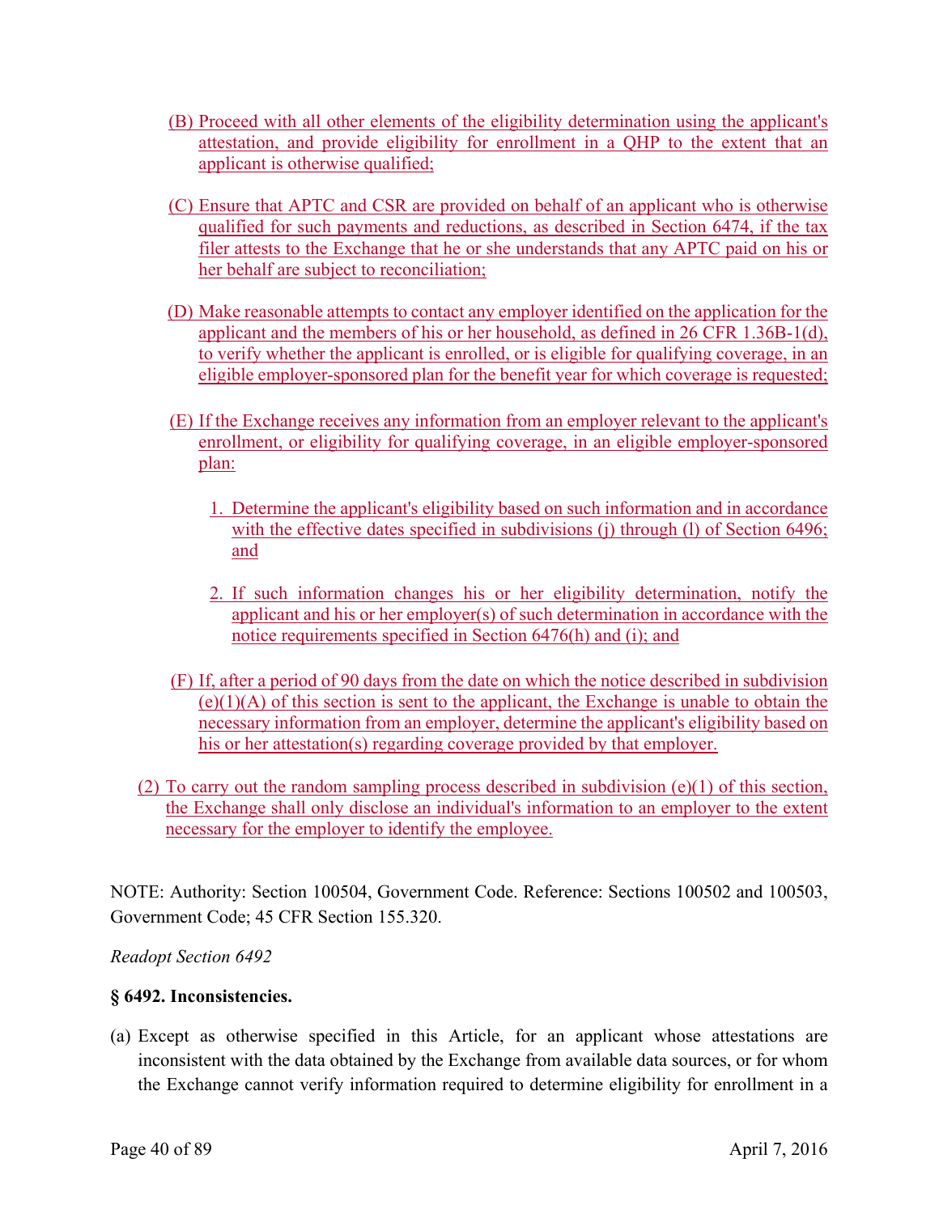(B) Proceed with all other elements of the eligibility determination using the applicant's attestation, and provide eligibility for enrollment in a QHP to the extent that an applicant is otherwise qualified;

(C) Ensure that APTC and CSR are provided on behalf of an applicant who is otherwise qualified for such payments and reductions, as described in Section 6474, if the tax filer attests to the Exchange that he or she understands that any APTC paid on his or her behalf are subject to reconciliation;

(D) Make reasonable attempts to contact any employer identified on the application for the applicant and the members of his or her household, as defined in 26 CFR 1.36B-1(d), to verify whether the applicant is enrolled, or is eligible for qualifying coverage, in an eligible employer-sponsored plan for the benefit year for which coverage is requested;

(E) If the Exchange receives any information from an employer relevant to the applicant's enrollment, or eligibility for qualifying coverage, in an eligible employer-sponsored plan:

1. Determine the applicant's eligibility based on such information and in accordance with the effective dates specified in subdivisions (j) through (l) of Section 6496; and

2. If such information changes his or her eligibility determination, notify the applicant and his or her employer(s) of such determination in accordance with the notice requirements specified in Section 6476(h) and (i); and

(F) If, after a period of 90 days from the date on which the notice described in subdivision (e)(1)(A) of this section is sent to the applicant, the Exchange is unable to obtain the necessary information from an employer, determine the applicant's eligibility based on his or her attestation(s) regarding coverage provided by that employer.

(2) To carry out the random sampling process described in subdivision (e)(1) of this section, the Exchange shall only disclose an individual's information to an employer to the extent necessary for the employer to identify the employee.

NOTE: Authority: Section 100504, Government Code. Reference: Sections 100502 and 100503, Government Code; 45 CFR Section 155.320.

*Readopt Section 6492*

**§ 6492. Inconsistencies.**

(a) Except as otherwise specified in this Article, for an applicant whose attestations are inconsistent with the data obtained by the Exchange from available data sources, or for whom the Exchange cannot verify information required to determine eligibility for enrollment in a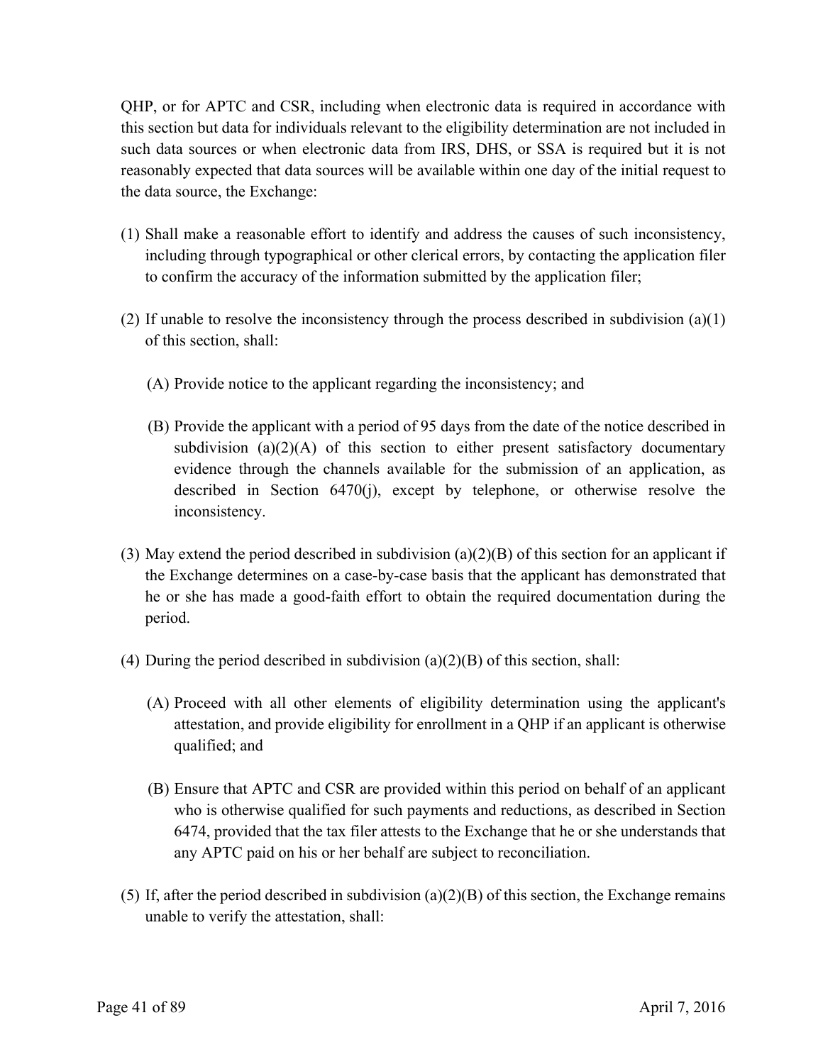QHP, or for APTC and CSR, including when electronic data is required in accordance with this section but data for individuals relevant to the eligibility determination are not included in such data sources or when electronic data from IRS, DHS, or SSA is required but it is not reasonably expected that data sources will be available within one day of the initial request to the data source, the Exchange:

(1) Shall make a reasonable effort to identify and address the causes of such inconsistency, including through typographical or other clerical errors, by contacting the application filer to confirm the accuracy of the information submitted by the application filer;

(2) If unable to resolve the inconsistency through the process described in subdivision (a)(1) of this section, shall:

   (A) Provide notice to the applicant regarding the inconsistency; and

   (B) Provide the applicant with a period of 95 days from the date of the notice described in subdivision (a)(2)(A) of this section to either present satisfactory documentary evidence through the channels available for the submission of an application, as described in Section 6470(j), except by telephone, or otherwise resolve the inconsistency.

(3) May extend the period described in subdivision (a)(2)(B) of this section for an applicant if the Exchange determines on a case-by-case basis that the applicant has demonstrated that he or she has made a good-faith effort to obtain the required documentation during the period.

(4) During the period described in subdivision (a)(2)(B) of this section, shall:

   (A) Proceed with all other elements of eligibility determination using the applicant's attestation, and provide eligibility for enrollment in a QHP if an applicant is otherwise qualified; and

   (B) Ensure that APTC and CSR are provided within this period on behalf of an applicant who is otherwise qualified for such payments and reductions, as described in Section 6474, provided that the tax filer attests to the Exchange that he or she understands that any APTC paid on his or her behalf are subject to reconciliation.

(5) If, after the period described in subdivision (a)(2)(B) of this section, the Exchange remains unable to verify the attestation, shall: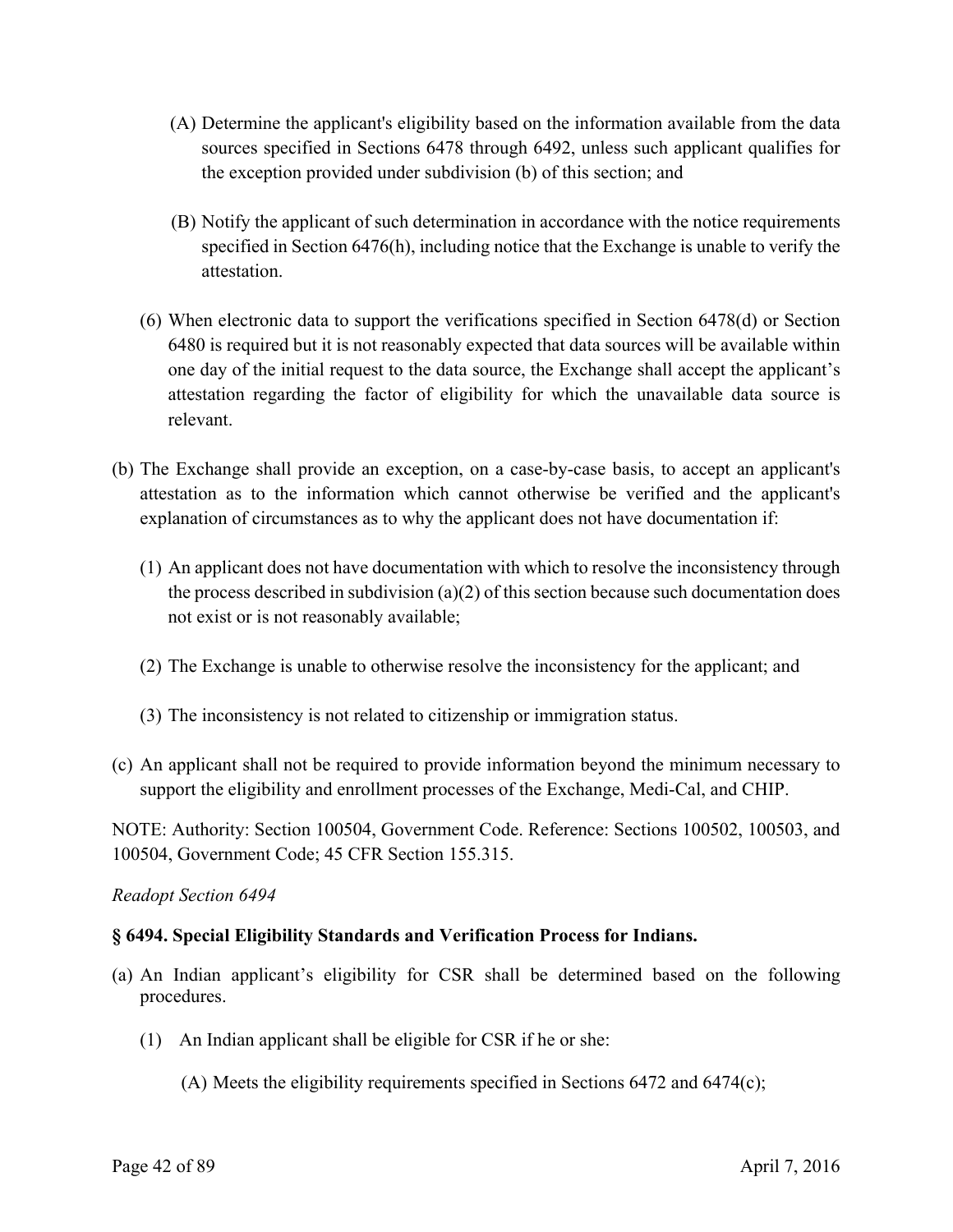(A) Determine the applicant's eligibility based on the information available from the data sources specified in Sections 6478 through 6492, unless such applicant qualifies for the exception provided under subdivision (b) of this section; and

(B) Notify the applicant of such determination in accordance with the notice requirements specified in Section 6476(h), including notice that the Exchange is unable to verify the attestation.

(6) When electronic data to support the verifications specified in Section 6478(d) or Section 6480 is required but it is not reasonably expected that data sources will be available within one day of the initial request to the data source, the Exchange shall accept the applicant's attestation regarding the factor of eligibility for which the unavailable data source is relevant.

(b) The Exchange shall provide an exception, on a case-by-case basis, to accept an applicant's attestation as to the information which cannot otherwise be verified and the applicant's explanation of circumstances as to why the applicant does not have documentation if:

(1) An applicant does not have documentation with which to resolve the inconsistency through the process described in subdivision (a)(2) of this section because such documentation does not exist or is not reasonably available;

(2) The Exchange is unable to otherwise resolve the inconsistency for the applicant; and

(3) The inconsistency is not related to citizenship or immigration status.

(c) An applicant shall not be required to provide information beyond the minimum necessary to support the eligibility and enrollment processes of the Exchange, Medi-Cal, and CHIP.

NOTE: Authority: Section 100504, Government Code. Reference: Sections 100502, 100503, and 100504, Government Code; 45 CFR Section 155.315.

*Readopt Section 6494*

**§ 6494. Special Eligibility Standards and Verification Process for Indians.**

(a) An Indian applicant's eligibility for CSR shall be determined based on the following procedures.

(1) An Indian applicant shall be eligible for CSR if he or she:

(A) Meets the eligibility requirements specified in Sections 6472 and 6474(c);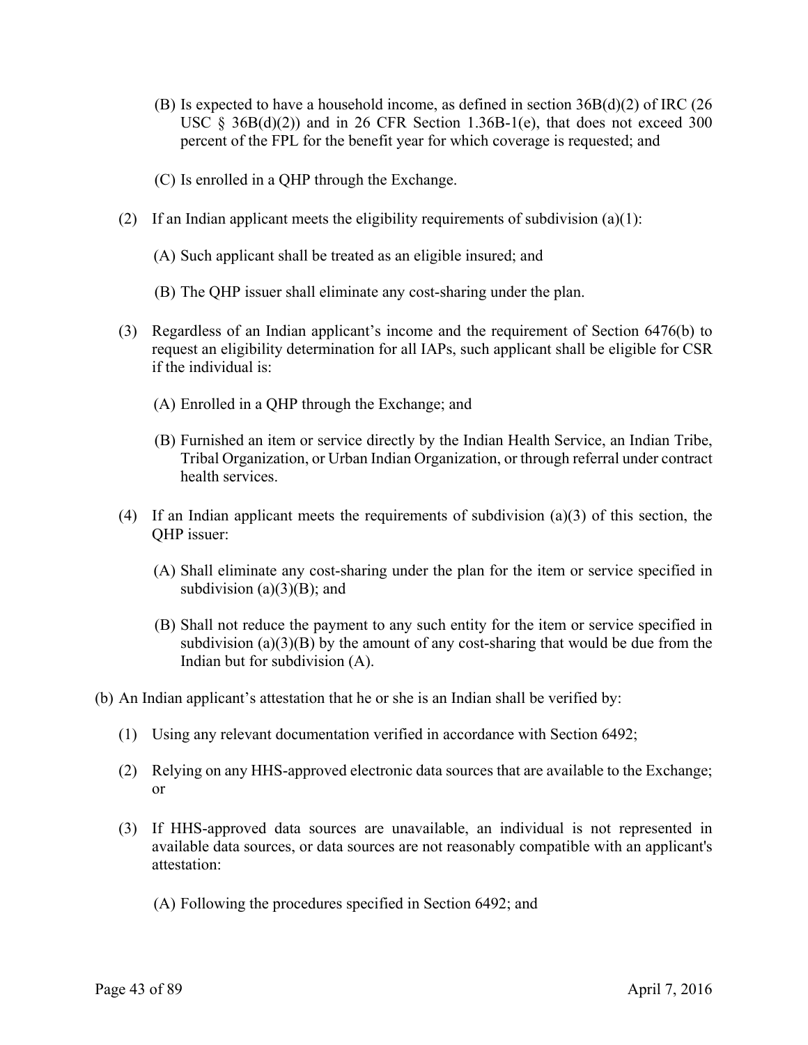(B) Is expected to have a household income, as defined in section 36B(d)(2) of IRC (26 USC § 36B(d)(2)) and in 26 CFR Section 1.36B-1(e), that does not exceed 300 percent of the FPL for the benefit year for which coverage is requested; and

(C) Is enrolled in a QHP through the Exchange.

(2) If an Indian applicant meets the eligibility requirements of subdivision (a)(1):

(A) Such applicant shall be treated as an eligible insured; and

(B) The QHP issuer shall eliminate any cost-sharing under the plan.

(3) Regardless of an Indian applicant's income and the requirement of Section 6476(b) to request an eligibility determination for all IAPs, such applicant shall be eligible for CSR if the individual is:

(A) Enrolled in a QHP through the Exchange; and

(B) Furnished an item or service directly by the Indian Health Service, an Indian Tribe, Tribal Organization, or Urban Indian Organization, or through referral under contract health services.

(4) If an Indian applicant meets the requirements of subdivision (a)(3) of this section, the QHP issuer:

(A) Shall eliminate any cost-sharing under the plan for the item or service specified in subdivision (a)(3)(B); and

(B) Shall not reduce the payment to any such entity for the item or service specified in subdivision (a)(3)(B) by the amount of any cost-sharing that would be due from the Indian but for subdivision (A).

(b) An Indian applicant's attestation that he or she is an Indian shall be verified by:

(1) Using any relevant documentation verified in accordance with Section 6492;

(2) Relying on any HHS-approved electronic data sources that are available to the Exchange; or

(3) If HHS-approved data sources are unavailable, an individual is not represented in available data sources, or data sources are not reasonably compatible with an applicant's attestation:

(A) Following the procedures specified in Section 6492; and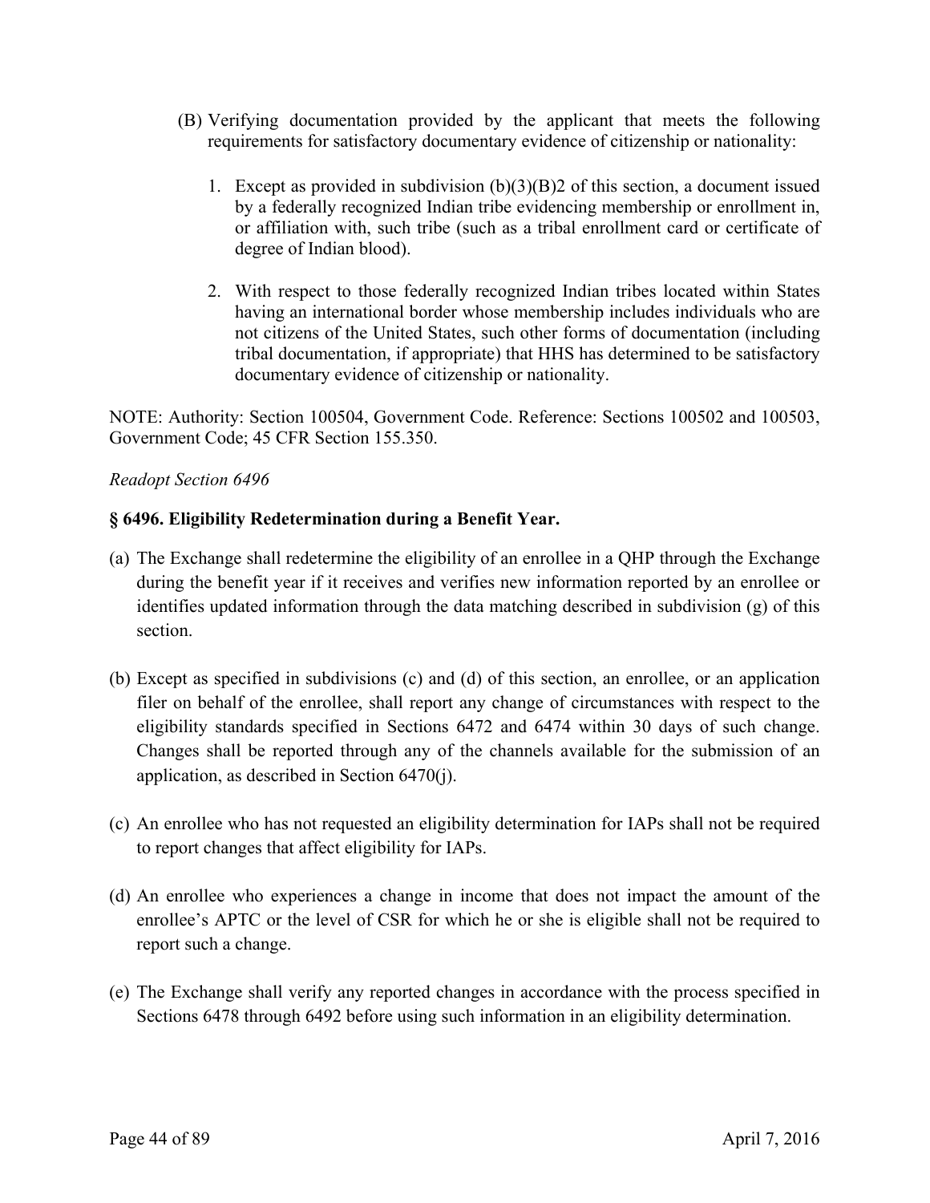(B) Verifying documentation provided by the applicant that meets the following requirements for satisfactory documentary evidence of citizenship or nationality:

1. Except as provided in subdivision (b)(3)(B)2 of this section, a document issued by a federally recognized Indian tribe evidencing membership or enrollment in, or affiliation with, such tribe (such as a tribal enrollment card or certificate of degree of Indian blood).

2. With respect to those federally recognized Indian tribes located within States having an international border whose membership includes individuals who are not citizens of the United States, such other forms of documentation (including tribal documentation, if appropriate) that HHS has determined to be satisfactory documentary evidence of citizenship or nationality.

NOTE: Authority: Section 100504, Government Code. Reference: Sections 100502 and 100503, Government Code; 45 CFR Section 155.350.

*Readopt Section 6496*

**§ 6496. Eligibility Redetermination during a Benefit Year.**

(a) The Exchange shall redetermine the eligibility of an enrollee in a QHP through the Exchange during the benefit year if it receives and verifies new information reported by an enrollee or identifies updated information through the data matching described in subdivision (g) of this section.

(b) Except as specified in subdivisions (c) and (d) of this section, an enrollee, or an application filer on behalf of the enrollee, shall report any change of circumstances with respect to the eligibility standards specified in Sections 6472 and 6474 within 30 days of such change. Changes shall be reported through any of the channels available for the submission of an application, as described in Section 6470(j).

(c) An enrollee who has not requested an eligibility determination for IAPs shall not be required to report changes that affect eligibility for IAPs.

(d) An enrollee who experiences a change in income that does not impact the amount of the enrollee's APTC or the level of CSR for which he or she is eligible shall not be required to report such a change.

(e) The Exchange shall verify any reported changes in accordance with the process specified in Sections 6478 through 6492 before using such information in an eligibility determination.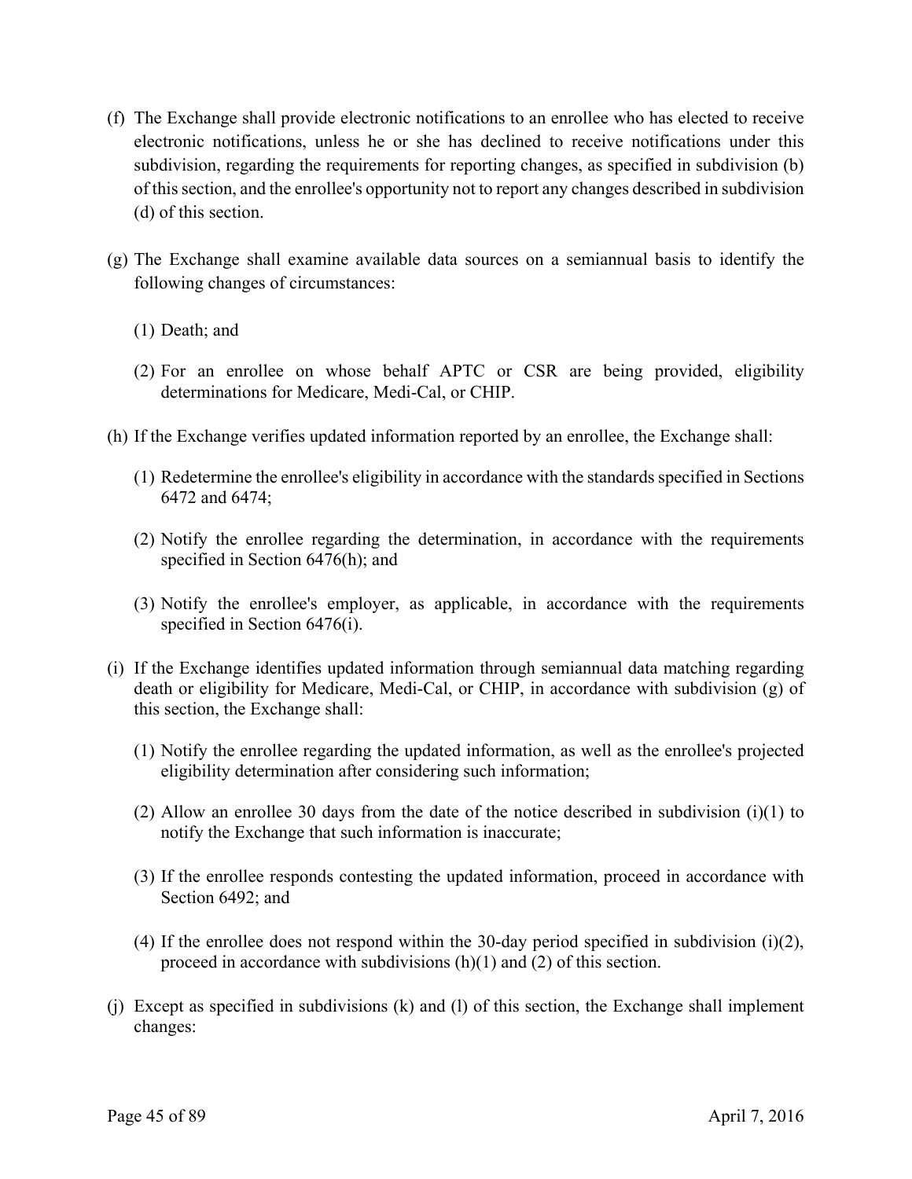(f) The Exchange shall provide electronic notifications to an enrollee who has elected to receive electronic notifications, unless he or she has declined to receive notifications under this subdivision, regarding the requirements for reporting changes, as specified in subdivision (b) of this section, and the enrollee's opportunity not to report any changes described in subdivision (d) of this section.

(g) The Exchange shall examine available data sources on a semiannual basis to identify the following changes of circumstances:

  (1) Death; and

  (2) For an enrollee on whose behalf APTC or CSR are being provided, eligibility determinations for Medicare, Medi-Cal, or CHIP.

(h) If the Exchange verifies updated information reported by an enrollee, the Exchange shall:

  (1) Redetermine the enrollee's eligibility in accordance with the standards specified in Sections 6472 and 6474;

  (2) Notify the enrollee regarding the determination, in accordance with the requirements specified in Section 6476(h); and

  (3) Notify the enrollee's employer, as applicable, in accordance with the requirements specified in Section 6476(i).

(i) If the Exchange identifies updated information through semiannual data matching regarding death or eligibility for Medicare, Medi-Cal, or CHIP, in accordance with subdivision (g) of this section, the Exchange shall:

  (1) Notify the enrollee regarding the updated information, as well as the enrollee's projected eligibility determination after considering such information;

  (2) Allow an enrollee 30 days from the date of the notice described in subdivision (i)(1) to notify the Exchange that such information is inaccurate;

  (3) If the enrollee responds contesting the updated information, proceed in accordance with Section 6492; and

  (4) If the enrollee does not respond within the 30-day period specified in subdivision (i)(2), proceed in accordance with subdivisions (h)(1) and (2) of this section.

(j) Except as specified in subdivisions (k) and (l) of this section, the Exchange shall implement changes: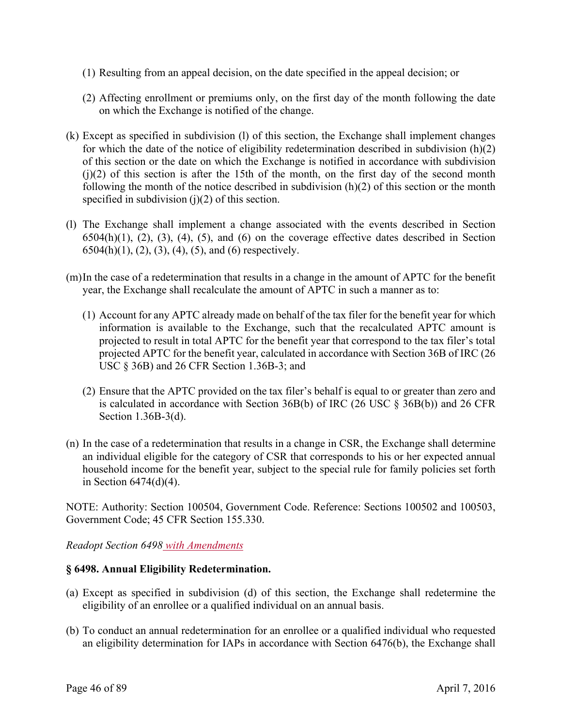(1) Resulting from an appeal decision, on the date specified in the appeal decision; or

(2) Affecting enrollment or premiums only, on the first day of the month following the date on which the Exchange is notified of the change.

(k) Except as specified in subdivision (l) of this section, the Exchange shall implement changes for which the date of the notice of eligibility redetermination described in subdivision (h)(2) of this section or the date on which the Exchange is notified in accordance with subdivision (j)(2) of this section is after the 15th of the month, on the first day of the second month following the month of the notice described in subdivision (h)(2) of this section or the month specified in subdivision (j)(2) of this section.

(l) The Exchange shall implement a change associated with the events described in Section 6504(h)(1), (2), (3), (4), (5), and (6) on the coverage effective dates described in Section 6504(h)(1), (2), (3), (4), (5), and (6) respectively.

(m) In the case of a redetermination that results in a change in the amount of APTC for the benefit year, the Exchange shall recalculate the amount of APTC in such a manner as to:

(1) Account for any APTC already made on behalf of the tax filer for the benefit year for which information is available to the Exchange, such that the recalculated APTC amount is projected to result in total APTC for the benefit year that correspond to the tax filer's total projected APTC for the benefit year, calculated in accordance with Section 36B of IRC (26 USC § 36B) and 26 CFR Section 1.36B-3; and

(2) Ensure that the APTC provided on the tax filer's behalf is equal to or greater than zero and is calculated in accordance with Section 36B(b) of IRC (26 USC § 36B(b)) and 26 CFR Section 1.36B-3(d).

(n) In the case of a redetermination that results in a change in CSR, the Exchange shall determine an individual eligible for the category of CSR that corresponds to his or her expected annual household income for the benefit year, subject to the special rule for family policies set forth in Section 6474(d)(4).

NOTE: Authority: Section 100504, Government Code. Reference: Sections 100502 and 100503, Government Code; 45 CFR Section 155.330.

*Readopt Section 6498 with Amendments*

**§ 6498. Annual Eligibility Redetermination.**

(a) Except as specified in subdivision (d) of this section, the Exchange shall redetermine the eligibility of an enrollee or a qualified individual on an annual basis.

(b) To conduct an annual redetermination for an enrollee or a qualified individual who requested an eligibility determination for IAPs in accordance with Section 6476(b), the Exchange shall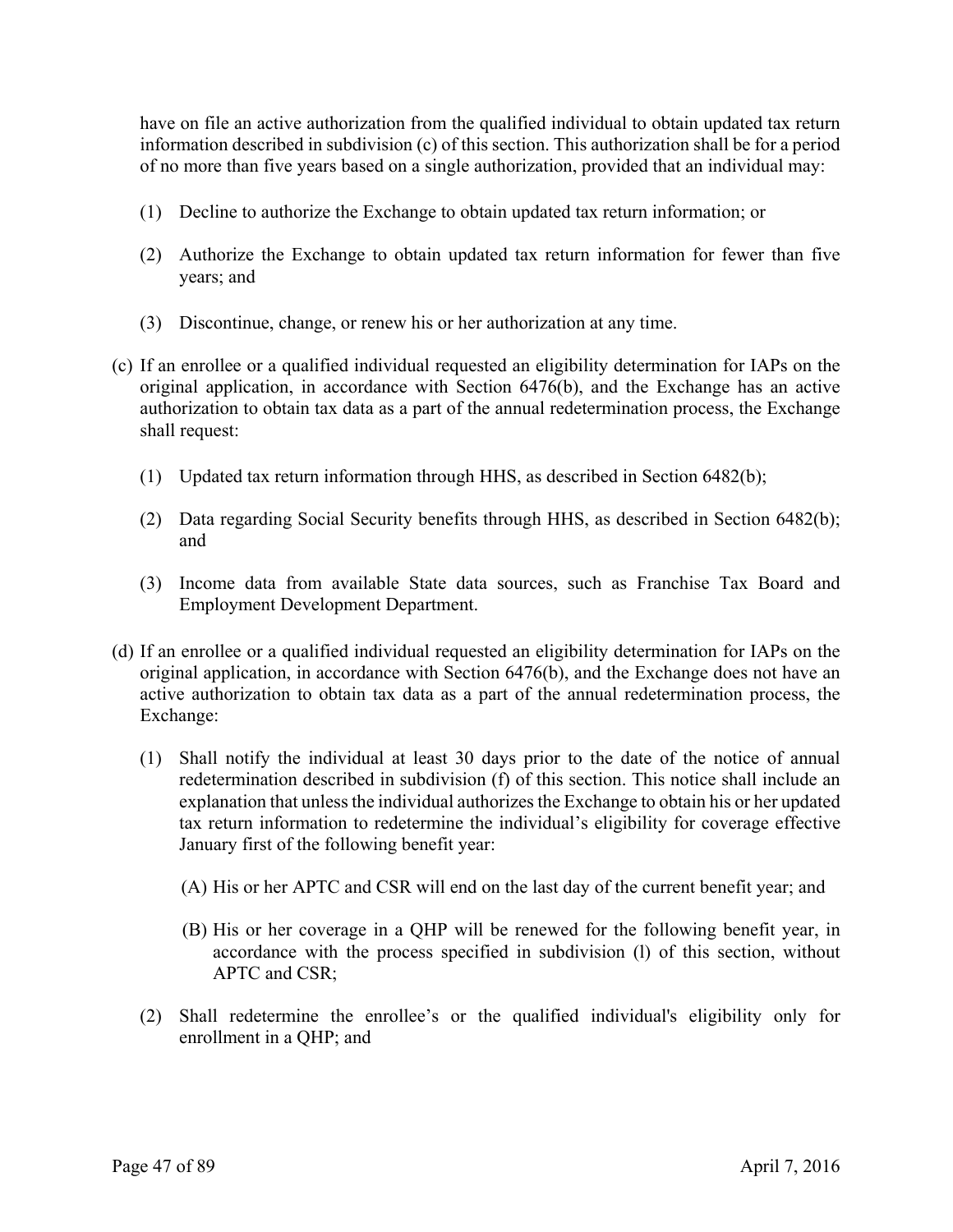have on file an active authorization from the qualified individual to obtain updated tax return information described in subdivision (c) of this section. This authorization shall be for a period of no more than five years based on a single authorization, provided that an individual may:

(1) Decline to authorize the Exchange to obtain updated tax return information; or

(2) Authorize the Exchange to obtain updated tax return information for fewer than five years; and

(3) Discontinue, change, or renew his or her authorization at any time.

(c) If an enrollee or a qualified individual requested an eligibility determination for IAPs on the original application, in accordance with Section 6476(b), and the Exchange has an active authorization to obtain tax data as a part of the annual redetermination process, the Exchange shall request:

(1) Updated tax return information through HHS, as described in Section 6482(b);

(2) Data regarding Social Security benefits through HHS, as described in Section 6482(b); and

(3) Income data from available State data sources, such as Franchise Tax Board and Employment Development Department.

(d) If an enrollee or a qualified individual requested an eligibility determination for IAPs on the original application, in accordance with Section 6476(b), and the Exchange does not have an active authorization to obtain tax data as a part of the annual redetermination process, the Exchange:

(1) Shall notify the individual at least 30 days prior to the date of the notice of annual redetermination described in subdivision (f) of this section. This notice shall include an explanation that unless the individual authorizes the Exchange to obtain his or her updated tax return information to redetermine the individual's eligibility for coverage effective January first of the following benefit year:

(A) His or her APTC and CSR will end on the last day of the current benefit year; and

(B) His or her coverage in a QHP will be renewed for the following benefit year, in accordance with the process specified in subdivision (l) of this section, without APTC and CSR;

(2) Shall redetermine the enrollee's or the qualified individual's eligibility only for enrollment in a QHP; and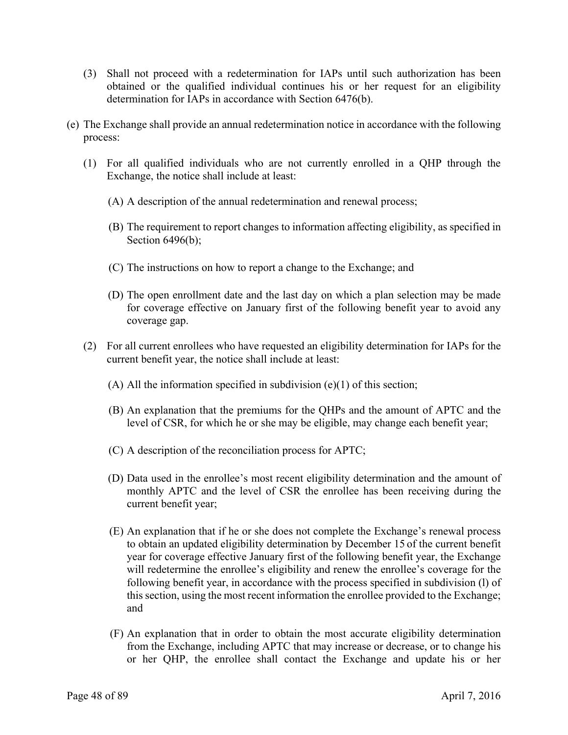(3) Shall not proceed with a redetermination for IAPs until such authorization has been obtained or the qualified individual continues his or her request for an eligibility determination for IAPs in accordance with Section 6476(b).

(e) The Exchange shall provide an annual redetermination notice in accordance with the following process:

(1) For all qualified individuals who are not currently enrolled in a QHP through the Exchange, the notice shall include at least:

(A) A description of the annual redetermination and renewal process;

(B) The requirement to report changes to information affecting eligibility, as specified in Section 6496(b);

(C) The instructions on how to report a change to the Exchange; and

(D) The open enrollment date and the last day on which a plan selection may be made for coverage effective on January first of the following benefit year to avoid any coverage gap.

(2) For all current enrollees who have requested an eligibility determination for IAPs for the current benefit year, the notice shall include at least:

(A) All the information specified in subdivision (e)(1) of this section;

(B) An explanation that the premiums for the QHPs and the amount of APTC and the level of CSR, for which he or she may be eligible, may change each benefit year;

(C) A description of the reconciliation process for APTC;

(D) Data used in the enrollee's most recent eligibility determination and the amount of monthly APTC and the level of CSR the enrollee has been receiving during the current benefit year;

(E) An explanation that if he or she does not complete the Exchange's renewal process to obtain an updated eligibility determination by December 15 of the current benefit year for coverage effective January first of the following benefit year, the Exchange will redetermine the enrollee's eligibility and renew the enrollee's coverage for the following benefit year, in accordance with the process specified in subdivision (l) of this section, using the most recent information the enrollee provided to the Exchange; and

(F) An explanation that in order to obtain the most accurate eligibility determination from the Exchange, including APTC that may increase or decrease, or to change his or her QHP, the enrollee shall contact the Exchange and update his or her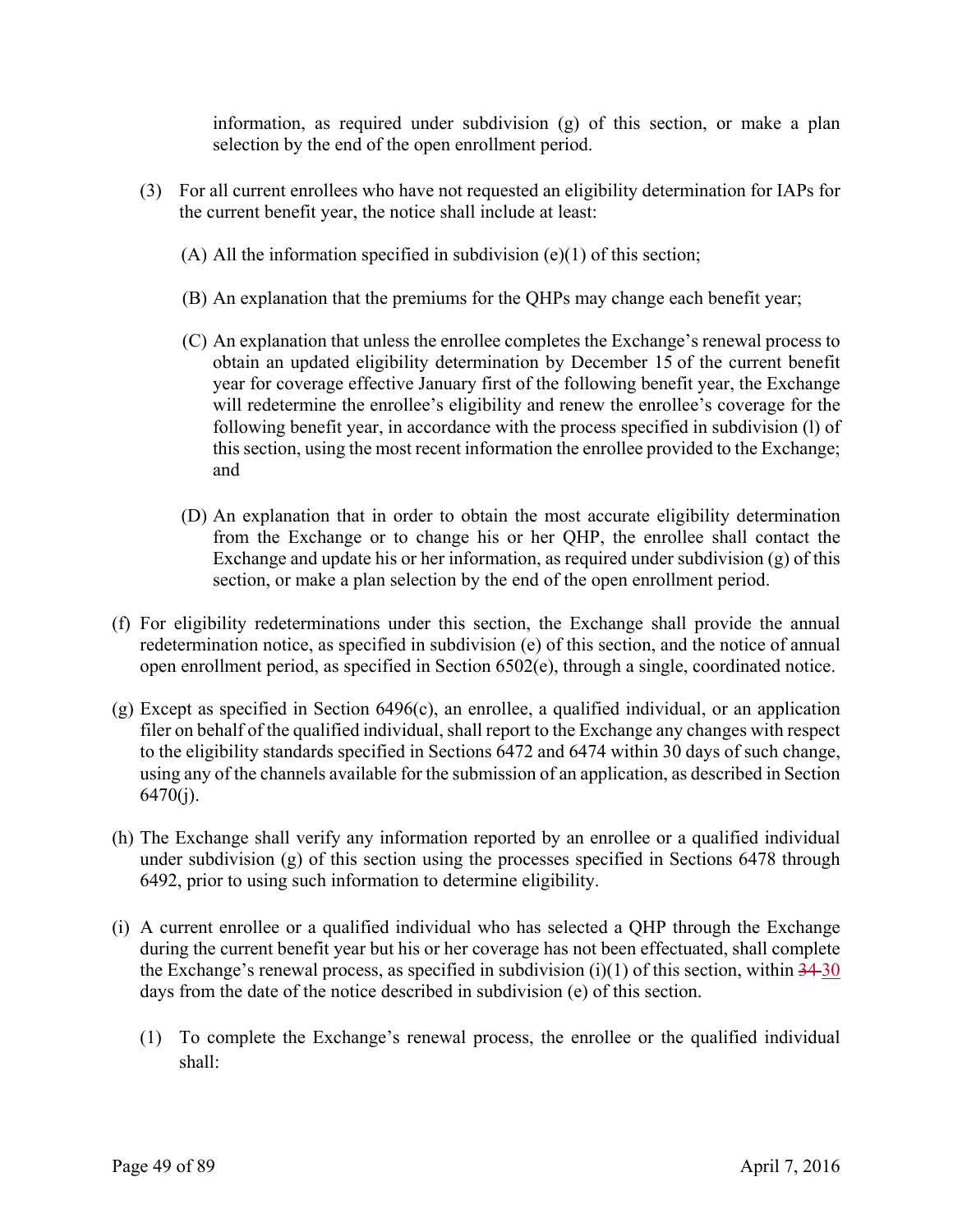information, as required under subdivision (g) of this section, or make a plan selection by the end of the open enrollment period.

(3) For all current enrollees who have not requested an eligibility determination for IAPs for the current benefit year, the notice shall include at least:

(A) All the information specified in subdivision (e)(1) of this section;

(B) An explanation that the premiums for the QHPs may change each benefit year;

(C) An explanation that unless the enrollee completes the Exchange's renewal process to obtain an updated eligibility determination by December 15 of the current benefit year for coverage effective January first of the following benefit year, the Exchange will redetermine the enrollee's eligibility and renew the enrollee's coverage for the following benefit year, in accordance with the process specified in subdivision (l) of this section, using the most recent information the enrollee provided to the Exchange; and

(D) An explanation that in order to obtain the most accurate eligibility determination from the Exchange or to change his or her QHP, the enrollee shall contact the Exchange and update his or her information, as required under subdivision (g) of this section, or make a plan selection by the end of the open enrollment period.

(f) For eligibility redeterminations under this section, the Exchange shall provide the annual redetermination notice, as specified in subdivision (e) of this section, and the notice of annual open enrollment period, as specified in Section 6502(e), through a single, coordinated notice.

(g) Except as specified in Section 6496(c), an enrollee, a qualified individual, or an application filer on behalf of the qualified individual, shall report to the Exchange any changes with respect to the eligibility standards specified in Sections 6472 and 6474 within 30 days of such change, using any of the channels available for the submission of an application, as described in Section 6470(j).

(h) The Exchange shall verify any information reported by an enrollee or a qualified individual under subdivision (g) of this section using the processes specified in Sections 6478 through 6492, prior to using such information to determine eligibility.

(i) A current enrollee or a qualified individual who has selected a QHP through the Exchange during the current benefit year but his or her coverage has not been effectuated, shall complete the Exchange's renewal process, as specified in subdivision (i)(1) of this section, within ~~31~~ 30 days from the date of the notice described in subdivision (e) of this section.

(1) To complete the Exchange's renewal process, the enrollee or the qualified individual shall: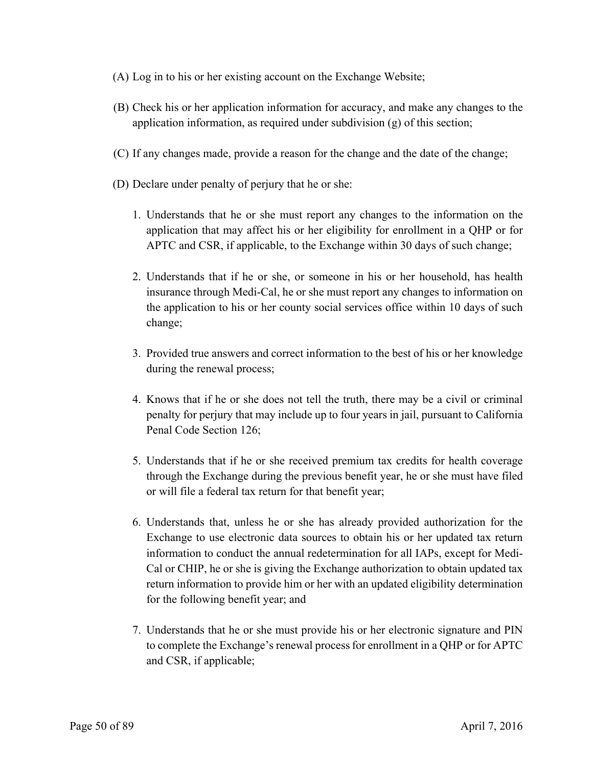(A) Log in to his or her existing account on the Exchange Website;

(B) Check his or her application information for accuracy, and make any changes to the application information, as required under subdivision (g) of this section;

(C) If any changes made, provide a reason for the change and the date of the change;

(D) Declare under penalty of perjury that he or she:

1. Understands that he or she must report any changes to the information on the application that may affect his or her eligibility for enrollment in a QHP or for APTC and CSR, if applicable, to the Exchange within 30 days of such change;

2. Understands that if he or she, or someone in his or her household, has health insurance through Medi-Cal, he or she must report any changes to information on the application to his or her county social services office within 10 days of such change;

3. Provided true answers and correct information to the best of his or her knowledge during the renewal process;

4. Knows that if he or she does not tell the truth, there may be a civil or criminal penalty for perjury that may include up to four years in jail, pursuant to California Penal Code Section 126;

5. Understands that if he or she received premium tax credits for health coverage through the Exchange during the previous benefit year, he or she must have filed or will file a federal tax return for that benefit year;

6. Understands that, unless he or she has already provided authorization for the Exchange to use electronic data sources to obtain his or her updated tax return information to conduct the annual redetermination for all IAPs, except for Medi-Cal or CHIP, he or she is giving the Exchange authorization to obtain updated tax return information to provide him or her with an updated eligibility determination for the following benefit year; and

7. Understands that he or she must provide his or her electronic signature and PIN to complete the Exchange's renewal process for enrollment in a QHP or for APTC and CSR, if applicable;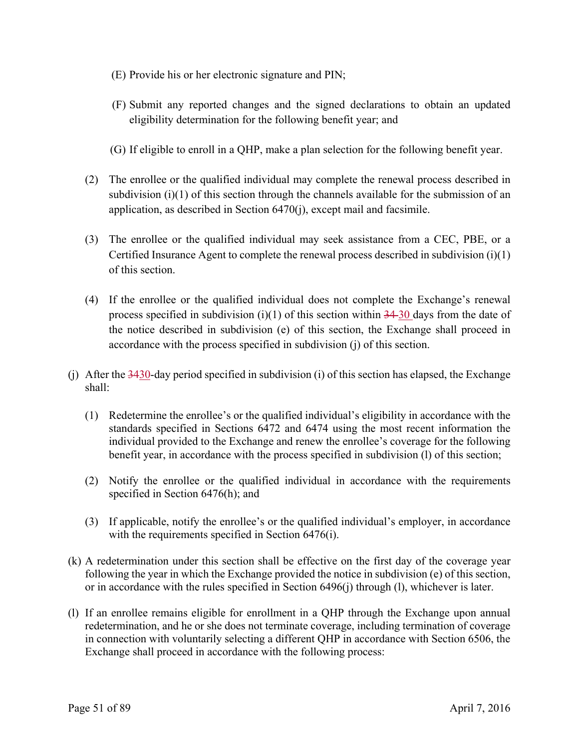(E) Provide his or her electronic signature and PIN;

(F) Submit any reported changes and the signed declarations to obtain an updated eligibility determination for the following benefit year; and

(G) If eligible to enroll in a QHP, make a plan selection for the following benefit year.

(2) The enrollee or the qualified individual may complete the renewal process described in subdivision (i)(1) of this section through the channels available for the submission of an application, as described in Section 6470(j), except mail and facsimile.

(3) The enrollee or the qualified individual may seek assistance from a CEC, PBE, or a Certified Insurance Agent to complete the renewal process described in subdivision (i)(1) of this section.

(4) If the enrollee or the qualified individual does not complete the Exchange's renewal process specified in subdivision (i)(1) of this section within ~~34~~ 30 days from the date of the notice described in subdivision (e) of this section, the Exchange shall proceed in accordance with the process specified in subdivision (j) of this section.

(j) After the ~~34~~30-day period specified in subdivision (i) of this section has elapsed, the Exchange shall:

(1) Redetermine the enrollee's or the qualified individual's eligibility in accordance with the standards specified in Sections 6472 and 6474 using the most recent information the individual provided to the Exchange and renew the enrollee's coverage for the following benefit year, in accordance with the process specified in subdivision (l) of this section;

(2) Notify the enrollee or the qualified individual in accordance with the requirements specified in Section 6476(h); and

(3) If applicable, notify the enrollee's or the qualified individual's employer, in accordance with the requirements specified in Section 6476(i).

(k) A redetermination under this section shall be effective on the first day of the coverage year following the year in which the Exchange provided the notice in subdivision (e) of this section, or in accordance with the rules specified in Section 6496(j) through (l), whichever is later.

(l) If an enrollee remains eligible for enrollment in a QHP through the Exchange upon annual redetermination, and he or she does not terminate coverage, including termination of coverage in connection with voluntarily selecting a different QHP in accordance with Section 6506, the Exchange shall proceed in accordance with the following process: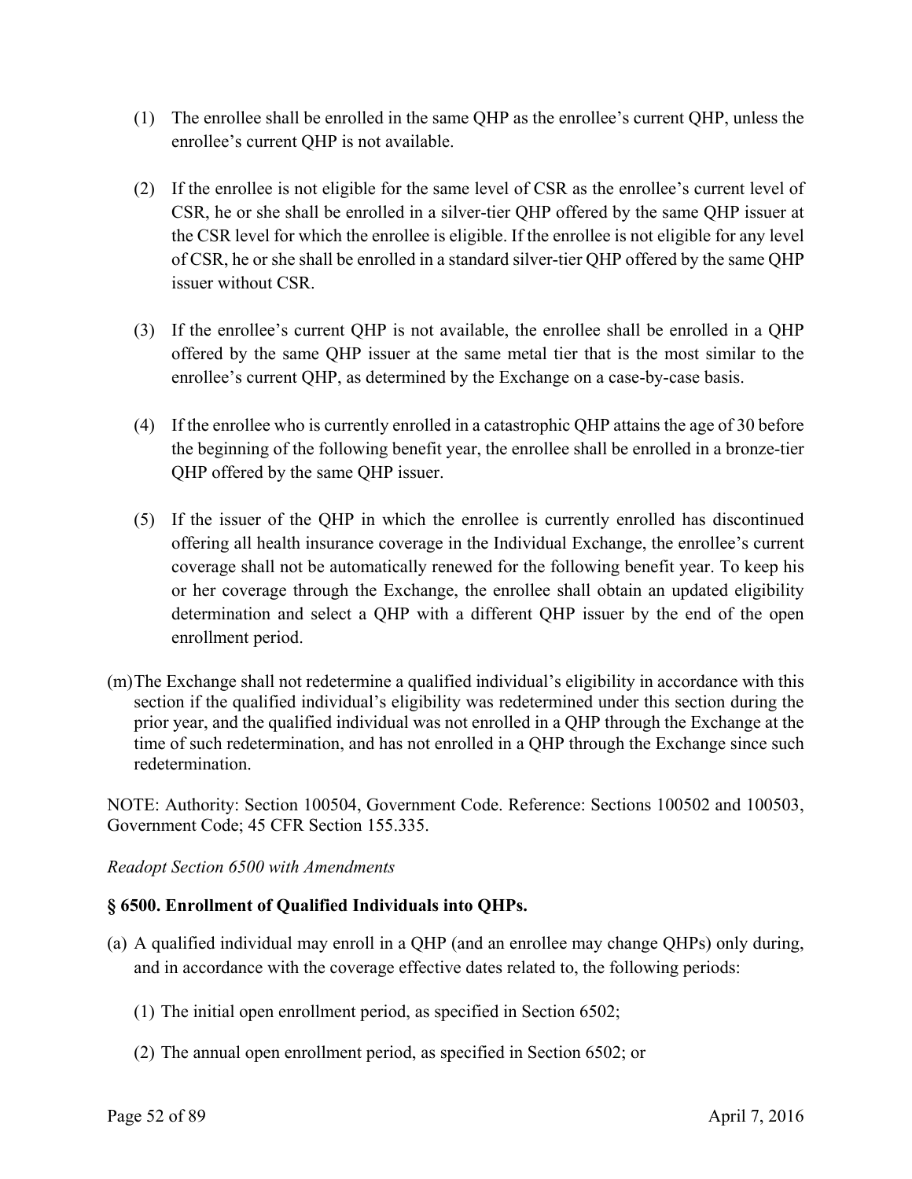(1) The enrollee shall be enrolled in the same QHP as the enrollee's current QHP, unless the enrollee's current QHP is not available.

(2) If the enrollee is not eligible for the same level of CSR as the enrollee's current level of CSR, he or she shall be enrolled in a silver-tier QHP offered by the same QHP issuer at the CSR level for which the enrollee is eligible. If the enrollee is not eligible for any level of CSR, he or she shall be enrolled in a standard silver-tier QHP offered by the same QHP issuer without CSR.

(3) If the enrollee's current QHP is not available, the enrollee shall be enrolled in a QHP offered by the same QHP issuer at the same metal tier that is the most similar to the enrollee's current QHP, as determined by the Exchange on a case-by-case basis.

(4) If the enrollee who is currently enrolled in a catastrophic QHP attains the age of 30 before the beginning of the following benefit year, the enrollee shall be enrolled in a bronze-tier QHP offered by the same QHP issuer.

(5) If the issuer of the QHP in which the enrollee is currently enrolled has discontinued offering all health insurance coverage in the Individual Exchange, the enrollee's current coverage shall not be automatically renewed for the following benefit year. To keep his or her coverage through the Exchange, the enrollee shall obtain an updated eligibility determination and select a QHP with a different QHP issuer by the end of the open enrollment period.

(m) The Exchange shall not redetermine a qualified individual's eligibility in accordance with this section if the qualified individual's eligibility was redetermined under this section during the prior year, and the qualified individual was not enrolled in a QHP through the Exchange at the time of such redetermination, and has not enrolled in a QHP through the Exchange since such redetermination.

NOTE: Authority: Section 100504, Government Code. Reference: Sections 100502 and 100503, Government Code; 45 CFR Section 155.335.

*Readopt Section 6500 with Amendments*

**§ 6500. Enrollment of Qualified Individuals into QHPs.**

(a) A qualified individual may enroll in a QHP (and an enrollee may change QHPs) only during, and in accordance with the coverage effective dates related to, the following periods:

(1) The initial open enrollment period, as specified in Section 6502;

(2) The annual open enrollment period, as specified in Section 6502; or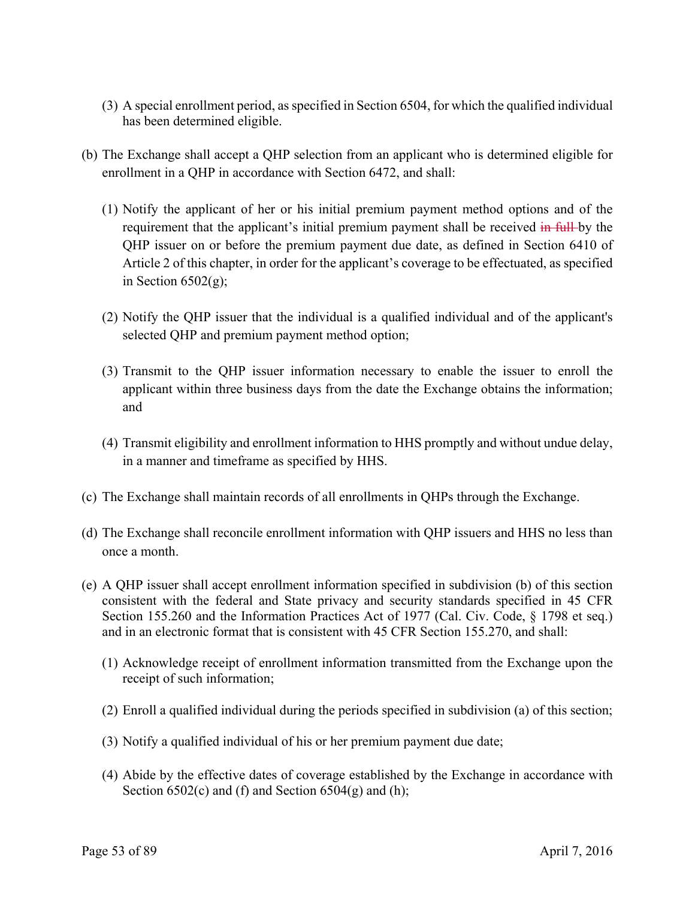(3) A special enrollment period, as specified in Section 6504, for which the qualified individual has been determined eligible.

(b) The Exchange shall accept a QHP selection from an applicant who is determined eligible for enrollment in a QHP in accordance with Section 6472, and shall:

(1) Notify the applicant of her or his initial premium payment method options and of the requirement that the applicant's initial premium payment shall be received ~~in full~~ by the QHP issuer on or before the premium payment due date, as defined in Section 6410 of Article 2 of this chapter, in order for the applicant's coverage to be effectuated, as specified in Section 6502(g);

(2) Notify the QHP issuer that the individual is a qualified individual and of the applicant's selected QHP and premium payment method option;

(3) Transmit to the QHP issuer information necessary to enable the issuer to enroll the applicant within three business days from the date the Exchange obtains the information; and

(4) Transmit eligibility and enrollment information to HHS promptly and without undue delay, in a manner and timeframe as specified by HHS.

(c) The Exchange shall maintain records of all enrollments in QHPs through the Exchange.

(d) The Exchange shall reconcile enrollment information with QHP issuers and HHS no less than once a month.

(e) A QHP issuer shall accept enrollment information specified in subdivision (b) of this section consistent with the federal and State privacy and security standards specified in 45 CFR Section 155.260 and the Information Practices Act of 1977 (Cal. Civ. Code, § 1798 et seq.) and in an electronic format that is consistent with 45 CFR Section 155.270, and shall:

(1) Acknowledge receipt of enrollment information transmitted from the Exchange upon the receipt of such information;

(2) Enroll a qualified individual during the periods specified in subdivision (a) of this section;

(3) Notify a qualified individual of his or her premium payment due date;

(4) Abide by the effective dates of coverage established by the Exchange in accordance with Section 6502(c) and (f) and Section 6504(g) and (h);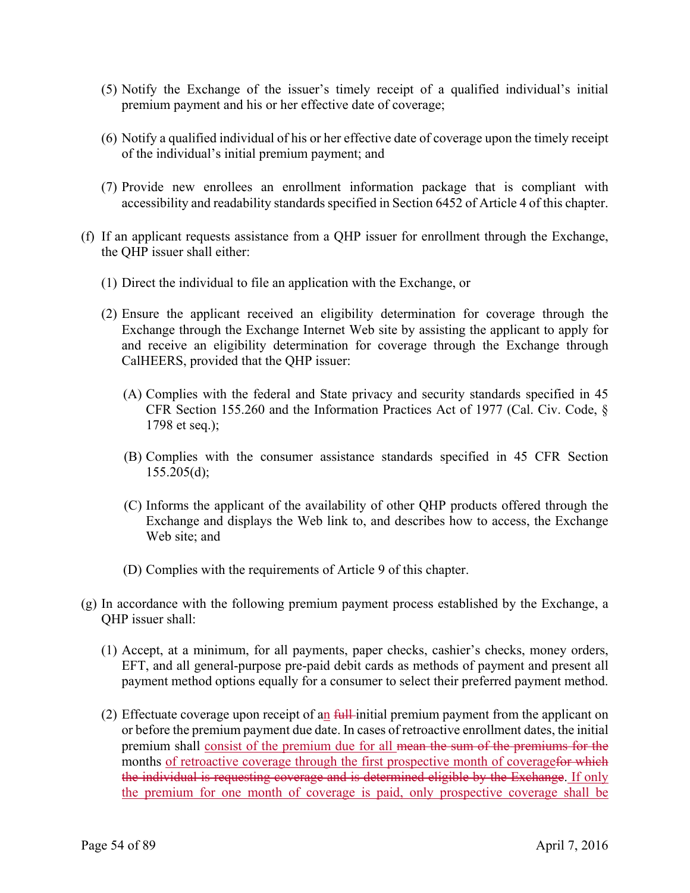(5) Notify the Exchange of the issuer's timely receipt of a qualified individual's initial premium payment and his or her effective date of coverage;

(6) Notify a qualified individual of his or her effective date of coverage upon the timely receipt of the individual's initial premium payment; and

(7) Provide new enrollees an enrollment information package that is compliant with accessibility and readability standards specified in Section 6452 of Article 4 of this chapter.

(f) If an applicant requests assistance from a QHP issuer for enrollment through the Exchange, the QHP issuer shall either:

(1) Direct the individual to file an application with the Exchange, or

(2) Ensure the applicant received an eligibility determination for coverage through the Exchange through the Exchange Internet Web site by assisting the applicant to apply for and receive an eligibility determination for coverage through the Exchange through CalHEERS, provided that the QHP issuer:

(A) Complies with the federal and State privacy and security standards specified in 45 CFR Section 155.260 and the Information Practices Act of 1977 (Cal. Civ. Code, § 1798 et seq.);

(B) Complies with the consumer assistance standards specified in 45 CFR Section 155.205(d);

(C) Informs the applicant of the availability of other QHP products offered through the Exchange and displays the Web link to, and describes how to access, the Exchange Web site; and

(D) Complies with the requirements of Article 9 of this chapter.

(g) In accordance with the following premium payment process established by the Exchange, a QHP issuer shall:

(1) Accept, at a minimum, for all payments, paper checks, cashier's checks, money orders, EFT, and all general-purpose pre-paid debit cards as methods of payment and present all payment method options equally for a consumer to select their preferred payment method.

(2) Effectuate coverage upon receipt of a<u>n</u> ~~full~~ initial premium payment from the applicant on or before the premium payment due date. In cases of retroactive enrollment dates, the initial premium shall <u>consist of the premium due for all</u> ~~mean the sum of the premiums for the~~ months <u>of retroactive coverage through the first prospective month of coverage</u>~~for which the individual is requesting coverage and is determined eligible by the Exchange~~. <u>If only the premium for one month of coverage is paid, only prospective coverage shall be</u>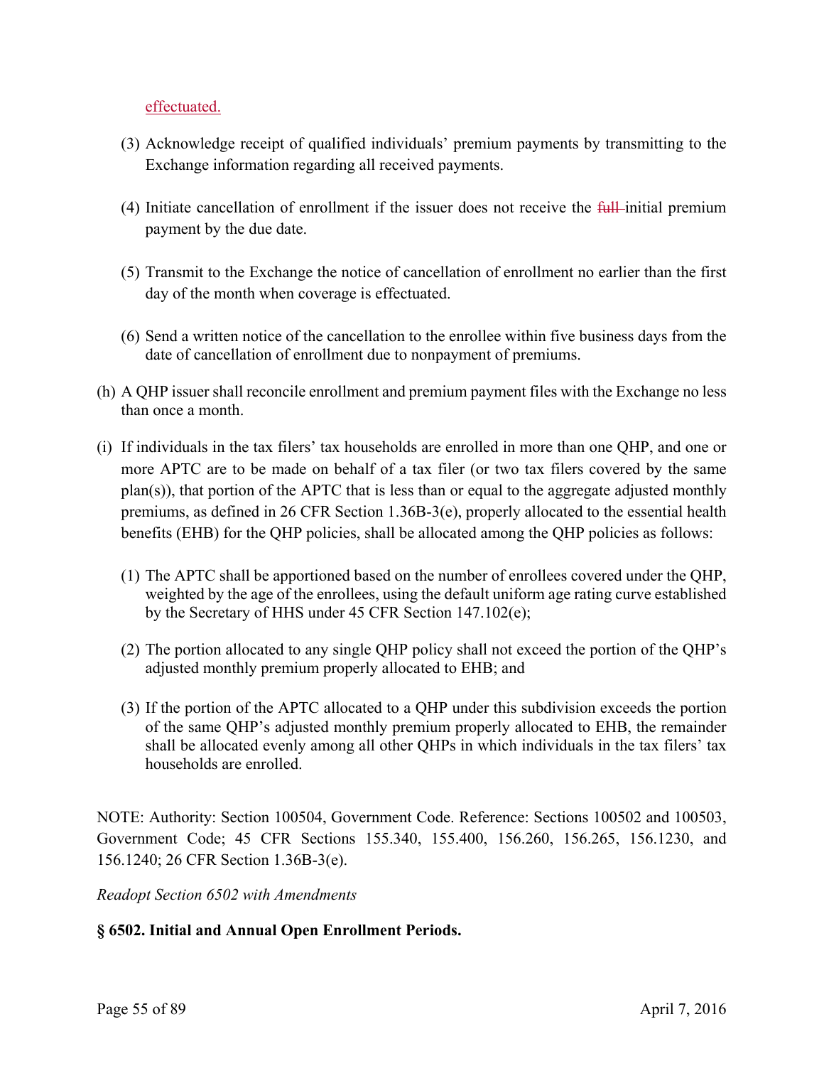effectuated.

(3) Acknowledge receipt of qualified individuals' premium payments by transmitting to the Exchange information regarding all received payments.

(4) Initiate cancellation of enrollment if the issuer does not receive the ~~full~~ initial premium payment by the due date.

(5) Transmit to the Exchange the notice of cancellation of enrollment no earlier than the first day of the month when coverage is effectuated.

(6) Send a written notice of the cancellation to the enrollee within five business days from the date of cancellation of enrollment due to nonpayment of premiums.

(h) A QHP issuer shall reconcile enrollment and premium payment files with the Exchange no less than once a month.

(i) If individuals in the tax filers' tax households are enrolled in more than one QHP, and one or more APTC are to be made on behalf of a tax filer (or two tax filers covered by the same plan(s)), that portion of the APTC that is less than or equal to the aggregate adjusted monthly premiums, as defined in 26 CFR Section 1.36B-3(e), properly allocated to the essential health benefits (EHB) for the QHP policies, shall be allocated among the QHP policies as follows:

(1) The APTC shall be apportioned based on the number of enrollees covered under the QHP, weighted by the age of the enrollees, using the default uniform age rating curve established by the Secretary of HHS under 45 CFR Section 147.102(e);

(2) The portion allocated to any single QHP policy shall not exceed the portion of the QHP's adjusted monthly premium properly allocated to EHB; and

(3) If the portion of the APTC allocated to a QHP under this subdivision exceeds the portion of the same QHP's adjusted monthly premium properly allocated to EHB, the remainder shall be allocated evenly among all other QHPs in which individuals in the tax filers' tax households are enrolled.

NOTE: Authority: Section 100504, Government Code. Reference: Sections 100502 and 100503, Government Code; 45 CFR Sections 155.340, 155.400, 156.260, 156.265, 156.1230, and 156.1240; 26 CFR Section 1.36B-3(e).

*Readopt Section 6502 with Amendments*

**§ 6502. Initial and Annual Open Enrollment Periods.**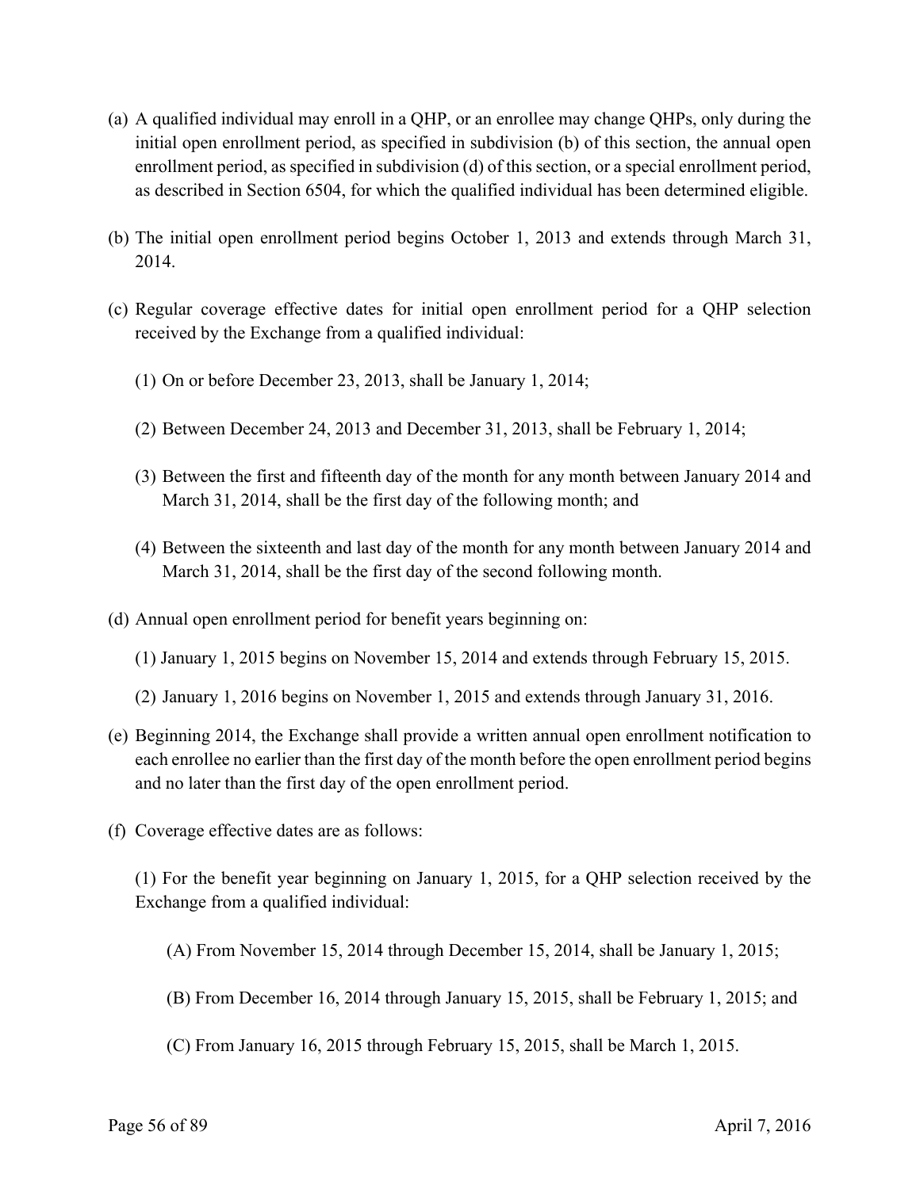(a) A qualified individual may enroll in a QHP, or an enrollee may change QHPs, only during the initial open enrollment period, as specified in subdivision (b) of this section, the annual open enrollment period, as specified in subdivision (d) of this section, or a special enrollment period, as described in Section 6504, for which the qualified individual has been determined eligible.

(b) The initial open enrollment period begins October 1, 2013 and extends through March 31, 2014.

(c) Regular coverage effective dates for initial open enrollment period for a QHP selection received by the Exchange from a qualified individual:

  (1) On or before December 23, 2013, shall be January 1, 2014;

  (2) Between December 24, 2013 and December 31, 2013, shall be February 1, 2014;

  (3) Between the first and fifteenth day of the month for any month between January 2014 and March 31, 2014, shall be the first day of the following month; and

  (4) Between the sixteenth and last day of the month for any month between January 2014 and March 31, 2014, shall be the first day of the second following month.

(d) Annual open enrollment period for benefit years beginning on:

  (1) January 1, 2015 begins on November 15, 2014 and extends through February 15, 2015.

  (2) January 1, 2016 begins on November 1, 2015 and extends through January 31, 2016.

(e) Beginning 2014, the Exchange shall provide a written annual open enrollment notification to each enrollee no earlier than the first day of the month before the open enrollment period begins and no later than the first day of the open enrollment period.

(f) Coverage effective dates are as follows:

  (1) For the benefit year beginning on January 1, 2015, for a QHP selection received by the Exchange from a qualified individual:

    (A) From November 15, 2014 through December 15, 2014, shall be January 1, 2015;

    (B) From December 16, 2014 through January 15, 2015, shall be February 1, 2015; and

    (C) From January 16, 2015 through February 15, 2015, shall be March 1, 2015.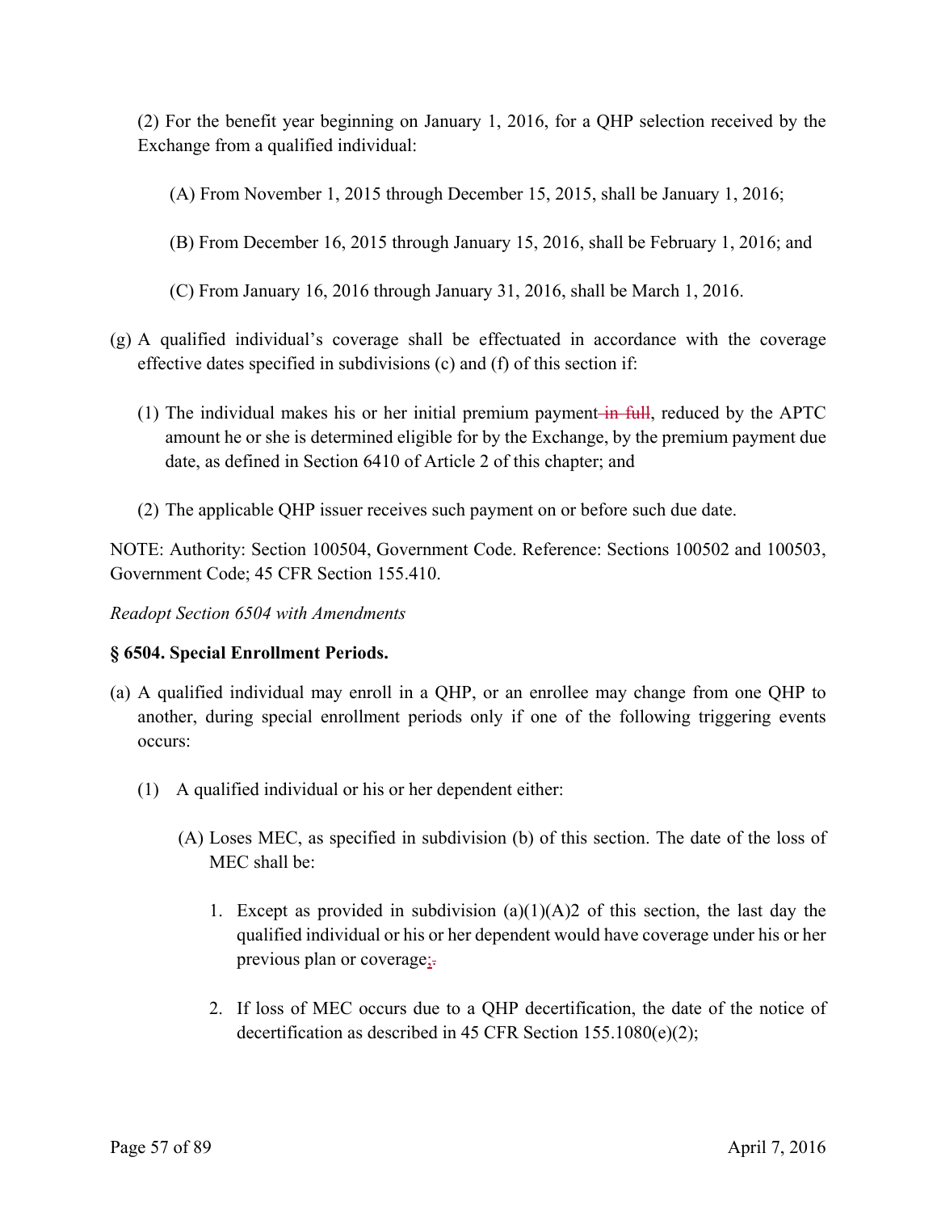(2) For the benefit year beginning on January 1, 2016, for a QHP selection received by the Exchange from a qualified individual:

(A) From November 1, 2015 through December 15, 2015, shall be January 1, 2016;

(B) From December 16, 2015 through January 15, 2016, shall be February 1, 2016; and

(C) From January 16, 2016 through January 31, 2016, shall be March 1, 2016.

(g) A qualified individual's coverage shall be effectuated in accordance with the coverage effective dates specified in subdivisions (c) and (f) of this section if:

(1) The individual makes his or her initial premium payment ~~in full~~, reduced by the APTC amount he or she is determined eligible for by the Exchange, by the premium payment due date, as defined in Section 6410 of Article 2 of this chapter; and

(2) The applicable QHP issuer receives such payment on or before such due date.

NOTE: Authority: Section 100504, Government Code. Reference: Sections 100502 and 100503, Government Code; 45 CFR Section 155.410.

*Readopt Section 6504 with Amendments*

**§ 6504. Special Enrollment Periods.**

(a) A qualified individual may enroll in a QHP, or an enrollee may change from one QHP to another, during special enrollment periods only if one of the following triggering events occurs:

(1) A qualified individual or his or her dependent either:

(A) Loses MEC, as specified in subdivision (b) of this section. The date of the loss of MEC shall be:

1. Except as provided in subdivision (a)(1)(A)2 of this section, the last day the qualified individual or his or her dependent would have coverage under his or her previous plan or coverage;~~.~~

2. If loss of MEC occurs due to a QHP decertification, the date of the notice of decertification as described in 45 CFR Section 155.1080(e)(2);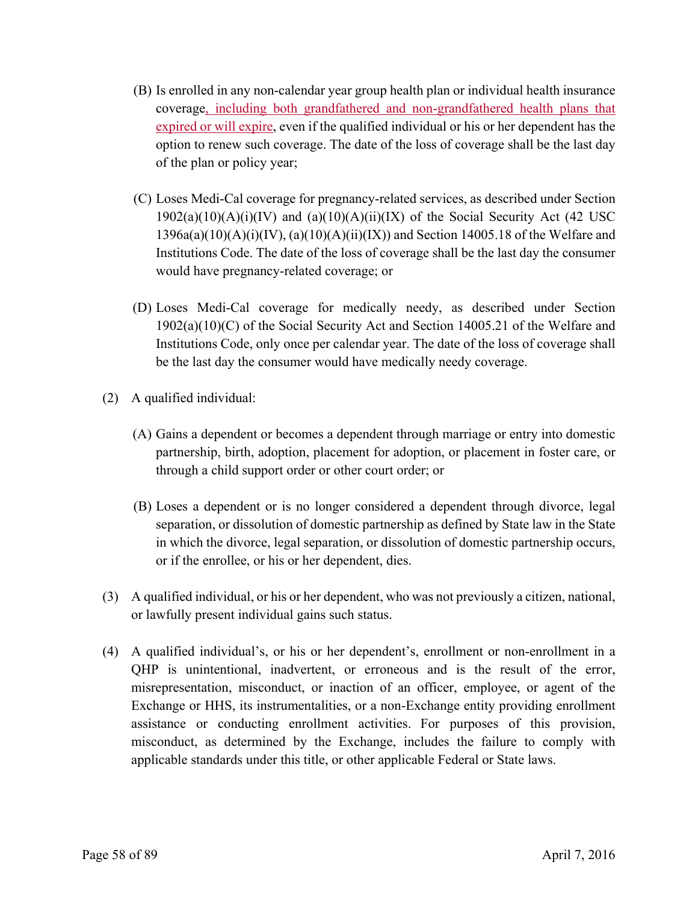(B) Is enrolled in any non-calendar year group health plan or individual health insurance coverage, including both grandfathered and non-grandfathered health plans that expired or will expire, even if the qualified individual or his or her dependent has the option to renew such coverage. The date of the loss of coverage shall be the last day of the plan or policy year;

(C) Loses Medi-Cal coverage for pregnancy-related services, as described under Section 1902(a)(10)(A)(i)(IV) and (a)(10)(A)(ii)(IX) of the Social Security Act (42 USC 1396a(a)(10)(A)(i)(IV), (a)(10)(A)(ii)(IX)) and Section 14005.18 of the Welfare and Institutions Code. The date of the loss of coverage shall be the last day the consumer would have pregnancy-related coverage; or

(D) Loses Medi-Cal coverage for medically needy, as described under Section 1902(a)(10)(C) of the Social Security Act and Section 14005.21 of the Welfare and Institutions Code, only once per calendar year. The date of the loss of coverage shall be the last day the consumer would have medically needy coverage.

(2) A qualified individual:

(A) Gains a dependent or becomes a dependent through marriage or entry into domestic partnership, birth, adoption, placement for adoption, or placement in foster care, or through a child support order or other court order; or

(B) Loses a dependent or is no longer considered a dependent through divorce, legal separation, or dissolution of domestic partnership as defined by State law in the State in which the divorce, legal separation, or dissolution of domestic partnership occurs, or if the enrollee, or his or her dependent, dies.

(3) A qualified individual, or his or her dependent, who was not previously a citizen, national, or lawfully present individual gains such status.

(4) A qualified individual's, or his or her dependent's, enrollment or non-enrollment in a QHP is unintentional, inadvertent, or erroneous and is the result of the error, misrepresentation, misconduct, or inaction of an officer, employee, or agent of the Exchange or HHS, its instrumentalities, or a non-Exchange entity providing enrollment assistance or conducting enrollment activities. For purposes of this provision, misconduct, as determined by the Exchange, includes the failure to comply with applicable standards under this title, or other applicable Federal or State laws.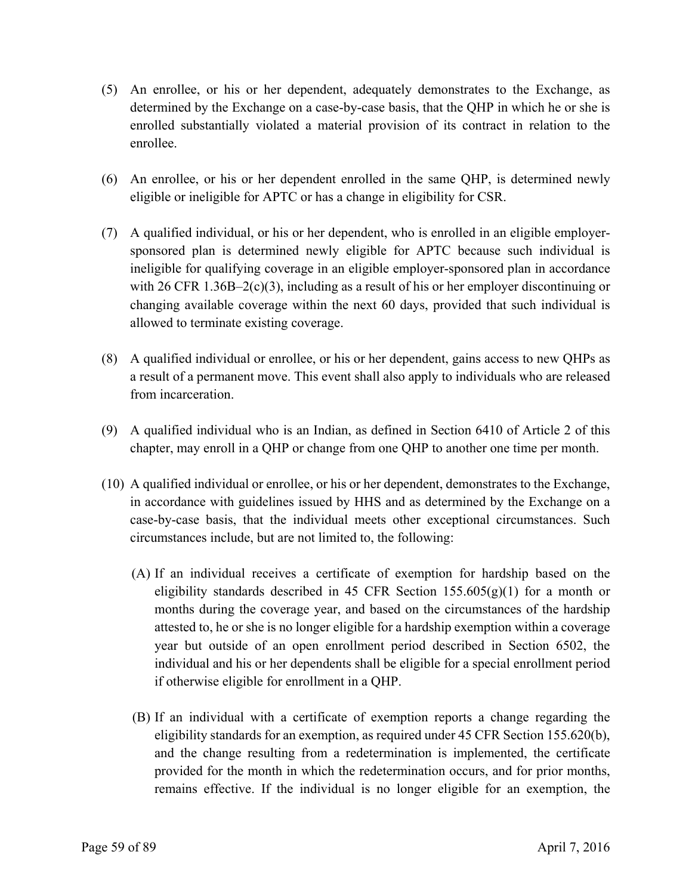(5) An enrollee, or his or her dependent, adequately demonstrates to the Exchange, as determined by the Exchange on a case-by-case basis, that the QHP in which he or she is enrolled substantially violated a material provision of its contract in relation to the enrollee.

(6) An enrollee, or his or her dependent enrolled in the same QHP, is determined newly eligible or ineligible for APTC or has a change in eligibility for CSR.

(7) A qualified individual, or his or her dependent, who is enrolled in an eligible employer-sponsored plan is determined newly eligible for APTC because such individual is ineligible for qualifying coverage in an eligible employer-sponsored plan in accordance with 26 CFR 1.36B–2(c)(3), including as a result of his or her employer discontinuing or changing available coverage within the next 60 days, provided that such individual is allowed to terminate existing coverage.

(8) A qualified individual or enrollee, or his or her dependent, gains access to new QHPs as a result of a permanent move. This event shall also apply to individuals who are released from incarceration.

(9) A qualified individual who is an Indian, as defined in Section 6410 of Article 2 of this chapter, may enroll in a QHP or change from one QHP to another one time per month.

(10) A qualified individual or enrollee, or his or her dependent, demonstrates to the Exchange, in accordance with guidelines issued by HHS and as determined by the Exchange on a case-by-case basis, that the individual meets other exceptional circumstances. Such circumstances include, but are not limited to, the following:

  (A) If an individual receives a certificate of exemption for hardship based on the eligibility standards described in 45 CFR Section 155.605(g)(1) for a month or months during the coverage year, and based on the circumstances of the hardship attested to, he or she is no longer eligible for a hardship exemption within a coverage year but outside of an open enrollment period described in Section 6502, the individual and his or her dependents shall be eligible for a special enrollment period if otherwise eligible for enrollment in a QHP.

  (B) If an individual with a certificate of exemption reports a change regarding the eligibility standards for an exemption, as required under 45 CFR Section 155.620(b), and the change resulting from a redetermination is implemented, the certificate provided for the month in which the redetermination occurs, and for prior months, remains effective. If the individual is no longer eligible for an exemption, the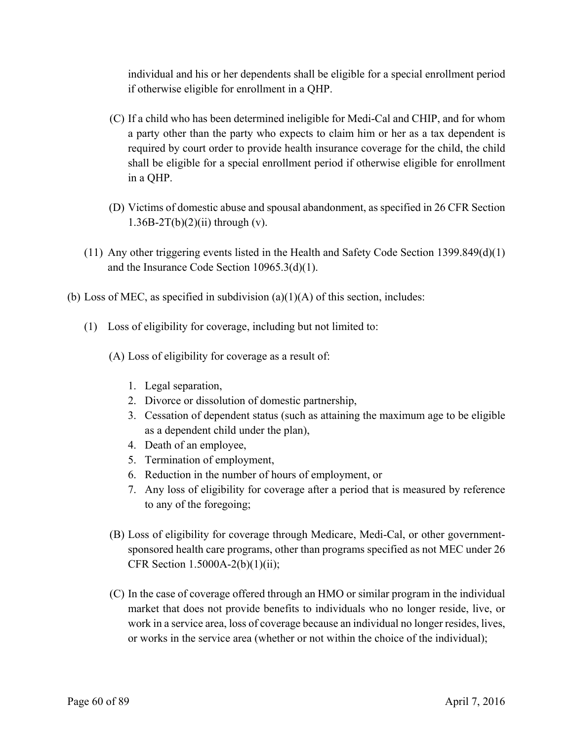individual and his or her dependents shall be eligible for a special enrollment period if otherwise eligible for enrollment in a QHP.

(C) If a child who has been determined ineligible for Medi-Cal and CHIP, and for whom a party other than the party who expects to claim him or her as a tax dependent is required by court order to provide health insurance coverage for the child, the child shall be eligible for a special enrollment period if otherwise eligible for enrollment in a QHP.

(D) Victims of domestic abuse and spousal abandonment, as specified in 26 CFR Section 1.36B-2T(b)(2)(ii) through (v).

(11) Any other triggering events listed in the Health and Safety Code Section 1399.849(d)(1) and the Insurance Code Section 10965.3(d)(1).

(b) Loss of MEC, as specified in subdivision (a)(1)(A) of this section, includes:

(1) Loss of eligibility for coverage, including but not limited to:

(A) Loss of eligibility for coverage as a result of:

1. Legal separation,
2. Divorce or dissolution of domestic partnership,
3. Cessation of dependent status (such as attaining the maximum age to be eligible as a dependent child under the plan),
4. Death of an employee,
5. Termination of employment,
6. Reduction in the number of hours of employment, or
7. Any loss of eligibility for coverage after a period that is measured by reference to any of the foregoing;

(B) Loss of eligibility for coverage through Medicare, Medi-Cal, or other government-sponsored health care programs, other than programs specified as not MEC under 26 CFR Section 1.5000A-2(b)(1)(ii);

(C) In the case of coverage offered through an HMO or similar program in the individual market that does not provide benefits to individuals who no longer reside, live, or work in a service area, loss of coverage because an individual no longer resides, lives, or works in the service area (whether or not within the choice of the individual);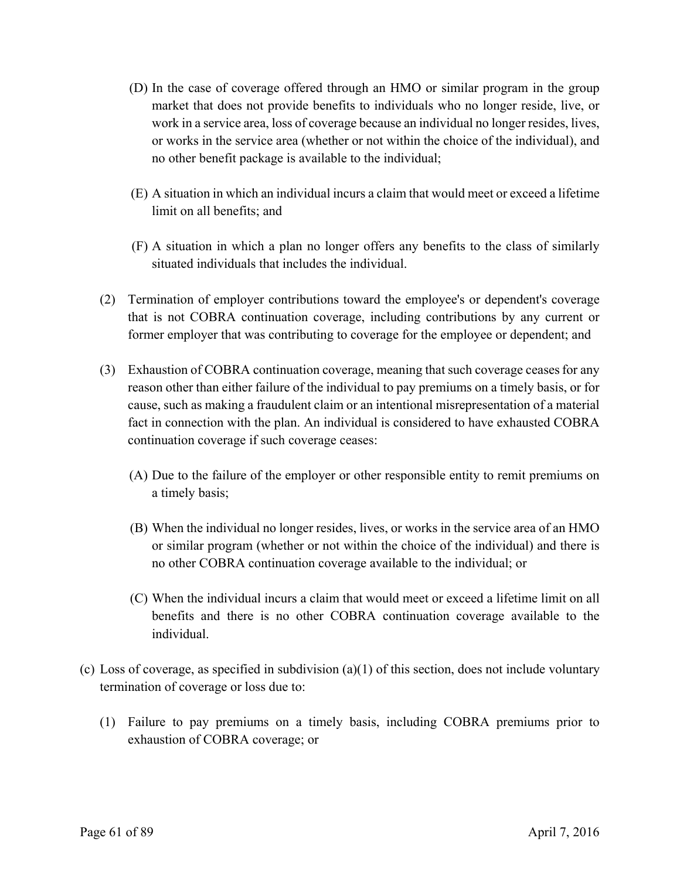(D) In the case of coverage offered through an HMO or similar program in the group market that does not provide benefits to individuals who no longer reside, live, or work in a service area, loss of coverage because an individual no longer resides, lives, or works in the service area (whether or not within the choice of the individual), and no other benefit package is available to the individual;

(E) A situation in which an individual incurs a claim that would meet or exceed a lifetime limit on all benefits; and

(F) A situation in which a plan no longer offers any benefits to the class of similarly situated individuals that includes the individual.

(2) Termination of employer contributions toward the employee's or dependent's coverage that is not COBRA continuation coverage, including contributions by any current or former employer that was contributing to coverage for the employee or dependent; and

(3) Exhaustion of COBRA continuation coverage, meaning that such coverage ceases for any reason other than either failure of the individual to pay premiums on a timely basis, or for cause, such as making a fraudulent claim or an intentional misrepresentation of a material fact in connection with the plan. An individual is considered to have exhausted COBRA continuation coverage if such coverage ceases:

(A) Due to the failure of the employer or other responsible entity to remit premiums on a timely basis;

(B) When the individual no longer resides, lives, or works in the service area of an HMO or similar program (whether or not within the choice of the individual) and there is no other COBRA continuation coverage available to the individual; or

(C) When the individual incurs a claim that would meet or exceed a lifetime limit on all benefits and there is no other COBRA continuation coverage available to the individual.

(c) Loss of coverage, as specified in subdivision (a)(1) of this section, does not include voluntary termination of coverage or loss due to:

(1) Failure to pay premiums on a timely basis, including COBRA premiums prior to exhaustion of COBRA coverage; or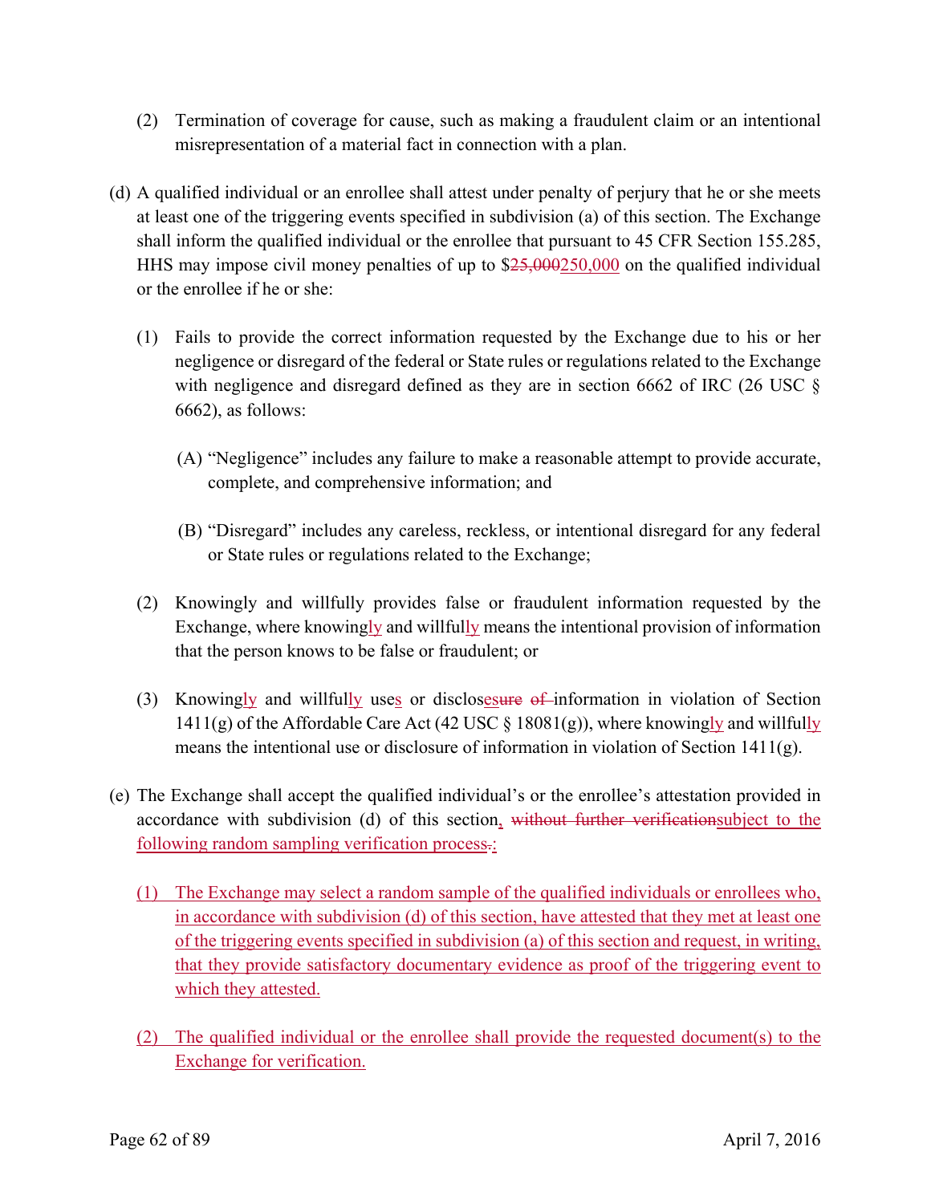(2) Termination of coverage for cause, such as making a fraudulent claim or an intentional misrepresentation of a material fact in connection with a plan.

(d) A qualified individual or an enrollee shall attest under penalty of perjury that he or she meets at least one of the triggering events specified in subdivision (a) of this section. The Exchange shall inform the qualified individual or the enrollee that pursuant to 45 CFR Section 155.285, HHS may impose civil money penalties of up to $~~25,000~~<u>250,000</u> on the qualified individual or the enrollee if he or she:

(1) Fails to provide the correct information requested by the Exchange due to his or her negligence or disregard of the federal or State rules or regulations related to the Exchange with negligence and disregard defined as they are in section 6662 of IRC (26 USC § 6662), as follows:

(A) "Negligence" includes any failure to make a reasonable attempt to provide accurate, complete, and comprehensive information; and

(B) "Disregard" includes any careless, reckless, or intentional disregard for any federal or State rules or regulations related to the Exchange;

(2) Knowingly and willfully provides false or fraudulent information requested by the Exchange, where knowing<u>ly</u> and willful<u>ly</u> means the intentional provision of information that the person knows to be false or fraudulent; or

(3) Knowing<u>ly</u> and willful<u>ly</u> use<u>s</u> or disclos<u>es</u>~~ure~~ ~~of~~ information in violation of Section 1411(g) of the Affordable Care Act (42 USC § 18081(g)), where knowing<u>ly</u> and willful<u>ly</u> means the intentional use or disclosure of information in violation of Section 1411(g).

(e) The Exchange shall accept the qualified individual's or the enrollee's attestation provided in accordance with subdivision (d) of this section<u>,</u> ~~without further verification~~<u>subject to the following random sampling verification process</u>~~.~~<u>:</u>

<u>(1) The Exchange may select a random sample of the qualified individuals or enrollees who, in accordance with subdivision (d) of this section, have attested that they met at least one of the triggering events specified in subdivision (a) of this section and request, in writing, that they provide satisfactory documentary evidence as proof of the triggering event to which they attested.</u>

<u>(2) The qualified individual or the enrollee shall provide the requested document(s) to the Exchange for verification.</u>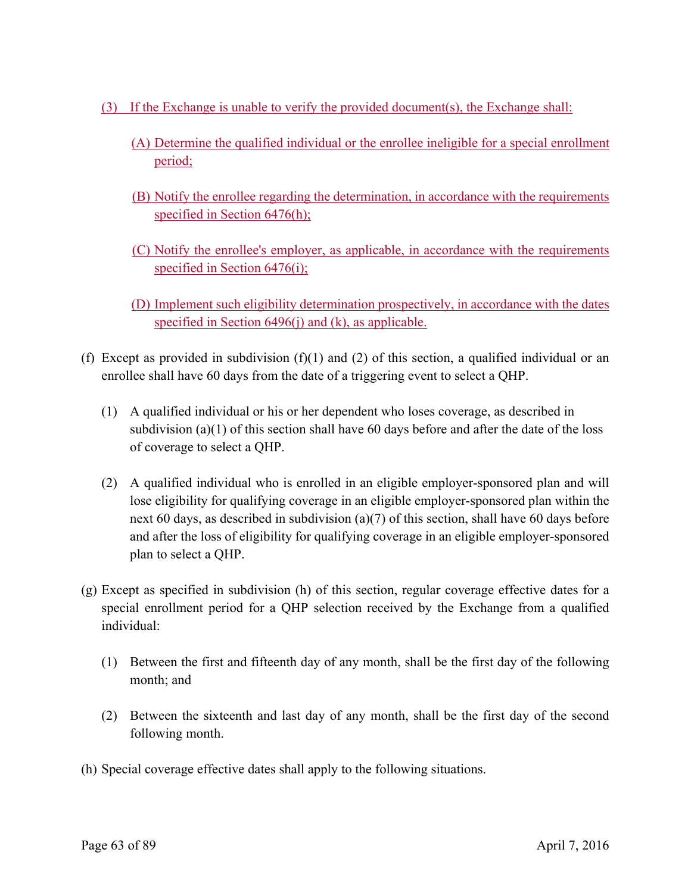(3) If the Exchange is unable to verify the provided document(s), the Exchange shall:

(A) Determine the qualified individual or the enrollee ineligible for a special enrollment period;

(B) Notify the enrollee regarding the determination, in accordance with the requirements specified in Section 6476(h);

(C) Notify the enrollee's employer, as applicable, in accordance with the requirements specified in Section 6476(i);

(D) Implement such eligibility determination prospectively, in accordance with the dates specified in Section 6496(j) and (k), as applicable.

(f) Except as provided in subdivision (f)(1) and (2) of this section, a qualified individual or an enrollee shall have 60 days from the date of a triggering event to select a QHP.

(1) A qualified individual or his or her dependent who loses coverage, as described in subdivision (a)(1) of this section shall have 60 days before and after the date of the loss of coverage to select a QHP.

(2) A qualified individual who is enrolled in an eligible employer-sponsored plan and will lose eligibility for qualifying coverage in an eligible employer-sponsored plan within the next 60 days, as described in subdivision (a)(7) of this section, shall have 60 days before and after the loss of eligibility for qualifying coverage in an eligible employer-sponsored plan to select a QHP.

(g) Except as specified in subdivision (h) of this section, regular coverage effective dates for a special enrollment period for a QHP selection received by the Exchange from a qualified individual:

(1) Between the first and fifteenth day of any month, shall be the first day of the following month; and

(2) Between the sixteenth and last day of any month, shall be the first day of the second following month.

(h) Special coverage effective dates shall apply to the following situations.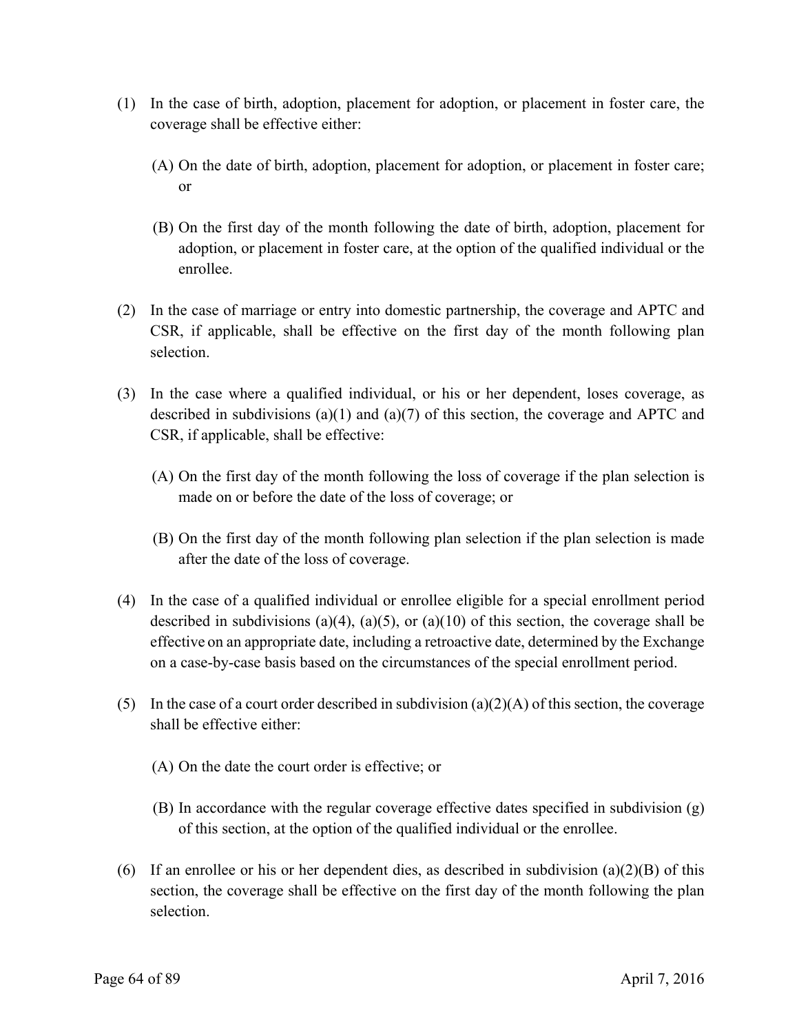(1) In the case of birth, adoption, placement for adoption, or placement in foster care, the coverage shall be effective either:

  (A) On the date of birth, adoption, placement for adoption, or placement in foster care; or

  (B) On the first day of the month following the date of birth, adoption, placement for adoption, or placement in foster care, at the option of the qualified individual or the enrollee.

(2) In the case of marriage or entry into domestic partnership, the coverage and APTC and CSR, if applicable, shall be effective on the first day of the month following plan selection.

(3) In the case where a qualified individual, or his or her dependent, loses coverage, as described in subdivisions (a)(1) and (a)(7) of this section, the coverage and APTC and CSR, if applicable, shall be effective:

  (A) On the first day of the month following the loss of coverage if the plan selection is made on or before the date of the loss of coverage; or

  (B) On the first day of the month following plan selection if the plan selection is made after the date of the loss of coverage.

(4) In the case of a qualified individual or enrollee eligible for a special enrollment period described in subdivisions (a)(4), (a)(5), or (a)(10) of this section, the coverage shall be effective on an appropriate date, including a retroactive date, determined by the Exchange on a case-by-case basis based on the circumstances of the special enrollment period.

(5) In the case of a court order described in subdivision (a)(2)(A) of this section, the coverage shall be effective either:

  (A) On the date the court order is effective; or

  (B) In accordance with the regular coverage effective dates specified in subdivision (g) of this section, at the option of the qualified individual or the enrollee.

(6) If an enrollee or his or her dependent dies, as described in subdivision (a)(2)(B) of this section, the coverage shall be effective on the first day of the month following the plan selection.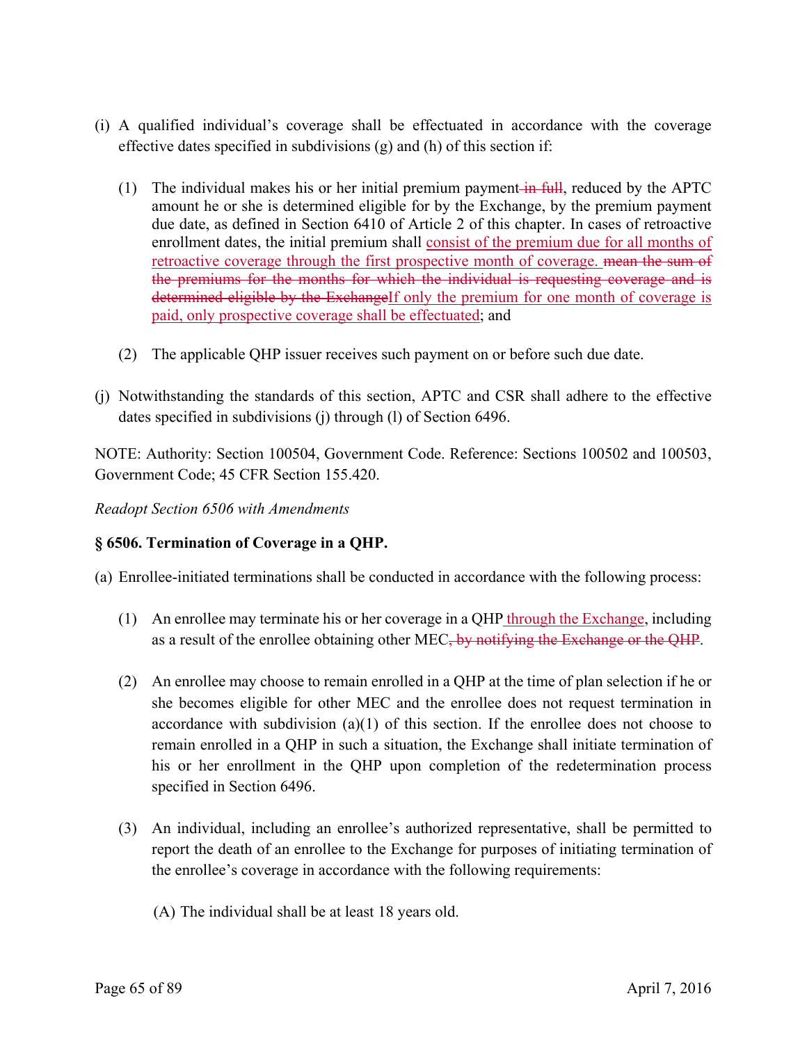(i) A qualified individual's coverage shall be effectuated in accordance with the coverage effective dates specified in subdivisions (g) and (h) of this section if:

   (1) The individual makes his or her initial premium payment~~ in full~~, reduced by the APTC amount he or she is determined eligible for by the Exchange, by the premium payment due date, as defined in Section 6410 of Article 2 of this chapter. In cases of retroactive enrollment dates, the initial premium shall <u>consist of the premium due for all months of retroactive coverage through the first prospective month of coverage. </u>~~mean the sum of the premiums for the months for which the individual is requesting coverage and is determined eligible by the Exchange~~<u>If only the premium for one month of coverage is paid, only prospective coverage shall be effectuated</u>; and

   (2) The applicable QHP issuer receives such payment on or before such due date.

(j) Notwithstanding the standards of this section, APTC and CSR shall adhere to the effective dates specified in subdivisions (j) through (l) of Section 6496.

NOTE: Authority: Section 100504, Government Code. Reference: Sections 100502 and 100503, Government Code; 45 CFR Section 155.420.

*Readopt Section 6506 with Amendments*

**§ 6506. Termination of Coverage in a QHP.**

(a) Enrollee-initiated terminations shall be conducted in accordance with the following process:

   (1) An enrollee may terminate his or her coverage in a QHP<u> through the Exchange</u>, including as a result of the enrollee obtaining other MEC~~, by notifying the Exchange or the QHP~~.

   (2) An enrollee may choose to remain enrolled in a QHP at the time of plan selection if he or she becomes eligible for other MEC and the enrollee does not request termination in accordance with subdivision (a)(1) of this section. If the enrollee does not choose to remain enrolled in a QHP in such a situation, the Exchange shall initiate termination of his or her enrollment in the QHP upon completion of the redetermination process specified in Section 6496.

   (3) An individual, including an enrollee's authorized representative, shall be permitted to report the death of an enrollee to the Exchange for purposes of initiating termination of the enrollee's coverage in accordance with the following requirements:

      (A) The individual shall be at least 18 years old.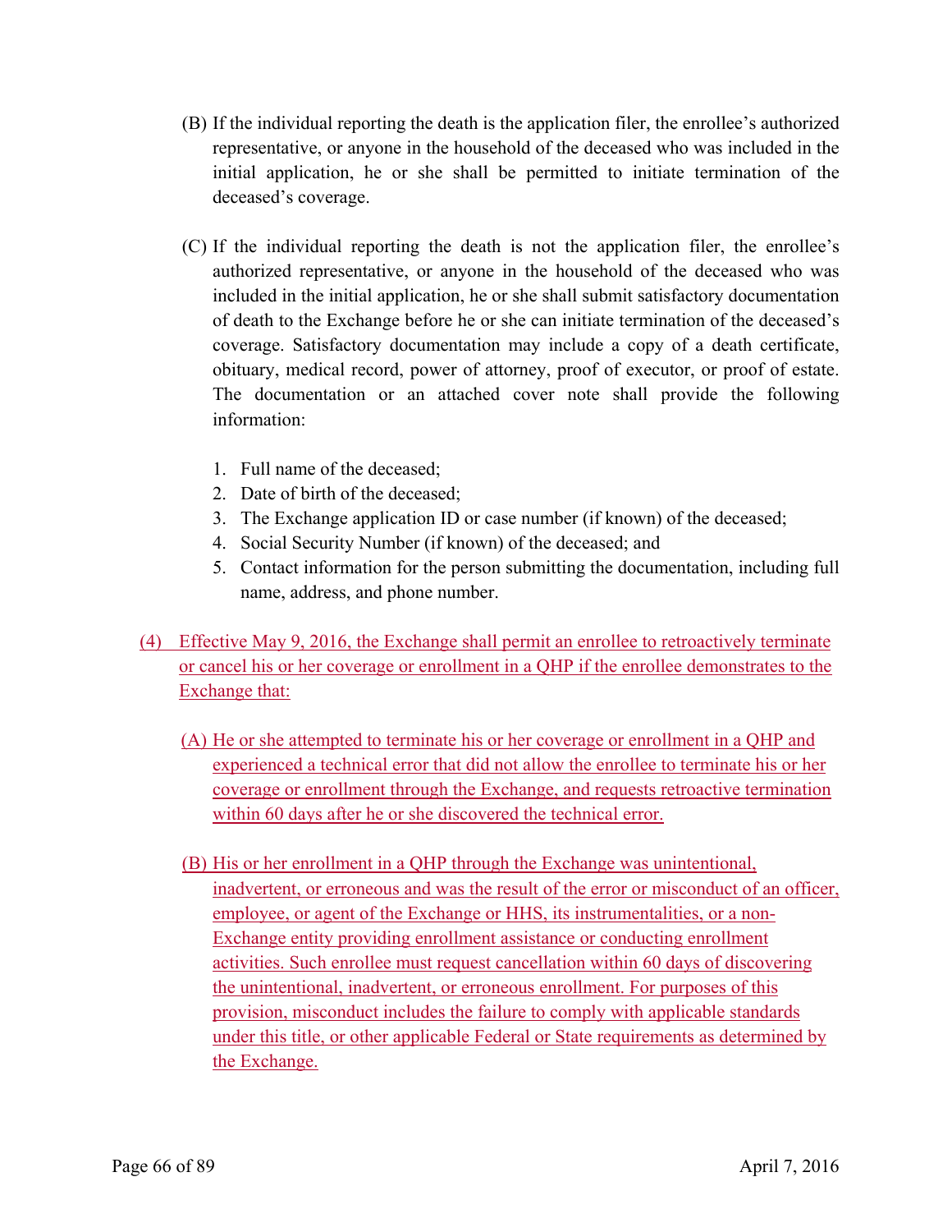(B) If the individual reporting the death is the application filer, the enrollee's authorized representative, or anyone in the household of the deceased who was included in the initial application, he or she shall be permitted to initiate termination of the deceased's coverage.

(C) If the individual reporting the death is not the application filer, the enrollee's authorized representative, or anyone in the household of the deceased who was included in the initial application, he or she shall submit satisfactory documentation of death to the Exchange before he or she can initiate termination of the deceased's coverage. Satisfactory documentation may include a copy of a death certificate, obituary, medical record, power of attorney, proof of executor, or proof of estate. The documentation or an attached cover note shall provide the following information:

1. Full name of the deceased;
2. Date of birth of the deceased;
3. The Exchange application ID or case number (if known) of the deceased;
4. Social Security Number (if known) of the deceased; and
5. Contact information for the person submitting the documentation, including full name, address, and phone number.

(4) Effective May 9, 2016, the Exchange shall permit an enrollee to retroactively terminate or cancel his or her coverage or enrollment in a QHP if the enrollee demonstrates to the Exchange that:

(A) He or she attempted to terminate his or her coverage or enrollment in a QHP and experienced a technical error that did not allow the enrollee to terminate his or her coverage or enrollment through the Exchange, and requests retroactive termination within 60 days after he or she discovered the technical error.

(B) His or her enrollment in a QHP through the Exchange was unintentional, inadvertent, or erroneous and was the result of the error or misconduct of an officer, employee, or agent of the Exchange or HHS, its instrumentalities, or a non-Exchange entity providing enrollment assistance or conducting enrollment activities. Such enrollee must request cancellation within 60 days of discovering the unintentional, inadvertent, or erroneous enrollment. For purposes of this provision, misconduct includes the failure to comply with applicable standards under this title, or other applicable Federal or State requirements as determined by the Exchange.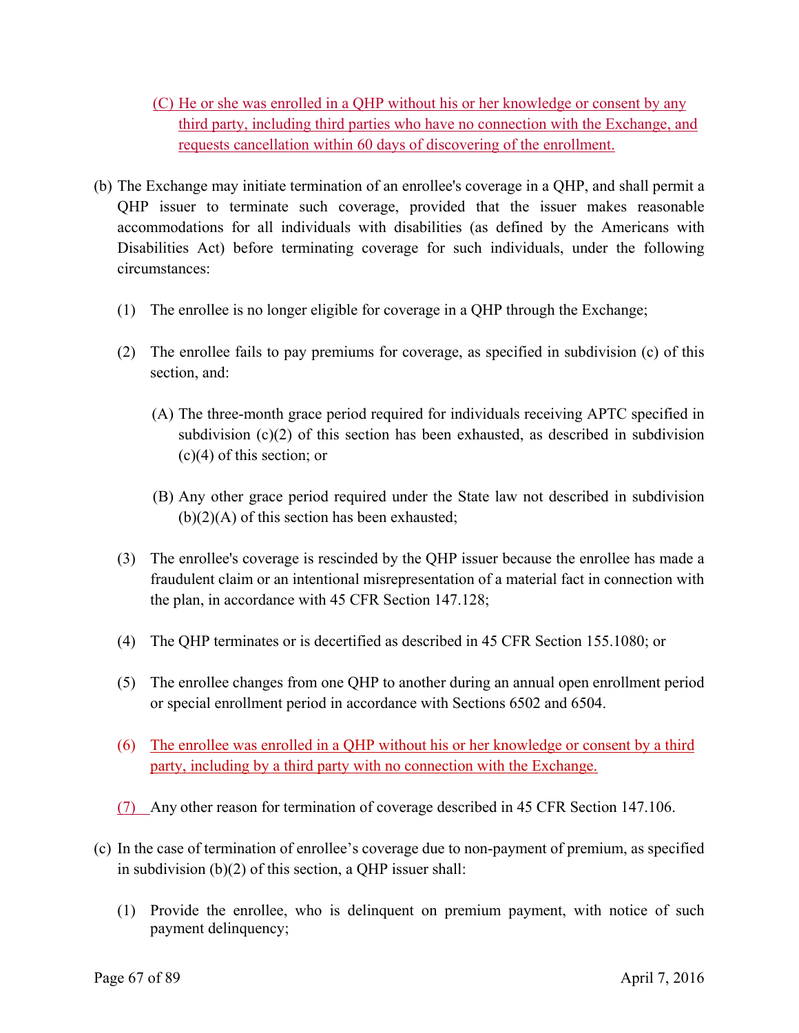(C) He or she was enrolled in a QHP without his or her knowledge or consent by any third party, including third parties who have no connection with the Exchange, and requests cancellation within 60 days of discovering of the enrollment.

(b) The Exchange may initiate termination of an enrollee's coverage in a QHP, and shall permit a QHP issuer to terminate such coverage, provided that the issuer makes reasonable accommodations for all individuals with disabilities (as defined by the Americans with Disabilities Act) before terminating coverage for such individuals, under the following circumstances:

(1) The enrollee is no longer eligible for coverage in a QHP through the Exchange;

(2) The enrollee fails to pay premiums for coverage, as specified in subdivision (c) of this section, and:

(A) The three-month grace period required for individuals receiving APTC specified in subdivision (c)(2) of this section has been exhausted, as described in subdivision (c)(4) of this section; or

(B) Any other grace period required under the State law not described in subdivision (b)(2)(A) of this section has been exhausted;

(3) The enrollee's coverage is rescinded by the QHP issuer because the enrollee has made a fraudulent claim or an intentional misrepresentation of a material fact in connection with the plan, in accordance with 45 CFR Section 147.128;

(4) The QHP terminates or is decertified as described in 45 CFR Section 155.1080; or

(5) The enrollee changes from one QHP to another during an annual open enrollment period or special enrollment period in accordance with Sections 6502 and 6504.

(6) The enrollee was enrolled in a QHP without his or her knowledge or consent by a third party, including by a third party with no connection with the Exchange.

(7) Any other reason for termination of coverage described in 45 CFR Section 147.106.

(c) In the case of termination of enrollee's coverage due to non-payment of premium, as specified in subdivision (b)(2) of this section, a QHP issuer shall:

(1) Provide the enrollee, who is delinquent on premium payment, with notice of such payment delinquency;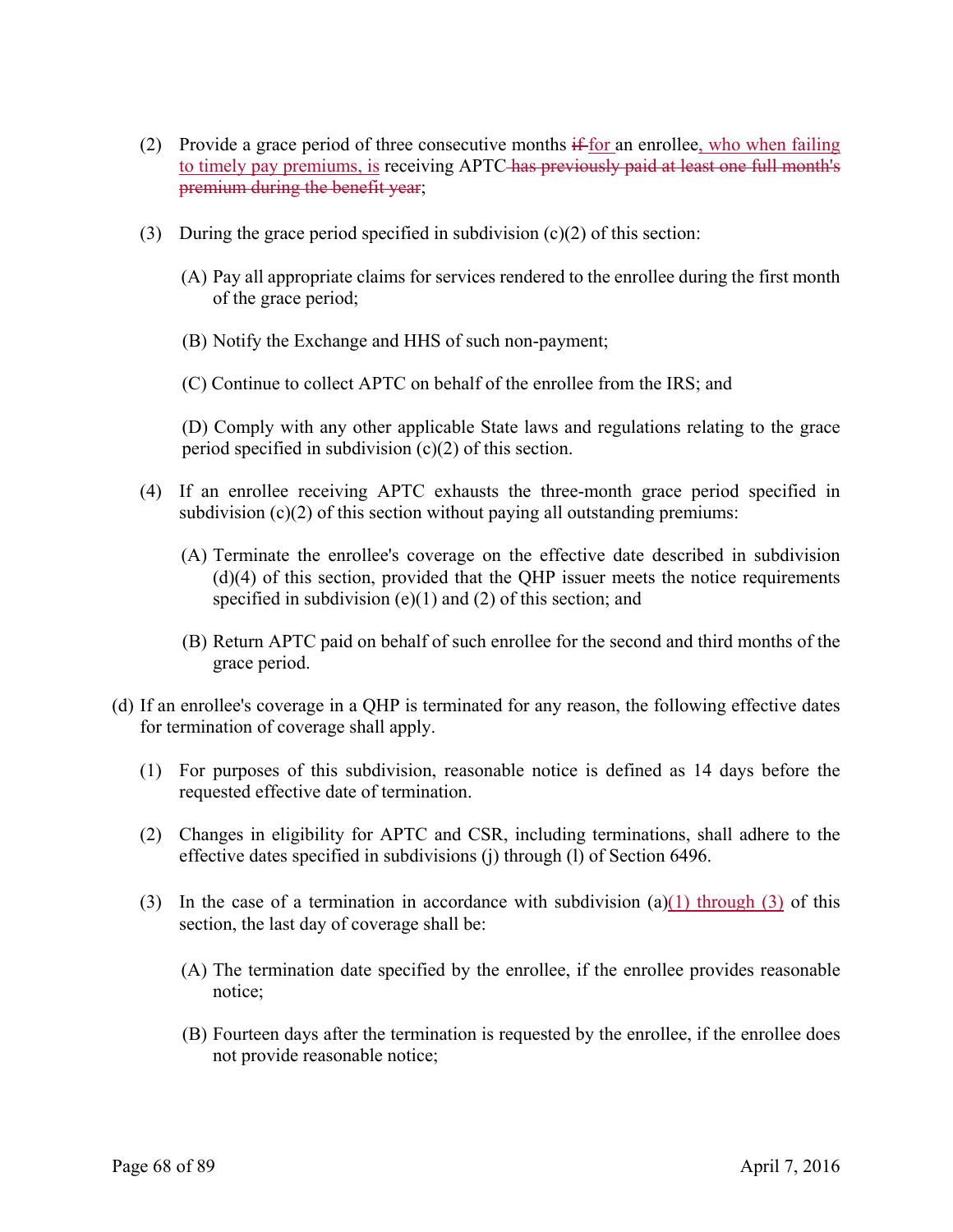(2) Provide a grace period of three consecutive months ~~if~~ <u>for</u> an enrollee<u>, who when failing to timely pay premiums, is</u> receiving APTC ~~has previously paid at least one full month's premium during the benefit year~~;

(3) During the grace period specified in subdivision (c)(2) of this section:

   (A) Pay all appropriate claims for services rendered to the enrollee during the first month of the grace period;

   (B) Notify the Exchange and HHS of such non-payment;

   (C) Continue to collect APTC on behalf of the enrollee from the IRS; and

   (D) Comply with any other applicable State laws and regulations relating to the grace period specified in subdivision (c)(2) of this section.

(4) If an enrollee receiving APTC exhausts the three-month grace period specified in subdivision (c)(2) of this section without paying all outstanding premiums:

   (A) Terminate the enrollee's coverage on the effective date described in subdivision (d)(4) of this section, provided that the QHP issuer meets the notice requirements specified in subdivision (e)(1) and (2) of this section; and

   (B) Return APTC paid on behalf of such enrollee for the second and third months of the grace period.

(d) If an enrollee's coverage in a QHP is terminated for any reason, the following effective dates for termination of coverage shall apply.

   (1) For purposes of this subdivision, reasonable notice is defined as 14 days before the requested effective date of termination.

   (2) Changes in eligibility for APTC and CSR, including terminations, shall adhere to the effective dates specified in subdivisions (j) through (l) of Section 6496.

   (3) In the case of a termination in accordance with subdivision (a)<u>(1) through (3)</u> of this section, the last day of coverage shall be:

      (A) The termination date specified by the enrollee, if the enrollee provides reasonable notice;

      (B) Fourteen days after the termination is requested by the enrollee, if the enrollee does not provide reasonable notice;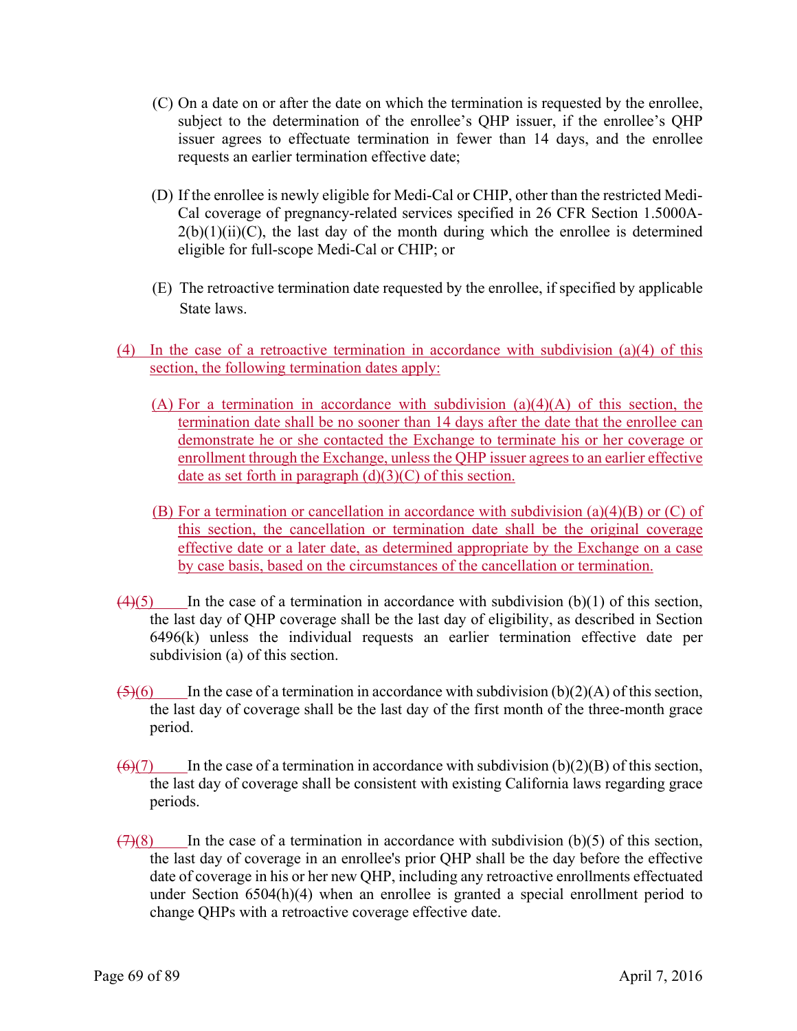(C) On a date on or after the date on which the termination is requested by the enrollee, subject to the determination of the enrollee's QHP issuer, if the enrollee's QHP issuer agrees to effectuate termination in fewer than 14 days, and the enrollee requests an earlier termination effective date;

(D) If the enrollee is newly eligible for Medi-Cal or CHIP, other than the restricted Medi-Cal coverage of pregnancy-related services specified in 26 CFR Section 1.5000A-2(b)(1)(ii)(C), the last day of the month during which the enrollee is determined eligible for full-scope Medi-Cal or CHIP; or

(E) The retroactive termination date requested by the enrollee, if specified by applicable State laws.

(4) In the case of a retroactive termination in accordance with subdivision (a)(4) of this section, the following termination dates apply:

(A) For a termination in accordance with subdivision (a)(4)(A) of this section, the termination date shall be no sooner than 14 days after the date that the enrollee can demonstrate he or she contacted the Exchange to terminate his or her coverage or enrollment through the Exchange, unless the QHP issuer agrees to an earlier effective date as set forth in paragraph (d)(3)(C) of this section.

(B) For a termination or cancellation in accordance with subdivision (a)(4)(B) or (C) of this section, the cancellation or termination date shall be the original coverage effective date or a later date, as determined appropriate by the Exchange on a case by case basis, based on the circumstances of the cancellation or termination.

~~(4)~~(5) In the case of a termination in accordance with subdivision (b)(1) of this section, the last day of QHP coverage shall be the last day of eligibility, as described in Section 6496(k) unless the individual requests an earlier termination effective date per subdivision (a) of this section.

~~(5)~~(6) In the case of a termination in accordance with subdivision (b)(2)(A) of this section, the last day of coverage shall be the last day of the first month of the three-month grace period.

~~(6)~~(7) In the case of a termination in accordance with subdivision (b)(2)(B) of this section, the last day of coverage shall be consistent with existing California laws regarding grace periods.

~~(7)~~(8) In the case of a termination in accordance with subdivision (b)(5) of this section, the last day of coverage in an enrollee's prior QHP shall be the day before the effective date of coverage in his or her new QHP, including any retroactive enrollments effectuated under Section 6504(h)(4) when an enrollee is granted a special enrollment period to change QHPs with a retroactive coverage effective date.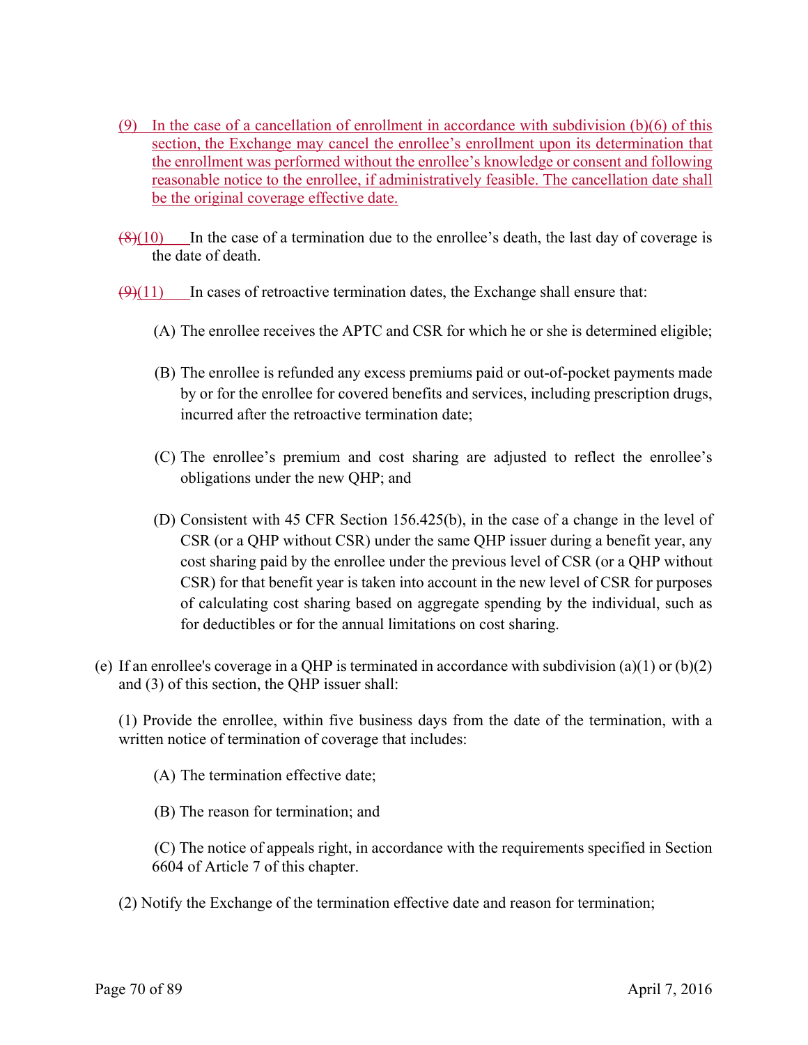(9) In the case of a cancellation of enrollment in accordance with subdivision (b)(6) of this section, the Exchange may cancel the enrollee's enrollment upon its determination that the enrollment was performed without the enrollee's knowledge or consent and following reasonable notice to the enrollee, if administratively feasible. The cancellation date shall be the original coverage effective date.

~~(8)~~(10) In the case of a termination due to the enrollee's death, the last day of coverage is the date of death.

~~(9)~~(11) In cases of retroactive termination dates, the Exchange shall ensure that:

(A) The enrollee receives the APTC and CSR for which he or she is determined eligible;

(B) The enrollee is refunded any excess premiums paid or out-of-pocket payments made by or for the enrollee for covered benefits and services, including prescription drugs, incurred after the retroactive termination date;

(C) The enrollee's premium and cost sharing are adjusted to reflect the enrollee's obligations under the new QHP; and

(D) Consistent with 45 CFR Section 156.425(b), in the case of a change in the level of CSR (or a QHP without CSR) under the same QHP issuer during a benefit year, any cost sharing paid by the enrollee under the previous level of CSR (or a QHP without CSR) for that benefit year is taken into account in the new level of CSR for purposes of calculating cost sharing based on aggregate spending by the individual, such as for deductibles or for the annual limitations on cost sharing.

(e) If an enrollee's coverage in a QHP is terminated in accordance with subdivision (a)(1) or (b)(2) and (3) of this section, the QHP issuer shall:

(1) Provide the enrollee, within five business days from the date of the termination, with a written notice of termination of coverage that includes:

(A) The termination effective date;

(B) The reason for termination; and

(C) The notice of appeals right, in accordance with the requirements specified in Section 6604 of Article 7 of this chapter.

(2) Notify the Exchange of the termination effective date and reason for termination;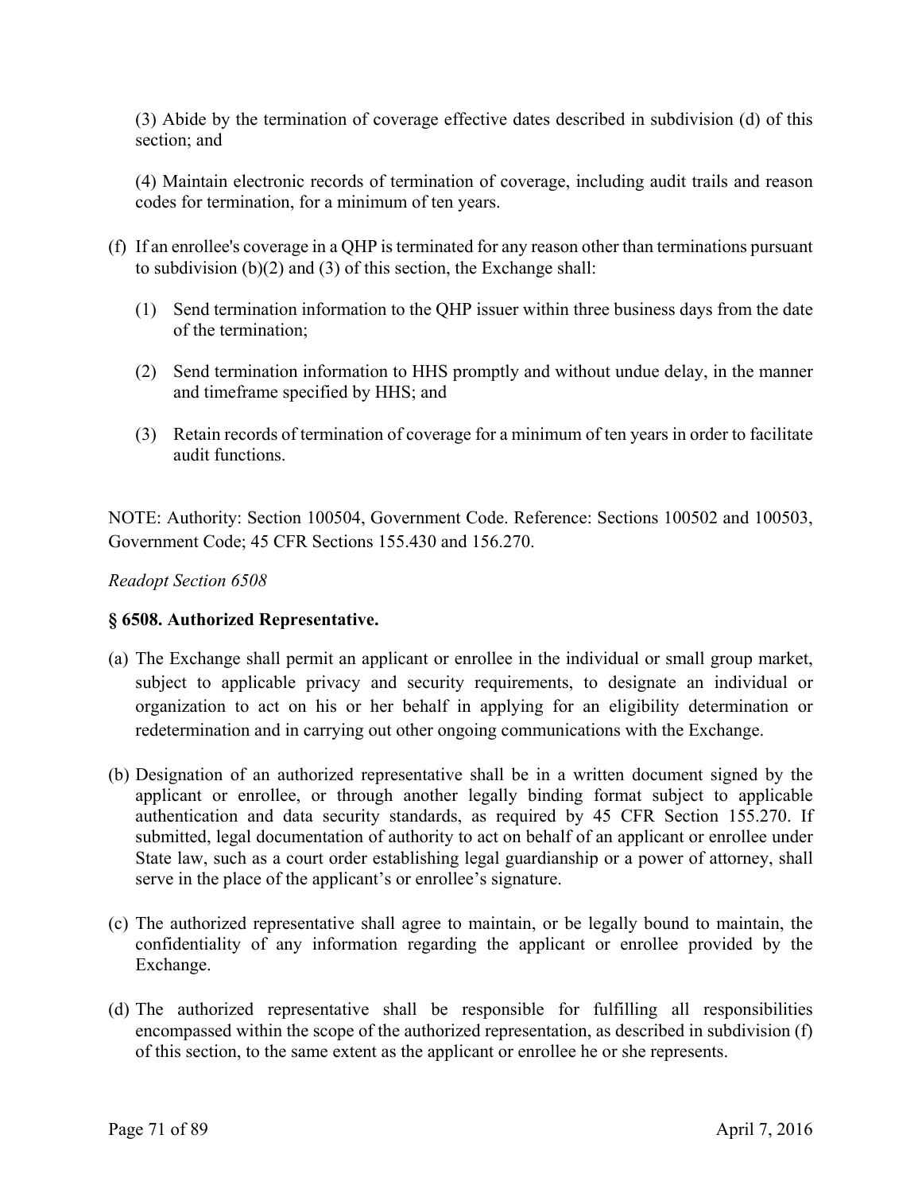(3) Abide by the termination of coverage effective dates described in subdivision (d) of this section; and

(4) Maintain electronic records of termination of coverage, including audit trails and reason codes for termination, for a minimum of ten years.

(f) If an enrollee's coverage in a QHP is terminated for any reason other than terminations pursuant to subdivision (b)(2) and (3) of this section, the Exchange shall:

   (1) Send termination information to the QHP issuer within three business days from the date of the termination;

   (2) Send termination information to HHS promptly and without undue delay, in the manner and timeframe specified by HHS; and

   (3) Retain records of termination of coverage for a minimum of ten years in order to facilitate audit functions.

NOTE: Authority: Section 100504, Government Code. Reference: Sections 100502 and 100503, Government Code; 45 CFR Sections 155.430 and 156.270.

*Readopt Section 6508*

### § 6508. Authorized Representative.

(a) The Exchange shall permit an applicant or enrollee in the individual or small group market, subject to applicable privacy and security requirements, to designate an individual or organization to act on his or her behalf in applying for an eligibility determination or redetermination and in carrying out other ongoing communications with the Exchange.

(b) Designation of an authorized representative shall be in a written document signed by the applicant or enrollee, or through another legally binding format subject to applicable authentication and data security standards, as required by 45 CFR Section 155.270. If submitted, legal documentation of authority to act on behalf of an applicant or enrollee under State law, such as a court order establishing legal guardianship or a power of attorney, shall serve in the place of the applicant's or enrollee's signature.

(c) The authorized representative shall agree to maintain, or be legally bound to maintain, the confidentiality of any information regarding the applicant or enrollee provided by the Exchange.

(d) The authorized representative shall be responsible for fulfilling all responsibilities encompassed within the scope of the authorized representation, as described in subdivision (f) of this section, to the same extent as the applicant or enrollee he or she represents.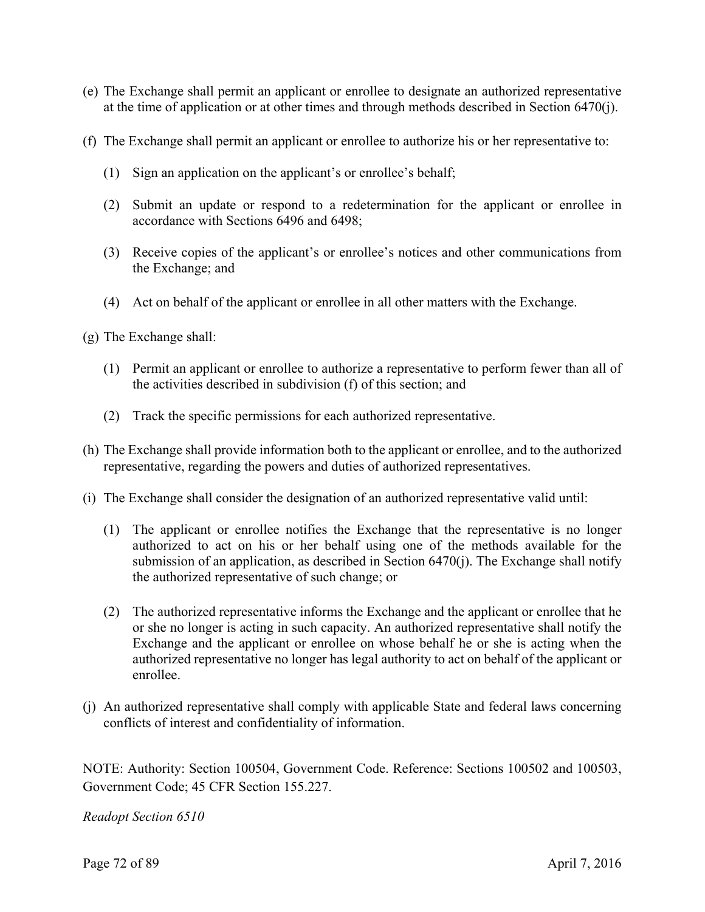(e) The Exchange shall permit an applicant or enrollee to designate an authorized representative at the time of application or at other times and through methods described in Section 6470(j).

(f) The Exchange shall permit an applicant or enrollee to authorize his or her representative to:

   (1) Sign an application on the applicant's or enrollee's behalf;

   (2) Submit an update or respond to a redetermination for the applicant or enrollee in accordance with Sections 6496 and 6498;

   (3) Receive copies of the applicant's or enrollee's notices and other communications from the Exchange; and

   (4) Act on behalf of the applicant or enrollee in all other matters with the Exchange.

(g) The Exchange shall:

   (1) Permit an applicant or enrollee to authorize a representative to perform fewer than all of the activities described in subdivision (f) of this section; and

   (2) Track the specific permissions for each authorized representative.

(h) The Exchange shall provide information both to the applicant or enrollee, and to the authorized representative, regarding the powers and duties of authorized representatives.

(i) The Exchange shall consider the designation of an authorized representative valid until:

   (1) The applicant or enrollee notifies the Exchange that the representative is no longer authorized to act on his or her behalf using one of the methods available for the submission of an application, as described in Section 6470(j). The Exchange shall notify the authorized representative of such change; or

   (2) The authorized representative informs the Exchange and the applicant or enrollee that he or she no longer is acting in such capacity. An authorized representative shall notify the Exchange and the applicant or enrollee on whose behalf he or she is acting when the authorized representative no longer has legal authority to act on behalf of the applicant or enrollee.

(j) An authorized representative shall comply with applicable State and federal laws concerning conflicts of interest and confidentiality of information.

NOTE: Authority: Section 100504, Government Code. Reference: Sections 100502 and 100503, Government Code; 45 CFR Section 155.227.

*Readopt Section 6510*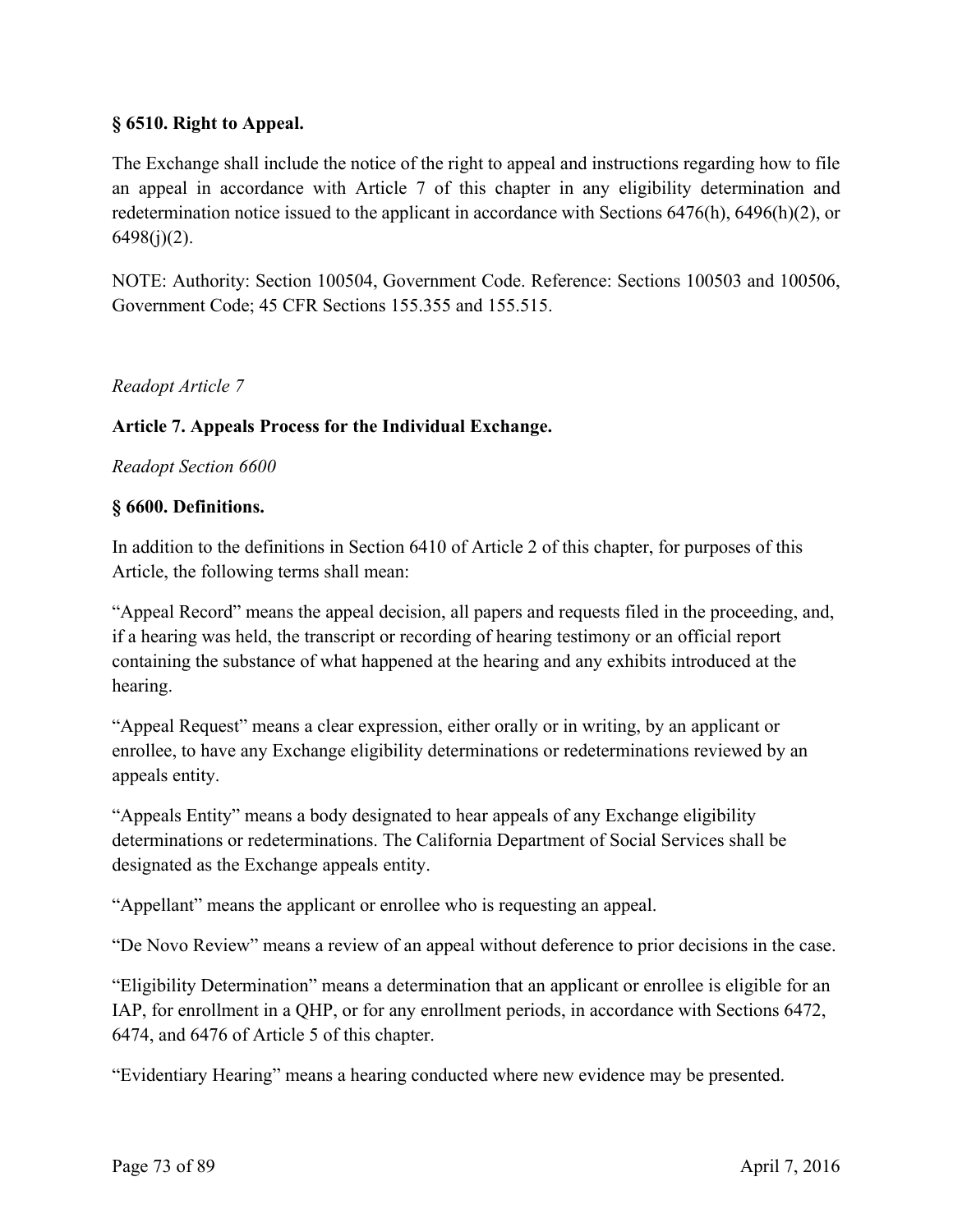**§ 6510. Right to Appeal.**

The Exchange shall include the notice of the right to appeal and instructions regarding how to file an appeal in accordance with Article 7 of this chapter in any eligibility determination and redetermination notice issued to the applicant in accordance with Sections 6476(h), 6496(h)(2), or 6498(j)(2).

NOTE: Authority: Section 100504, Government Code. Reference: Sections 100503 and 100506, Government Code; 45 CFR Sections 155.355 and 155.515.

*Readopt Article 7*

**Article 7. Appeals Process for the Individual Exchange.**

*Readopt Section 6600*

**§ 6600. Definitions.**

In addition to the definitions in Section 6410 of Article 2 of this chapter, for purposes of this Article, the following terms shall mean:

"Appeal Record" means the appeal decision, all papers and requests filed in the proceeding, and, if a hearing was held, the transcript or recording of hearing testimony or an official report containing the substance of what happened at the hearing and any exhibits introduced at the hearing.

"Appeal Request" means a clear expression, either orally or in writing, by an applicant or enrollee, to have any Exchange eligibility determinations or redeterminations reviewed by an appeals entity.

"Appeals Entity" means a body designated to hear appeals of any Exchange eligibility determinations or redeterminations. The California Department of Social Services shall be designated as the Exchange appeals entity.

"Appellant" means the applicant or enrollee who is requesting an appeal.

"De Novo Review" means a review of an appeal without deference to prior decisions in the case.

"Eligibility Determination" means a determination that an applicant or enrollee is eligible for an IAP, for enrollment in a QHP, or for any enrollment periods, in accordance with Sections 6472, 6474, and 6476 of Article 5 of this chapter.

"Evidentiary Hearing" means a hearing conducted where new evidence may be presented.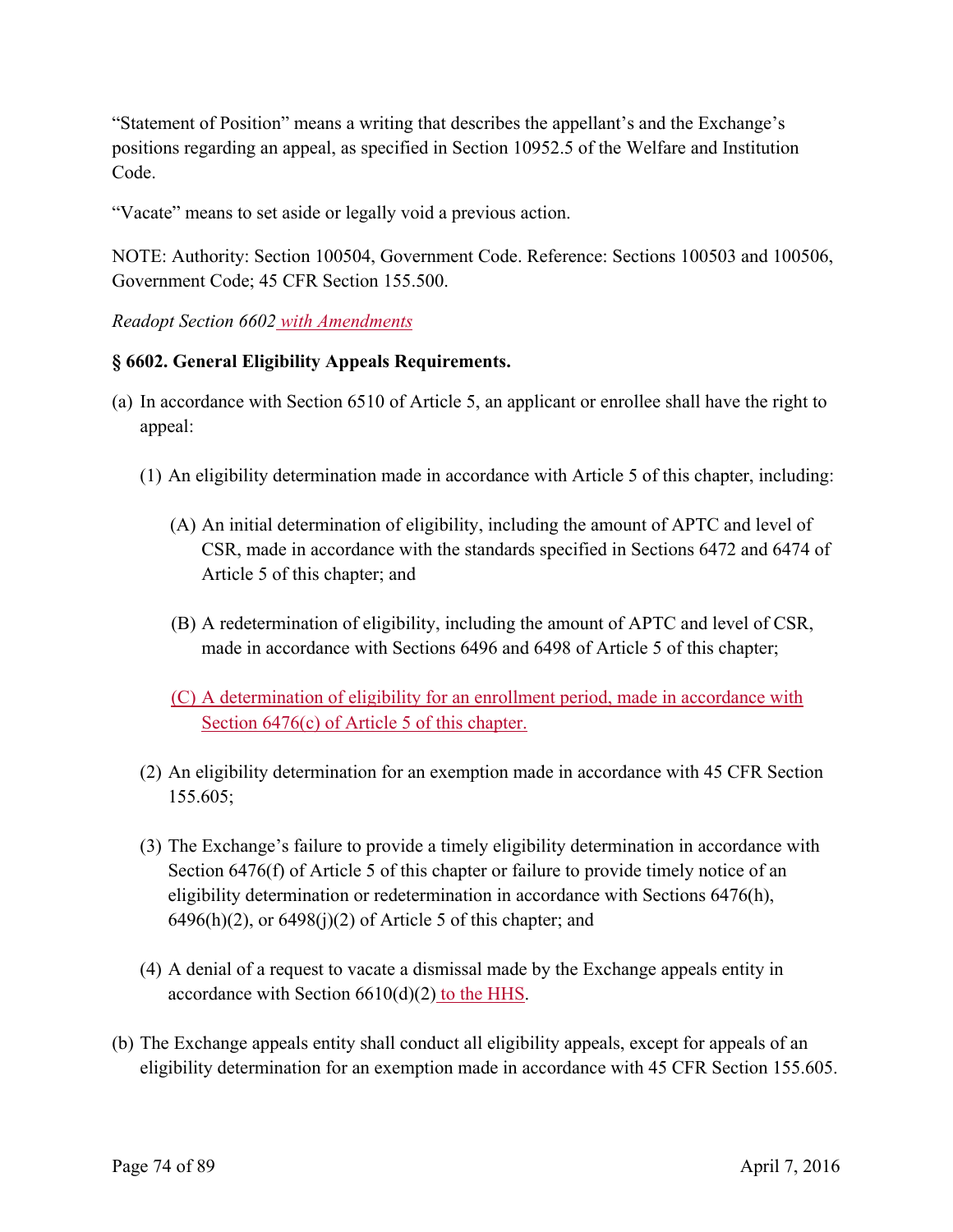"Statement of Position" means a writing that describes the appellant's and the Exchange's positions regarding an appeal, as specified in Section 10952.5 of the Welfare and Institution Code.

"Vacate" means to set aside or legally void a previous action.

NOTE: Authority: Section 100504, Government Code. Reference: Sections 100503 and 100506, Government Code; 45 CFR Section 155.500.

*Readopt Section 6602 with Amendments*

**§ 6602. General Eligibility Appeals Requirements.**

(a) In accordance with Section 6510 of Article 5, an applicant or enrollee shall have the right to appeal:

 (1) An eligibility determination made in accordance with Article 5 of this chapter, including:

  (A) An initial determination of eligibility, including the amount of APTC and level of CSR, made in accordance with the standards specified in Sections 6472 and 6474 of Article 5 of this chapter; and

  (B) A redetermination of eligibility, including the amount of APTC and level of CSR, made in accordance with Sections 6496 and 6498 of Article 5 of this chapter;

  (C) A determination of eligibility for an enrollment period, made in accordance with Section 6476(c) of Article 5 of this chapter.

 (2) An eligibility determination for an exemption made in accordance with 45 CFR Section 155.605;

 (3) The Exchange's failure to provide a timely eligibility determination in accordance with Section 6476(f) of Article 5 of this chapter or failure to provide timely notice of an eligibility determination or redetermination in accordance with Sections 6476(h), 6496(h)(2), or 6498(j)(2) of Article 5 of this chapter; and

 (4) A denial of a request to vacate a dismissal made by the Exchange appeals entity in accordance with Section 6610(d)(2) to the HHS.

(b) The Exchange appeals entity shall conduct all eligibility appeals, except for appeals of an eligibility determination for an exemption made in accordance with 45 CFR Section 155.605.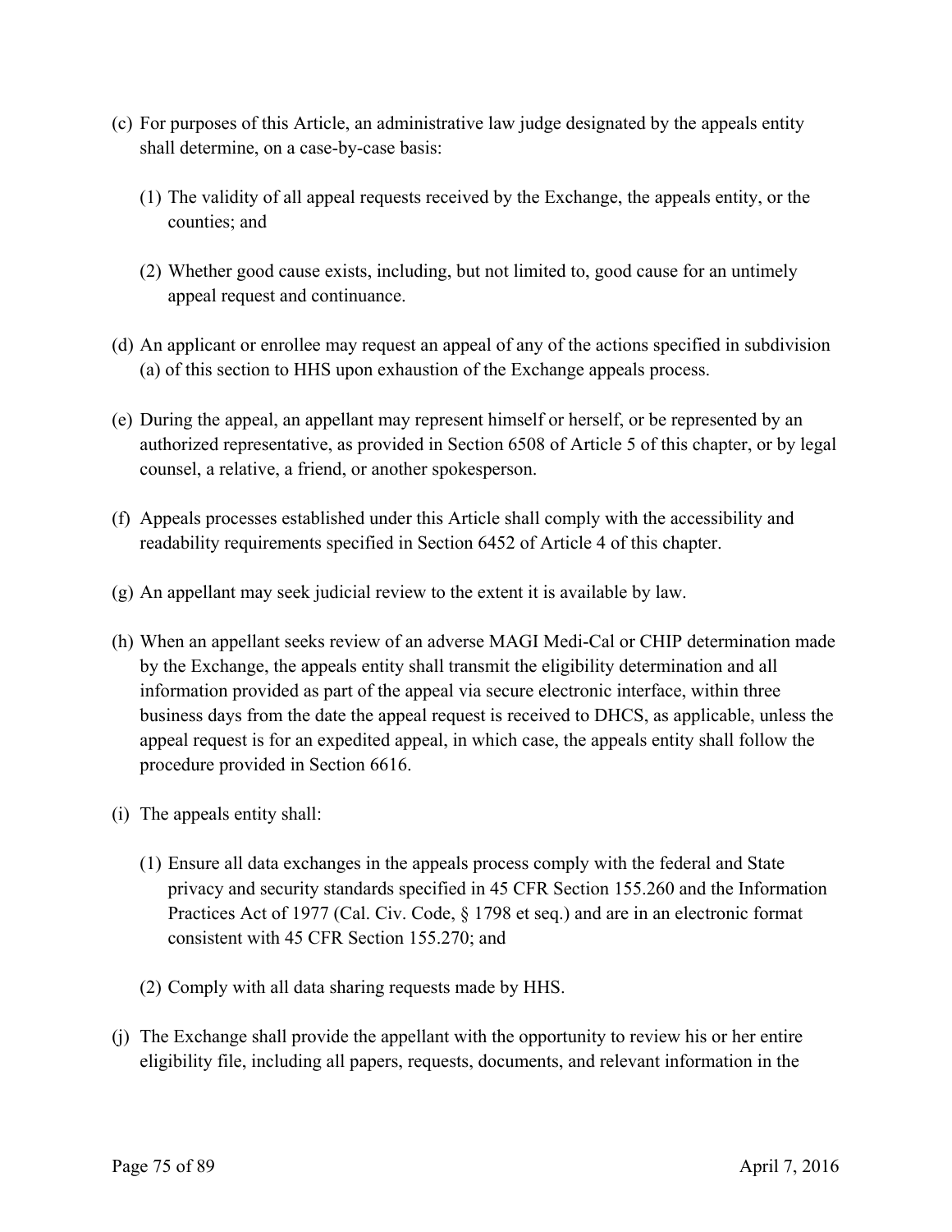(c) For purposes of this Article, an administrative law judge designated by the appeals entity shall determine, on a case-by-case basis:

 (1) The validity of all appeal requests received by the Exchange, the appeals entity, or the counties; and

 (2) Whether good cause exists, including, but not limited to, good cause for an untimely appeal request and continuance.

(d) An applicant or enrollee may request an appeal of any of the actions specified in subdivision (a) of this section to HHS upon exhaustion of the Exchange appeals process.

(e) During the appeal, an appellant may represent himself or herself, or be represented by an authorized representative, as provided in Section 6508 of Article 5 of this chapter, or by legal counsel, a relative, a friend, or another spokesperson.

(f) Appeals processes established under this Article shall comply with the accessibility and readability requirements specified in Section 6452 of Article 4 of this chapter.

(g) An appellant may seek judicial review to the extent it is available by law.

(h) When an appellant seeks review of an adverse MAGI Medi-Cal or CHIP determination made by the Exchange, the appeals entity shall transmit the eligibility determination and all information provided as part of the appeal via secure electronic interface, within three business days from the date the appeal request is received to DHCS, as applicable, unless the appeal request is for an expedited appeal, in which case, the appeals entity shall follow the procedure provided in Section 6616.

(i) The appeals entity shall:

 (1) Ensure all data exchanges in the appeals process comply with the federal and State privacy and security standards specified in 45 CFR Section 155.260 and the Information Practices Act of 1977 (Cal. Civ. Code, § 1798 et seq.) and are in an electronic format consistent with 45 CFR Section 155.270; and

 (2) Comply with all data sharing requests made by HHS.

(j) The Exchange shall provide the appellant with the opportunity to review his or her entire eligibility file, including all papers, requests, documents, and relevant information in the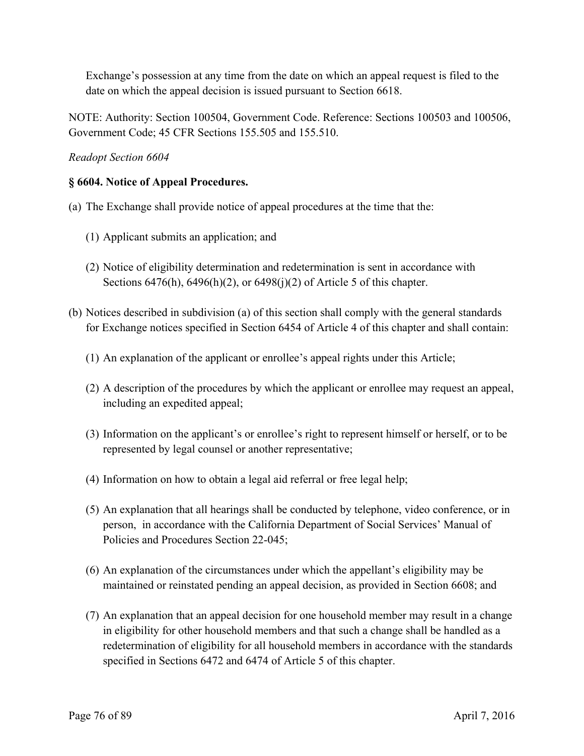Exchange's possession at any time from the date on which an appeal request is filed to the date on which the appeal decision is issued pursuant to Section 6618.

NOTE: Authority: Section 100504, Government Code. Reference: Sections 100503 and 100506, Government Code; 45 CFR Sections 155.505 and 155.510.

*Readopt Section 6604*

**§ 6604. Notice of Appeal Procedures.**

(a) The Exchange shall provide notice of appeal procedures at the time that the:

   (1) Applicant submits an application; and

   (2) Notice of eligibility determination and redetermination is sent in accordance with Sections 6476(h), 6496(h)(2), or 6498(j)(2) of Article 5 of this chapter.

(b) Notices described in subdivision (a) of this section shall comply with the general standards for Exchange notices specified in Section 6454 of Article 4 of this chapter and shall contain:

   (1) An explanation of the applicant or enrollee's appeal rights under this Article;

   (2) A description of the procedures by which the applicant or enrollee may request an appeal, including an expedited appeal;

   (3) Information on the applicant's or enrollee's right to represent himself or herself, or to be represented by legal counsel or another representative;

   (4) Information on how to obtain a legal aid referral or free legal help;

   (5) An explanation that all hearings shall be conducted by telephone, video conference, or in person, in accordance with the California Department of Social Services' Manual of Policies and Procedures Section 22-045;

   (6) An explanation of the circumstances under which the appellant's eligibility may be maintained or reinstated pending an appeal decision, as provided in Section 6608; and

   (7) An explanation that an appeal decision for one household member may result in a change in eligibility for other household members and that such a change shall be handled as a redetermination of eligibility for all household members in accordance with the standards specified in Sections 6472 and 6474 of Article 5 of this chapter.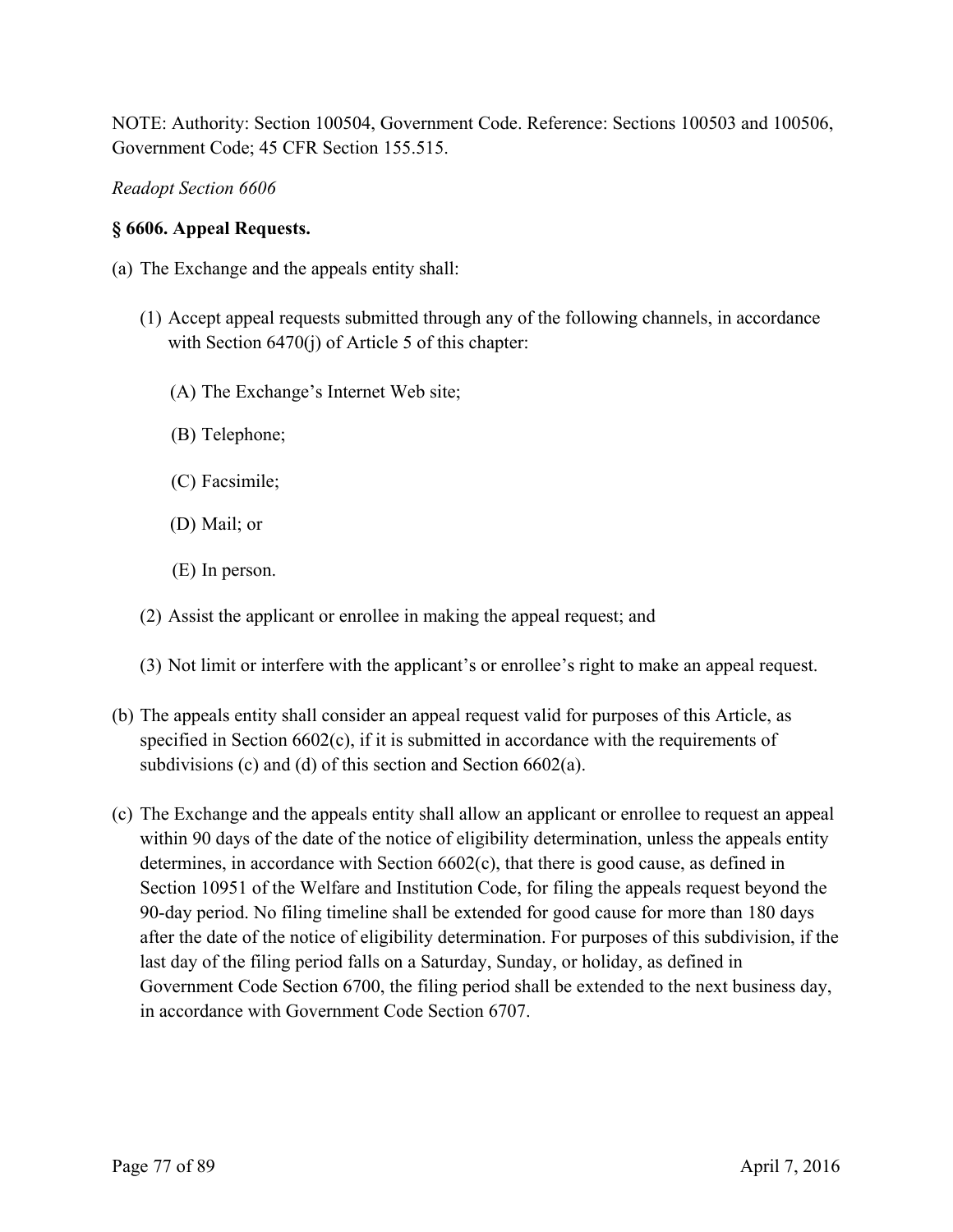NOTE: Authority: Section 100504, Government Code. Reference: Sections 100503 and 100506, Government Code; 45 CFR Section 155.515.

*Readopt Section 6606*

**§ 6606. Appeal Requests.**

(a) The Exchange and the appeals entity shall:

(1) Accept appeal requests submitted through any of the following channels, in accordance with Section 6470(j) of Article 5 of this chapter:

(A) The Exchange's Internet Web site;

(B) Telephone;

(C) Facsimile;

(D) Mail; or

(E) In person.

(2) Assist the applicant or enrollee in making the appeal request; and

(3) Not limit or interfere with the applicant's or enrollee's right to make an appeal request.

(b) The appeals entity shall consider an appeal request valid for purposes of this Article, as specified in Section 6602(c), if it is submitted in accordance with the requirements of subdivisions (c) and (d) of this section and Section 6602(a).

(c) The Exchange and the appeals entity shall allow an applicant or enrollee to request an appeal within 90 days of the date of the notice of eligibility determination, unless the appeals entity determines, in accordance with Section 6602(c), that there is good cause, as defined in Section 10951 of the Welfare and Institution Code, for filing the appeals request beyond the 90-day period. No filing timeline shall be extended for good cause for more than 180 days after the date of the notice of eligibility determination. For purposes of this subdivision, if the last day of the filing period falls on a Saturday, Sunday, or holiday, as defined in Government Code Section 6700, the filing period shall be extended to the next business day, in accordance with Government Code Section 6707.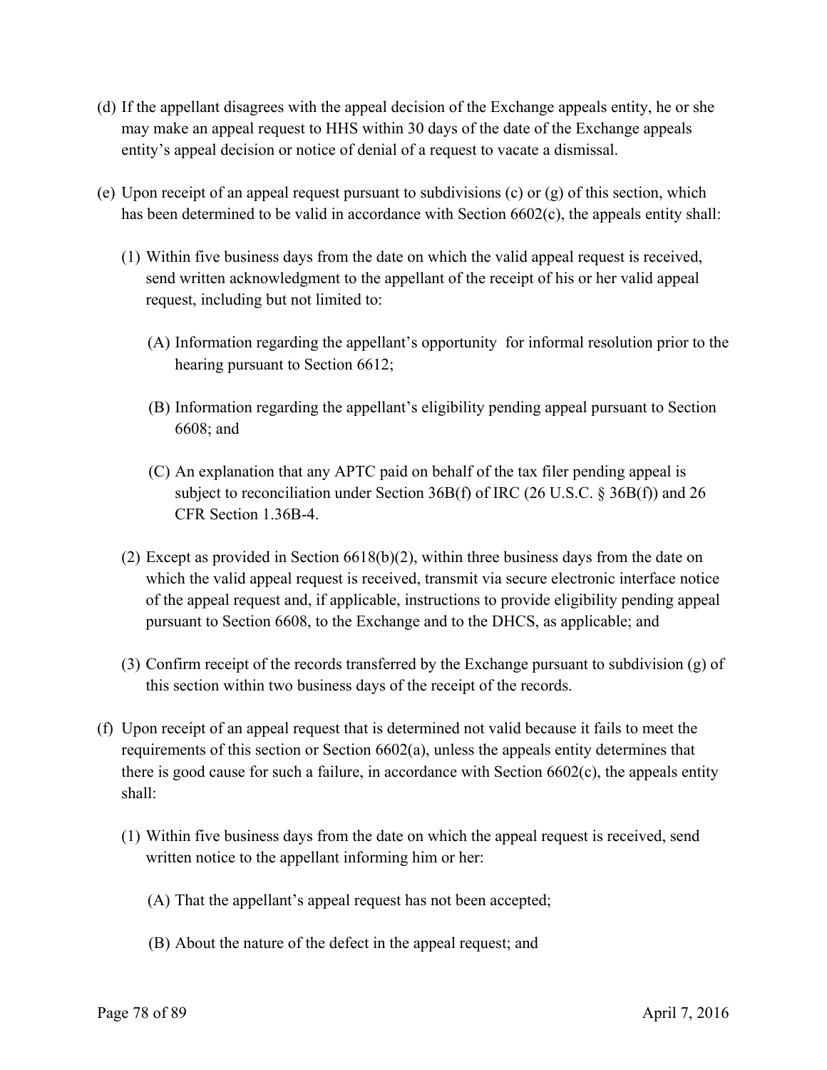(d) If the appellant disagrees with the appeal decision of the Exchange appeals entity, he or she may make an appeal request to HHS within 30 days of the date of the Exchange appeals entity's appeal decision or notice of denial of a request to vacate a dismissal.

(e) Upon receipt of an appeal request pursuant to subdivisions (c) or (g) of this section, which has been determined to be valid in accordance with Section 6602(c), the appeals entity shall:

  (1) Within five business days from the date on which the valid appeal request is received, send written acknowledgment to the appellant of the receipt of his or her valid appeal request, including but not limited to:

    (A) Information regarding the appellant's opportunity for informal resolution prior to the hearing pursuant to Section 6612;

    (B) Information regarding the appellant's eligibility pending appeal pursuant to Section 6608; and

    (C) An explanation that any APTC paid on behalf of the tax filer pending appeal is subject to reconciliation under Section 36B(f) of IRC (26 U.S.C. § 36B(f)) and 26 CFR Section 1.36B-4.

  (2) Except as provided in Section 6618(b)(2), within three business days from the date on which the valid appeal request is received, transmit via secure electronic interface notice of the appeal request and, if applicable, instructions to provide eligibility pending appeal pursuant to Section 6608, to the Exchange and to the DHCS, as applicable; and

  (3) Confirm receipt of the records transferred by the Exchange pursuant to subdivision (g) of this section within two business days of the receipt of the records.

(f) Upon receipt of an appeal request that is determined not valid because it fails to meet the requirements of this section or Section 6602(a), unless the appeals entity determines that there is good cause for such a failure, in accordance with Section 6602(c), the appeals entity shall:

  (1) Within five business days from the date on which the appeal request is received, send written notice to the appellant informing him or her:

    (A) That the appellant's appeal request has not been accepted;

    (B) About the nature of the defect in the appeal request; and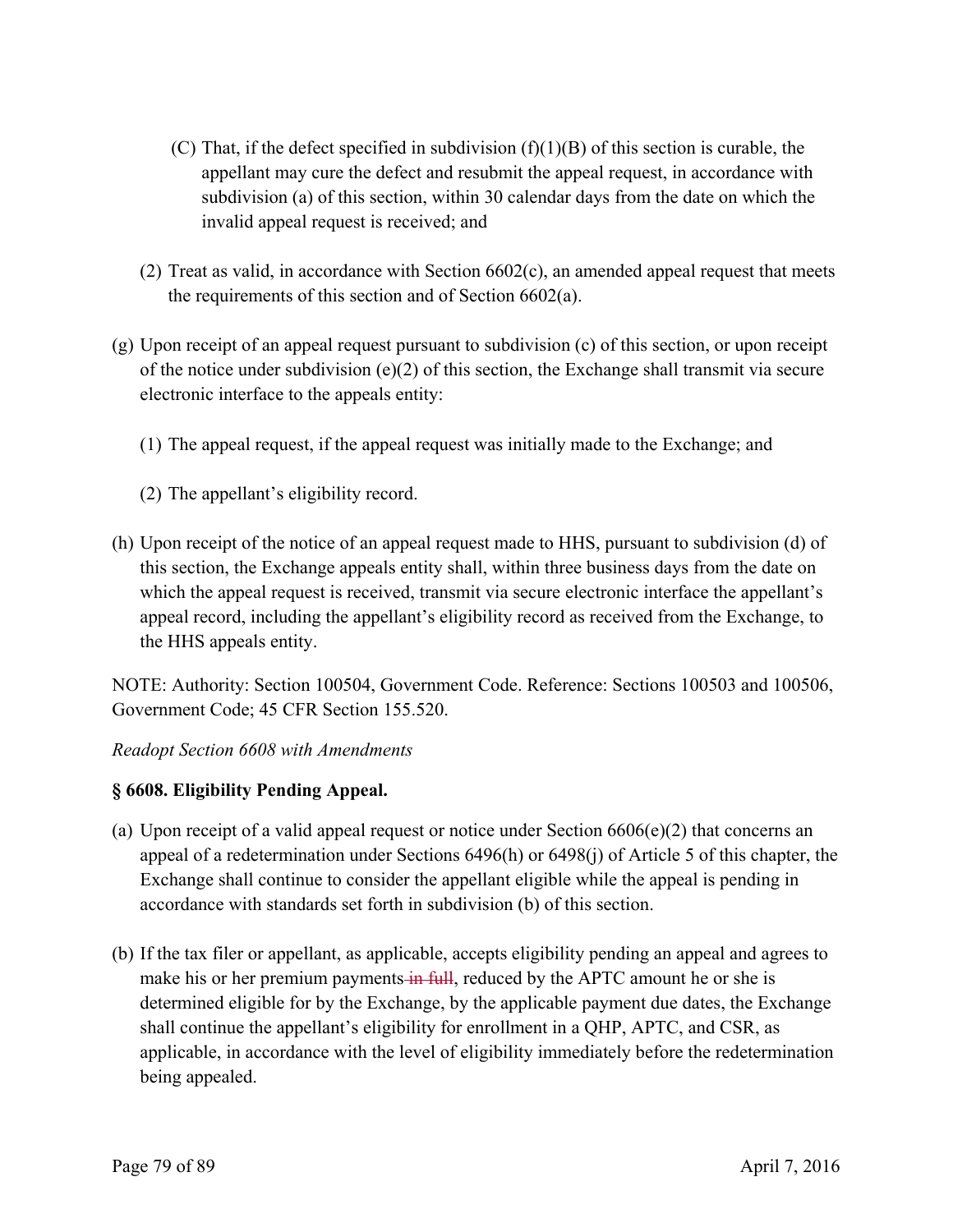(C) That, if the defect specified in subdivision (f)(1)(B) of this section is curable, the appellant may cure the defect and resubmit the appeal request, in accordance with subdivision (a) of this section, within 30 calendar days from the date on which the invalid appeal request is received; and

(2) Treat as valid, in accordance with Section 6602(c), an amended appeal request that meets the requirements of this section and of Section 6602(a).

(g) Upon receipt of an appeal request pursuant to subdivision (c) of this section, or upon receipt of the notice under subdivision (e)(2) of this section, the Exchange shall transmit via secure electronic interface to the appeals entity:

(1) The appeal request, if the appeal request was initially made to the Exchange; and

(2) The appellant's eligibility record.

(h) Upon receipt of the notice of an appeal request made to HHS, pursuant to subdivision (d) of this section, the Exchange appeals entity shall, within three business days from the date on which the appeal request is received, transmit via secure electronic interface the appellant's appeal record, including the appellant's eligibility record as received from the Exchange, to the HHS appeals entity.

NOTE: Authority: Section 100504, Government Code. Reference: Sections 100503 and 100506, Government Code; 45 CFR Section 155.520.

*Readopt Section 6608 with Amendments*

**§ 6608. Eligibility Pending Appeal.**

(a) Upon receipt of a valid appeal request or notice under Section 6606(e)(2) that concerns an appeal of a redetermination under Sections 6496(h) or 6498(j) of Article 5 of this chapter, the Exchange shall continue to consider the appellant eligible while the appeal is pending in accordance with standards set forth in subdivision (b) of this section.

(b) If the tax filer or appellant, as applicable, accepts eligibility pending an appeal and agrees to make his or her premium payments ~~in full~~, reduced by the APTC amount he or she is determined eligible for by the Exchange, by the applicable payment due dates, the Exchange shall continue the appellant's eligibility for enrollment in a QHP, APTC, and CSR, as applicable, in accordance with the level of eligibility immediately before the redetermination being appealed.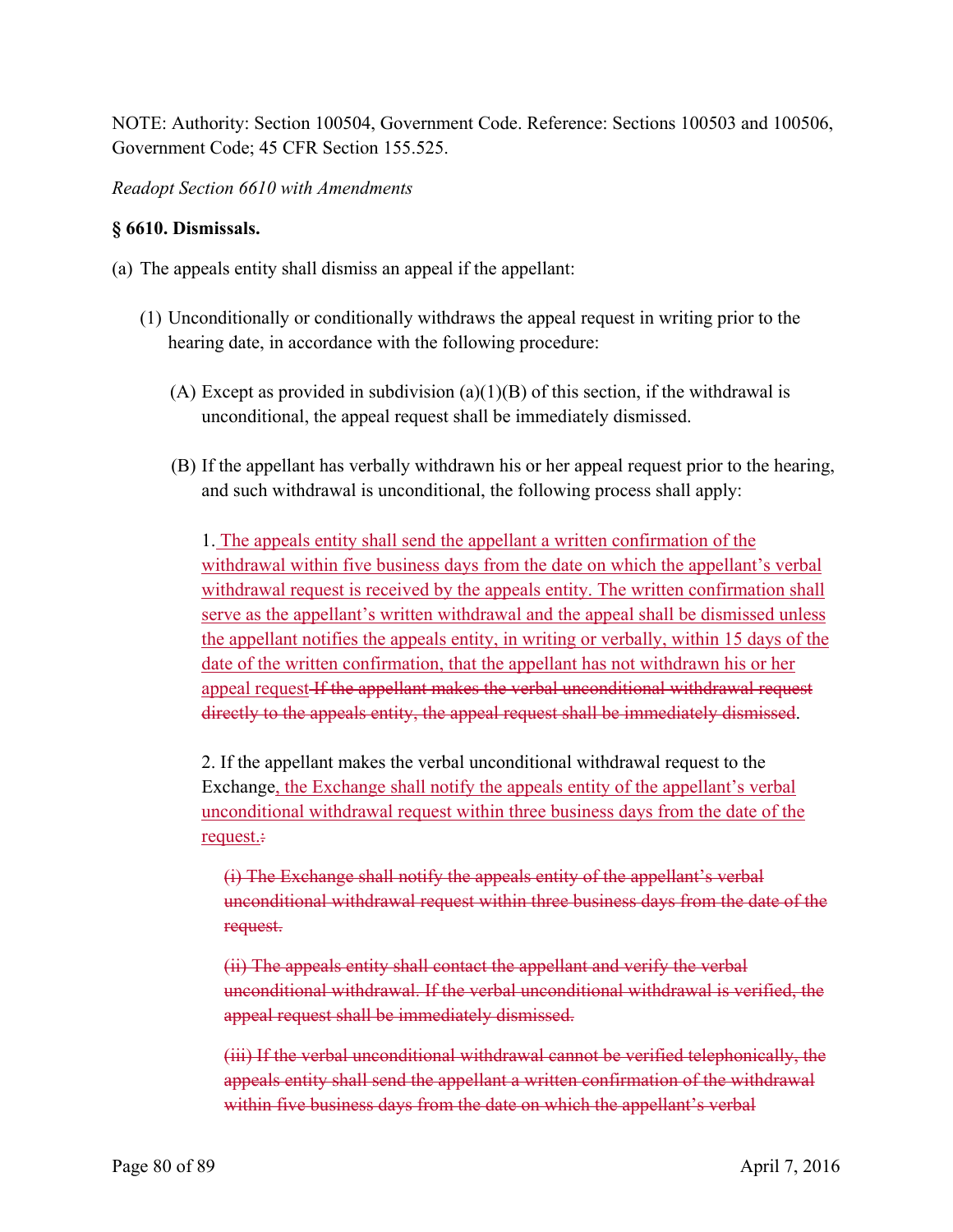NOTE: Authority: Section 100504, Government Code. Reference: Sections 100503 and 100506, Government Code; 45 CFR Section 155.525.

*Readopt Section 6610 with Amendments*

**§ 6610. Dismissals.**

(a) The appeals entity shall dismiss an appeal if the appellant:

(1) Unconditionally or conditionally withdraws the appeal request in writing prior to the hearing date, in accordance with the following procedure:

(A) Except as provided in subdivision (a)(1)(B) of this section, if the withdrawal is unconditional, the appeal request shall be immediately dismissed.

(B) If the appellant has verbally withdrawn his or her appeal request prior to the hearing, and such withdrawal is unconditional, the following process shall apply:

1. <u>The appeals entity shall send the appellant a written confirmation of the withdrawal within five business days from the date on which the appellant's verbal withdrawal request is received by the appeals entity. The written confirmation shall serve as the appellant's written withdrawal and the appeal shall be dismissed unless the appellant notifies the appeals entity, in writing or verbally, within 15 days of the date of the written confirmation, that the appellant has not withdrawn his or her appeal request</u> ~~If the appellant makes the verbal unconditional withdrawal request directly to the appeals entity, the appeal request shall be immediately dismissed~~.

2. If the appellant makes the verbal unconditional withdrawal request to the Exchange<u>, the Exchange shall notify the appeals entity of the appellant's verbal unconditional withdrawal request within three business days from the date of the request.</u>~~:~~

~~(i) The Exchange shall notify the appeals entity of the appellant's verbal unconditional withdrawal request within three business days from the date of the request.~~

~~(ii) The appeals entity shall contact the appellant and verify the verbal unconditional withdrawal. If the verbal unconditional withdrawal is verified, the appeal request shall be immediately dismissed.~~

~~(iii) If the verbal unconditional withdrawal cannot be verified telephonically, the appeals entity shall send the appellant a written confirmation of the withdrawal within five business days from the date on which the appellant's verbal~~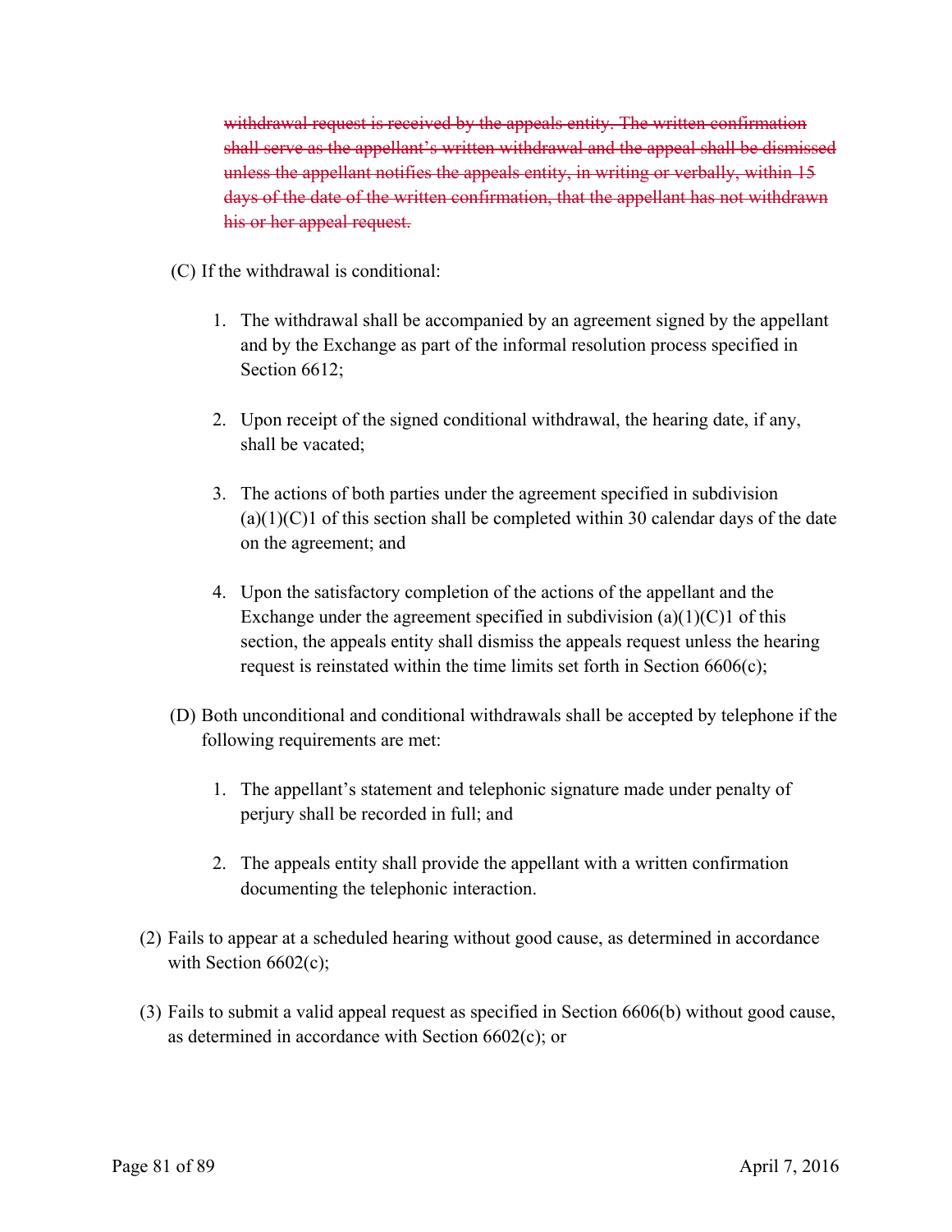~~withdrawal request is received by the appeals entity. The written confirmation shall serve as the appellant's written withdrawal and the appeal shall be dismissed unless the appellant notifies the appeals entity, in writing or verbally, within 15 days of the date of the written confirmation, that the appellant has not withdrawn his or her appeal request.~~

(C) If the withdrawal is conditional:

1. The withdrawal shall be accompanied by an agreement signed by the appellant and by the Exchange as part of the informal resolution process specified in Section 6612;

2. Upon receipt of the signed conditional withdrawal, the hearing date, if any, shall be vacated;

3. The actions of both parties under the agreement specified in subdivision (a)(1)(C)1 of this section shall be completed within 30 calendar days of the date on the agreement; and

4. Upon the satisfactory completion of the actions of the appellant and the Exchange under the agreement specified in subdivision (a)(1)(C)1 of this section, the appeals entity shall dismiss the appeals request unless the hearing request is reinstated within the time limits set forth in Section 6606(c);

(D) Both unconditional and conditional withdrawals shall be accepted by telephone if the following requirements are met:

1. The appellant's statement and telephonic signature made under penalty of perjury shall be recorded in full; and

2. The appeals entity shall provide the appellant with a written confirmation documenting the telephonic interaction.

(2) Fails to appear at a scheduled hearing without good cause, as determined in accordance with Section 6602(c);

(3) Fails to submit a valid appeal request as specified in Section 6606(b) without good cause, as determined in accordance with Section 6602(c); or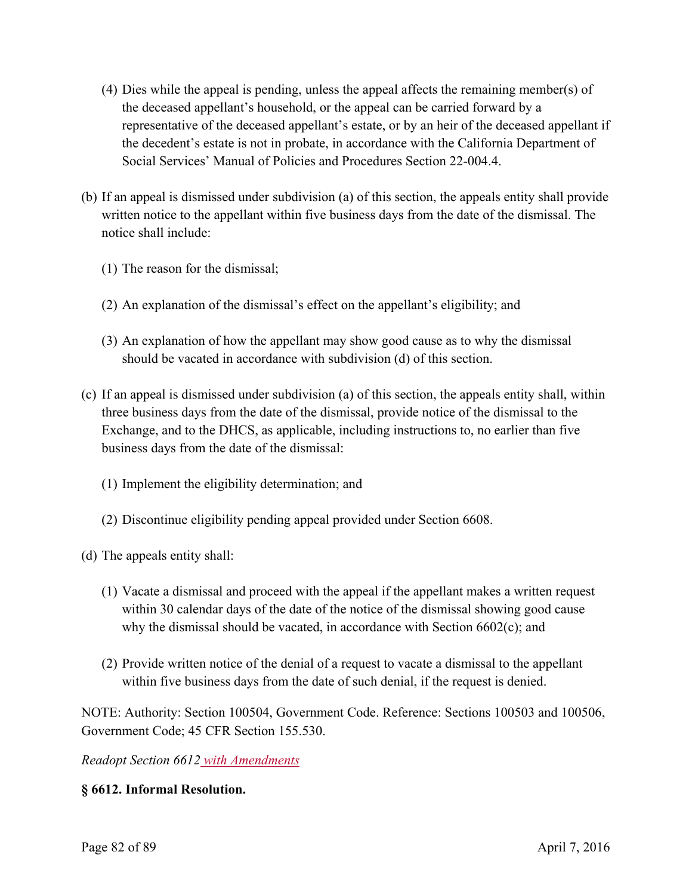(4) Dies while the appeal is pending, unless the appeal affects the remaining member(s) of the deceased appellant's household, or the appeal can be carried forward by a representative of the deceased appellant's estate, or by an heir of the deceased appellant if the decedent's estate is not in probate, in accordance with the California Department of Social Services' Manual of Policies and Procedures Section 22-004.4.

(b) If an appeal is dismissed under subdivision (a) of this section, the appeals entity shall provide written notice to the appellant within five business days from the date of the dismissal. The notice shall include:

(1) The reason for the dismissal;

(2) An explanation of the dismissal's effect on the appellant's eligibility; and

(3) An explanation of how the appellant may show good cause as to why the dismissal should be vacated in accordance with subdivision (d) of this section.

(c) If an appeal is dismissed under subdivision (a) of this section, the appeals entity shall, within three business days from the date of the dismissal, provide notice of the dismissal to the Exchange, and to the DHCS, as applicable, including instructions to, no earlier than five business days from the date of the dismissal:

(1) Implement the eligibility determination; and

(2) Discontinue eligibility pending appeal provided under Section 6608.

(d) The appeals entity shall:

(1) Vacate a dismissal and proceed with the appeal if the appellant makes a written request within 30 calendar days of the date of the notice of the dismissal showing good cause why the dismissal should be vacated, in accordance with Section 6602(c); and

(2) Provide written notice of the denial of a request to vacate a dismissal to the appellant within five business days from the date of such denial, if the request is denied.

NOTE: Authority: Section 100504, Government Code. Reference: Sections 100503 and 100506, Government Code; 45 CFR Section 155.530.

*Readopt Section 6612 with Amendments*

**§ 6612. Informal Resolution.**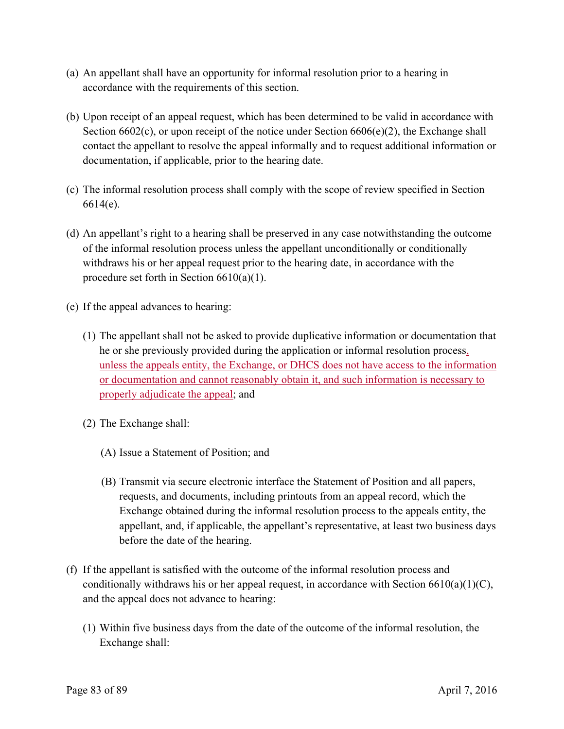(a) An appellant shall have an opportunity for informal resolution prior to a hearing in accordance with the requirements of this section.

(b) Upon receipt of an appeal request, which has been determined to be valid in accordance with Section 6602(c), or upon receipt of the notice under Section 6606(e)(2), the Exchange shall contact the appellant to resolve the appeal informally and to request additional information or documentation, if applicable, prior to the hearing date.

(c) The informal resolution process shall comply with the scope of review specified in Section 6614(e).

(d) An appellant's right to a hearing shall be preserved in any case notwithstanding the outcome of the informal resolution process unless the appellant unconditionally or conditionally withdraws his or her appeal request prior to the hearing date, in accordance with the procedure set forth in Section 6610(a)(1).

(e) If the appeal advances to hearing:

   (1) The appellant shall not be asked to provide duplicative information or documentation that he or she previously provided during the application or informal resolution process, unless the appeals entity, the Exchange, or DHCS does not have access to the information or documentation and cannot reasonably obtain it, and such information is necessary to properly adjudicate the appeal; and

   (2) The Exchange shall:

      (A) Issue a Statement of Position; and

      (B) Transmit via secure electronic interface the Statement of Position and all papers, requests, and documents, including printouts from an appeal record, which the Exchange obtained during the informal resolution process to the appeals entity, the appellant, and, if applicable, the appellant's representative, at least two business days before the date of the hearing.

(f) If the appellant is satisfied with the outcome of the informal resolution process and conditionally withdraws his or her appeal request, in accordance with Section 6610(a)(1)(C), and the appeal does not advance to hearing:

   (1) Within five business days from the date of the outcome of the informal resolution, the Exchange shall: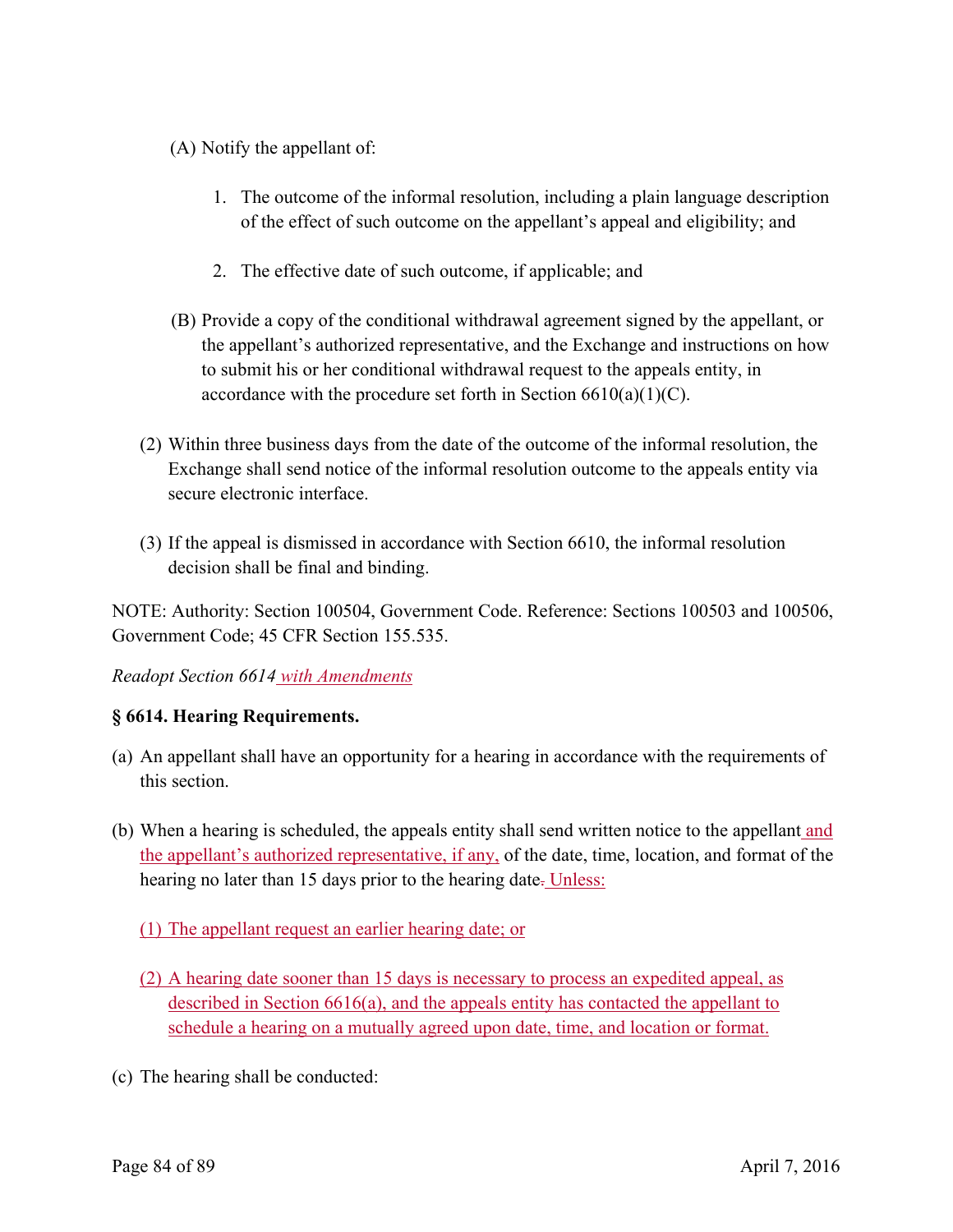(A) Notify the appellant of:

1. The outcome of the informal resolution, including a plain language description of the effect of such outcome on the appellant's appeal and eligibility; and

2. The effective date of such outcome, if applicable; and

(B) Provide a copy of the conditional withdrawal agreement signed by the appellant, or the appellant's authorized representative, and the Exchange and instructions on how to submit his or her conditional withdrawal request to the appeals entity, in accordance with the procedure set forth in Section 6610(a)(1)(C).

(2) Within three business days from the date of the outcome of the informal resolution, the Exchange shall send notice of the informal resolution outcome to the appeals entity via secure electronic interface.

(3) If the appeal is dismissed in accordance with Section 6610, the informal resolution decision shall be final and binding.

NOTE: Authority: Section 100504, Government Code. Reference: Sections 100503 and 100506, Government Code; 45 CFR Section 155.535.

*Readopt Section 6614 with Amendments*

**§ 6614. Hearing Requirements.**

(a) An appellant shall have an opportunity for a hearing in accordance with the requirements of this section.

(b) When a hearing is scheduled, the appeals entity shall send written notice to the appellant and the appellant's authorized representative, if any, of the date, time, location, and format of the hearing no later than 15 days prior to the hearing date. Unless:

(1) The appellant request an earlier hearing date; or

(2) A hearing date sooner than 15 days is necessary to process an expedited appeal, as described in Section 6616(a), and the appeals entity has contacted the appellant to schedule a hearing on a mutually agreed upon date, time, and location or format.

(c) The hearing shall be conducted: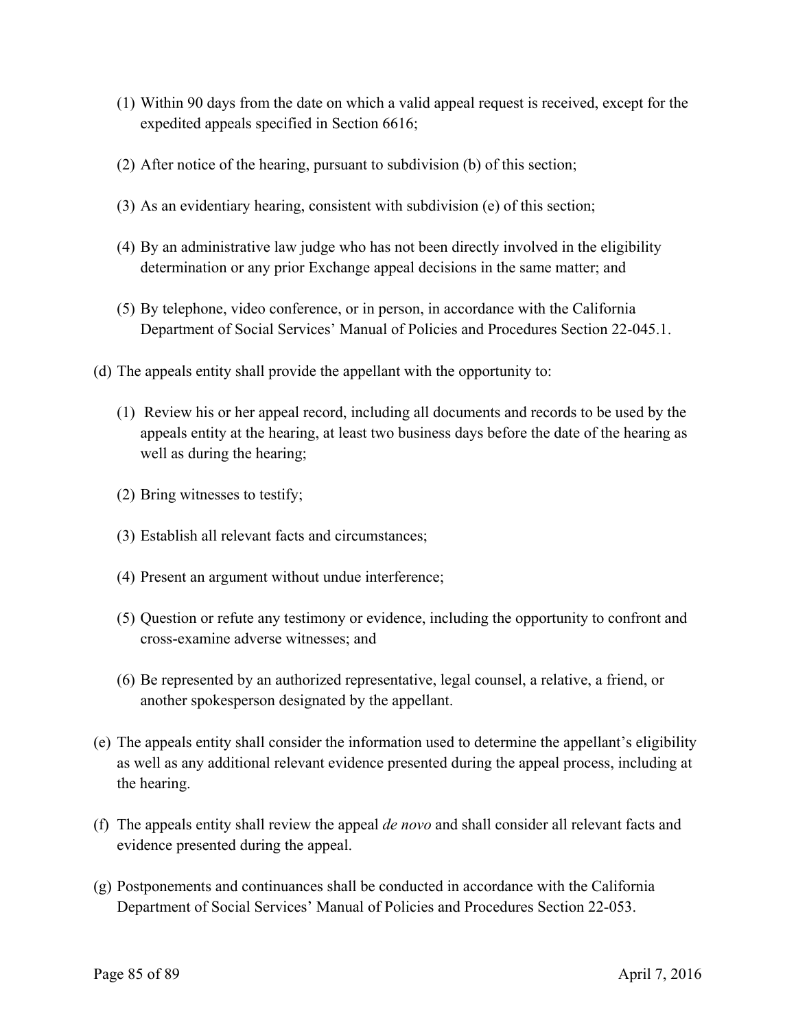(1) Within 90 days from the date on which a valid appeal request is received, except for the expedited appeals specified in Section 6616;

(2) After notice of the hearing, pursuant to subdivision (b) of this section;

(3) As an evidentiary hearing, consistent with subdivision (e) of this section;

(4) By an administrative law judge who has not been directly involved in the eligibility determination or any prior Exchange appeal decisions in the same matter; and

(5) By telephone, video conference, or in person, in accordance with the California Department of Social Services' Manual of Policies and Procedures Section 22-045.1.

(d) The appeals entity shall provide the appellant with the opportunity to:

(1) Review his or her appeal record, including all documents and records to be used by the appeals entity at the hearing, at least two business days before the date of the hearing as well as during the hearing;

(2) Bring witnesses to testify;

(3) Establish all relevant facts and circumstances;

(4) Present an argument without undue interference;

(5) Question or refute any testimony or evidence, including the opportunity to confront and cross-examine adverse witnesses; and

(6) Be represented by an authorized representative, legal counsel, a relative, a friend, or another spokesperson designated by the appellant.

(e) The appeals entity shall consider the information used to determine the appellant's eligibility as well as any additional relevant evidence presented during the appeal process, including at the hearing.

(f) The appeals entity shall review the appeal *de novo* and shall consider all relevant facts and evidence presented during the appeal.

(g) Postponements and continuances shall be conducted in accordance with the California Department of Social Services' Manual of Policies and Procedures Section 22-053.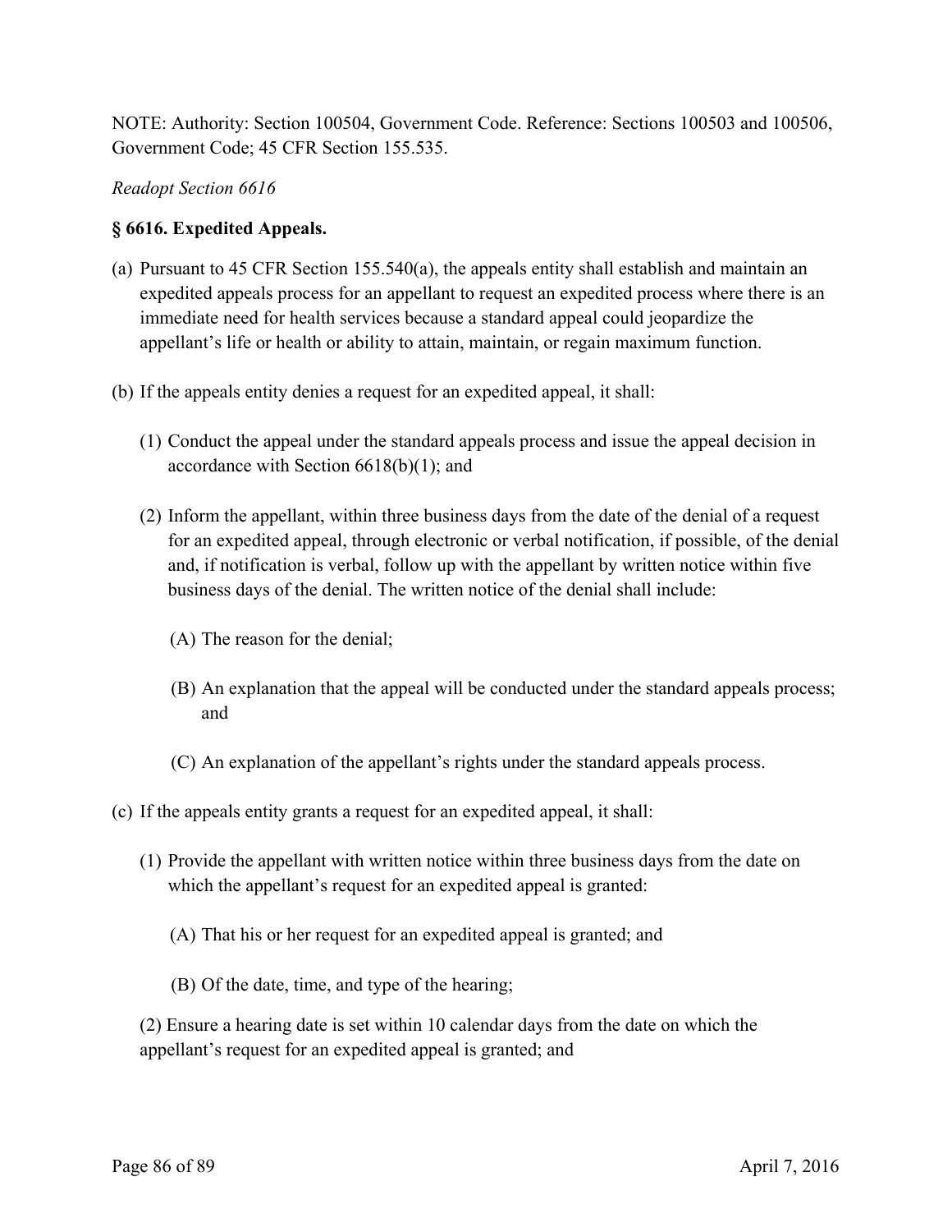NOTE: Authority: Section 100504, Government Code. Reference: Sections 100503 and 100506, Government Code; 45 CFR Section 155.535.

*Readopt Section 6616*

**§ 6616. Expedited Appeals.**

(a) Pursuant to 45 CFR Section 155.540(a), the appeals entity shall establish and maintain an expedited appeals process for an appellant to request an expedited process where there is an immediate need for health services because a standard appeal could jeopardize the appellant's life or health or ability to attain, maintain, or regain maximum function.

(b) If the appeals entity denies a request for an expedited appeal, it shall:

  (1) Conduct the appeal under the standard appeals process and issue the appeal decision in accordance with Section 6618(b)(1); and

  (2) Inform the appellant, within three business days from the date of the denial of a request for an expedited appeal, through electronic or verbal notification, if possible, of the denial and, if notification is verbal, follow up with the appellant by written notice within five business days of the denial. The written notice of the denial shall include:

    (A) The reason for the denial;

    (B) An explanation that the appeal will be conducted under the standard appeals process; and

    (C) An explanation of the appellant's rights under the standard appeals process.

(c) If the appeals entity grants a request for an expedited appeal, it shall:

  (1) Provide the appellant with written notice within three business days from the date on which the appellant's request for an expedited appeal is granted:

    (A) That his or her request for an expedited appeal is granted; and

    (B) Of the date, time, and type of the hearing;

  (2) Ensure a hearing date is set within 10 calendar days from the date on which the appellant's request for an expedited appeal is granted; and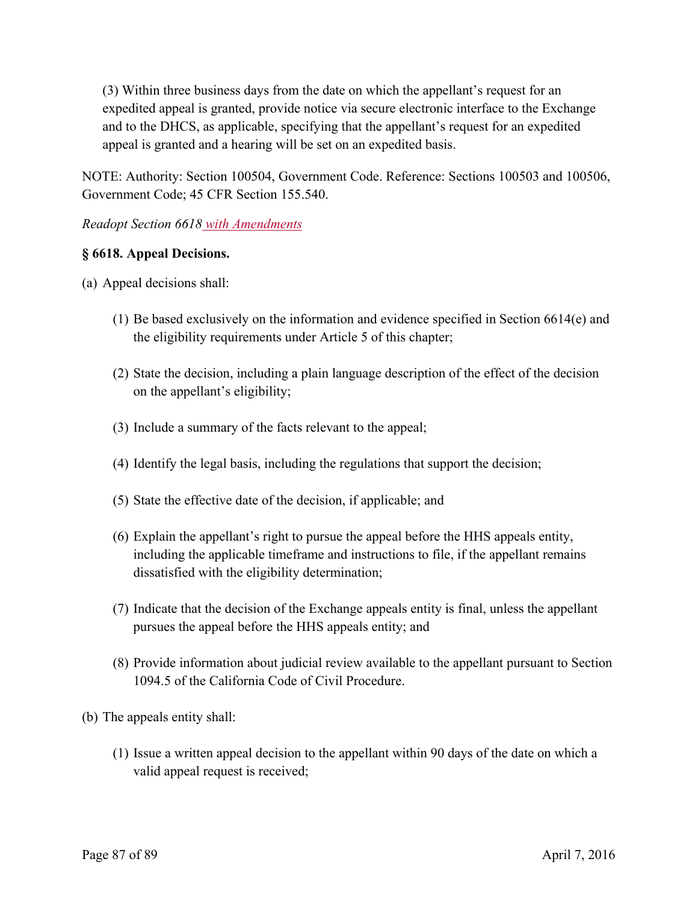(3) Within three business days from the date on which the appellant's request for an expedited appeal is granted, provide notice via secure electronic interface to the Exchange and to the DHCS, as applicable, specifying that the appellant's request for an expedited appeal is granted and a hearing will be set on an expedited basis.

NOTE: Authority: Section 100504, Government Code. Reference: Sections 100503 and 100506, Government Code; 45 CFR Section 155.540.

*Readopt Section 6618 with Amendments*

**§ 6618. Appeal Decisions.**

(a) Appeal decisions shall:

(1) Be based exclusively on the information and evidence specified in Section 6614(e) and the eligibility requirements under Article 5 of this chapter;

(2) State the decision, including a plain language description of the effect of the decision on the appellant's eligibility;

(3) Include a summary of the facts relevant to the appeal;

(4) Identify the legal basis, including the regulations that support the decision;

(5) State the effective date of the decision, if applicable; and

(6) Explain the appellant's right to pursue the appeal before the HHS appeals entity, including the applicable timeframe and instructions to file, if the appellant remains dissatisfied with the eligibility determination;

(7) Indicate that the decision of the Exchange appeals entity is final, unless the appellant pursues the appeal before the HHS appeals entity; and

(8) Provide information about judicial review available to the appellant pursuant to Section 1094.5 of the California Code of Civil Procedure.

(b) The appeals entity shall:

(1) Issue a written appeal decision to the appellant within 90 days of the date on which a valid appeal request is received;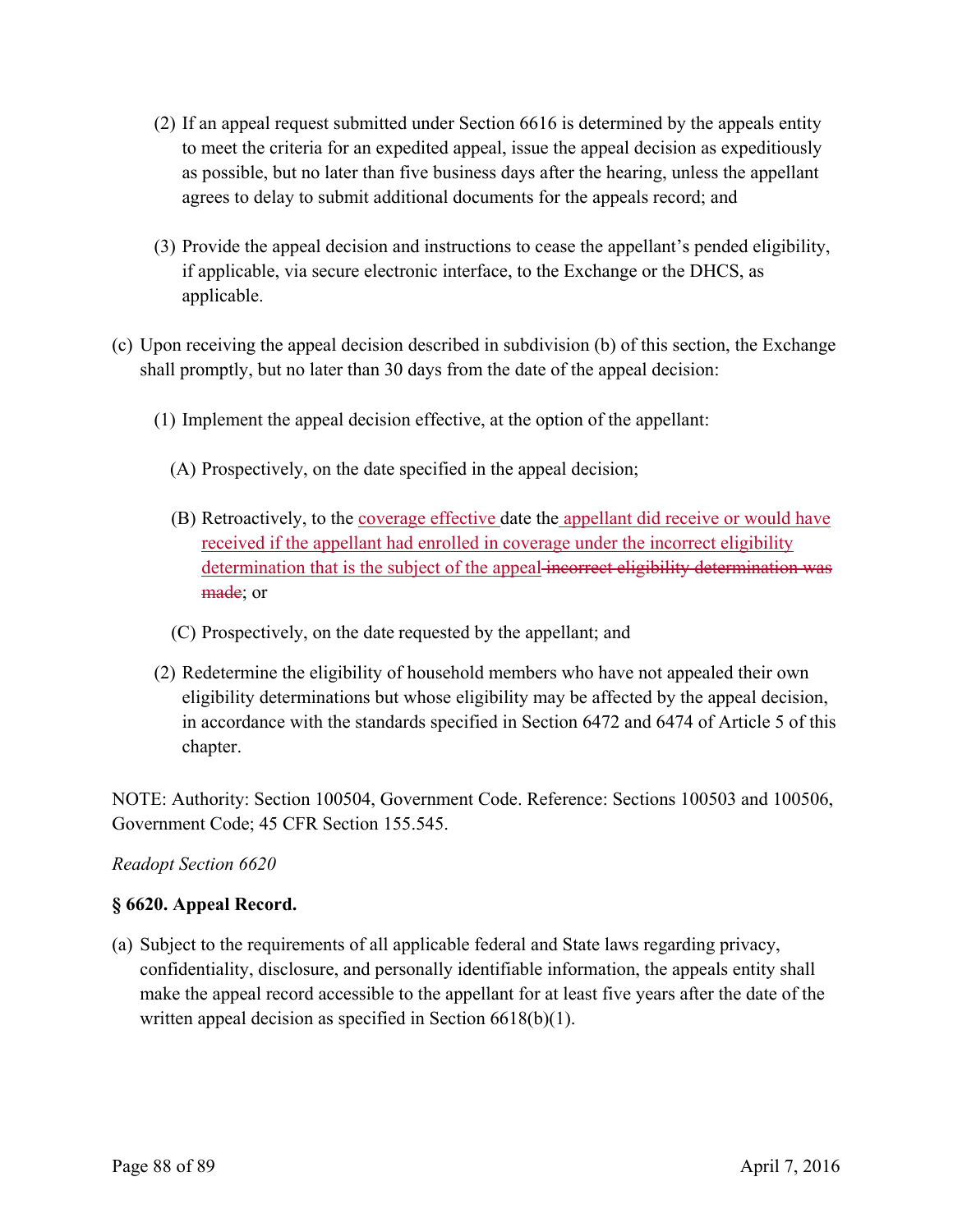(2) If an appeal request submitted under Section 6616 is determined by the appeals entity to meet the criteria for an expedited appeal, issue the appeal decision as expeditiously as possible, but no later than five business days after the hearing, unless the appellant agrees to delay to submit additional documents for the appeals record; and

(3) Provide the appeal decision and instructions to cease the appellant's pended eligibility, if applicable, via secure electronic interface, to the Exchange or the DHCS, as applicable.

(c) Upon receiving the appeal decision described in subdivision (b) of this section, the Exchange shall promptly, but no later than 30 days from the date of the appeal decision:

(1) Implement the appeal decision effective, at the option of the appellant:

(A) Prospectively, on the date specified in the appeal decision;

(B) Retroactively, to the <u>coverage effective</u> date the <u>appellant did receive or would have received if the appellant had enrolled in coverage under the incorrect eligibility determination that is the subject of the appeal</u> ~~incorrect eligibility determination was made~~; or

(C) Prospectively, on the date requested by the appellant; and

(2) Redetermine the eligibility of household members who have not appealed their own eligibility determinations but whose eligibility may be affected by the appeal decision, in accordance with the standards specified in Section 6472 and 6474 of Article 5 of this chapter.

NOTE: Authority: Section 100504, Government Code. Reference: Sections 100503 and 100506, Government Code; 45 CFR Section 155.545.

*Readopt Section 6620*

**§ 6620. Appeal Record.**

(a) Subject to the requirements of all applicable federal and State laws regarding privacy, confidentiality, disclosure, and personally identifiable information, the appeals entity shall make the appeal record accessible to the appellant for at least five years after the date of the written appeal decision as specified in Section 6618(b)(1).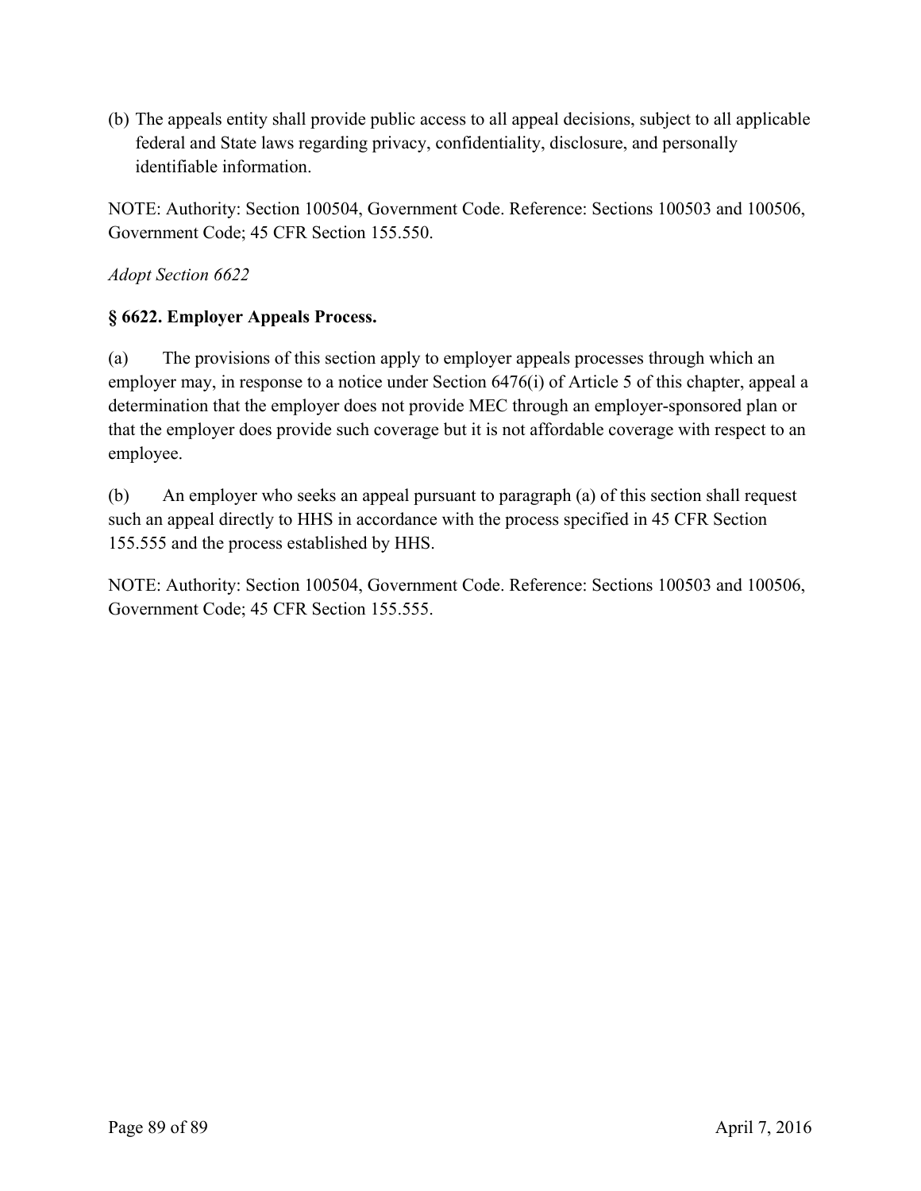(b) The appeals entity shall provide public access to all appeal decisions, subject to all applicable federal and State laws regarding privacy, confidentiality, disclosure, and personally identifiable information.

NOTE: Authority: Section 100504, Government Code. Reference: Sections 100503 and 100506, Government Code; 45 CFR Section 155.550.

*Adopt Section 6622*

**§ 6622. Employer Appeals Process.**

(a) The provisions of this section apply to employer appeals processes through which an employer may, in response to a notice under Section 6476(i) of Article 5 of this chapter, appeal a determination that the employer does not provide MEC through an employer-sponsored plan or that the employer does provide such coverage but it is not affordable coverage with respect to an employee.

(b) An employer who seeks an appeal pursuant to paragraph (a) of this section shall request such an appeal directly to HHS in accordance with the process specified in 45 CFR Section 155.555 and the process established by HHS.

NOTE: Authority: Section 100504, Government Code. Reference: Sections 100503 and 100506, Government Code; 45 CFR Section 155.555.